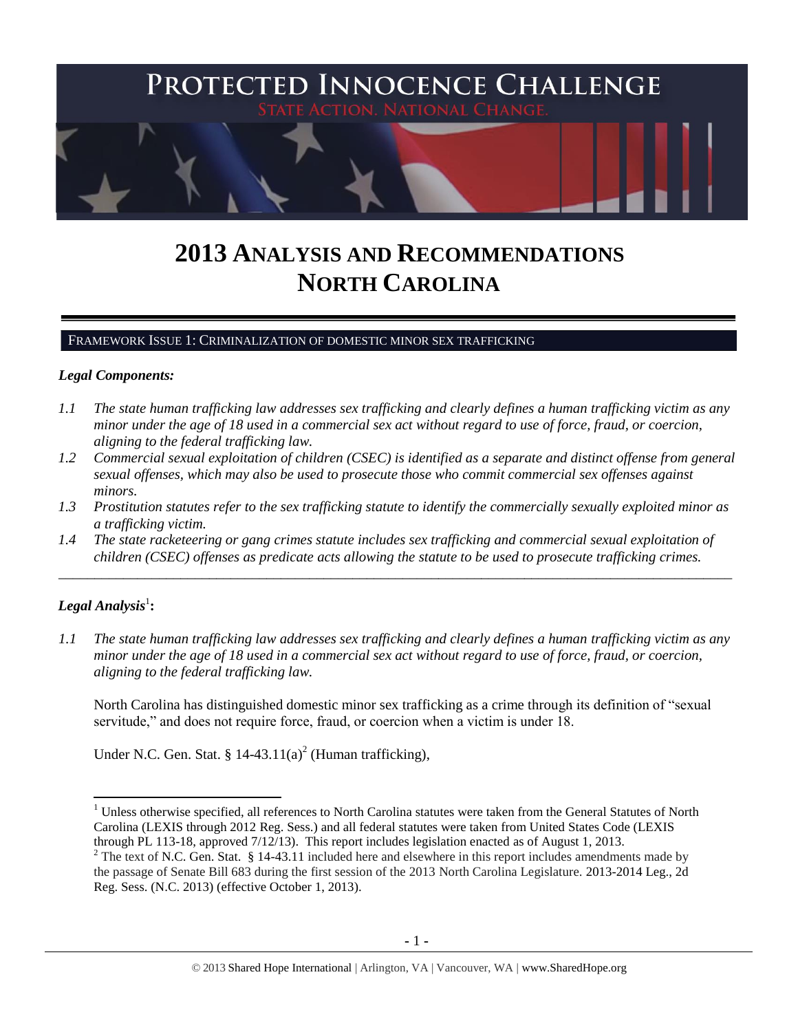# PROTECTED INNOCENCE CHALLENGE

STATE ACTION. NATIONAL CHANGE.

# 2013 ANALYSIS AND RECOMMENDATIONS NORTH CAROLINA

## FRAMEWORK ISSUE 1: CRIMINALIZATION OF DOMESTIC MINOR SEX TRAFFICKING

### *Legal Components:*

*1.1 The state human trafficking law addresses sex trafficking and clearly defines a human trafficking victim as any minor under the age of 18 used in a commercial sex act without regard to use of force, fraud, or coercion, aligning to the federal trafficking law.*

*1.2 Commercial sexual exploitation of children (CSEC) is identified as a separate and distinct offense from general sexual offenses, which may also be used to prosecute those who commit commercial sex offenses against minors.*

*1.3 Prostitution statutes refer to the sex trafficking statute to identify the commercially sexually exploited minor as a trafficking victim.*

*1.4 The state racketeering or gang crimes statute includes sex trafficking and commercial sexual exploitation of children (CSEC) offenses as predicate acts allowing the statute to be used to prosecute trafficking crimes.*

---

### *Legal Analysis*[1]**:**

*1.1 The state human trafficking law addresses sex trafficking and clearly defines a human trafficking victim as any minor under the age of 18 used in a commercial sex act without regard to use of force, fraud, or coercion, aligning to the federal trafficking law.*

North Carolina has distinguished domestic minor sex trafficking as a crime through its definition of "sexual servitude," and does not require force, fraud, or coercion when a victim is under 18.

Under N.C. Gen. Stat. § 14-43.11(a)[2] (Human trafficking),

---

[1] Unless otherwise specified, all references to North Carolina statutes were taken from the General Statutes of North Carolina (LEXIS through 2012 Reg. Sess.) and all federal statutes were taken from United States Code (LEXIS through PL 113-18, approved 7/12/13). This report includes legislation enacted as of August 1, 2013.

[2] The text of N.C. Gen. Stat. § 14-43.11 included here and elsewhere in this report includes amendments made by the passage of Senate Bill 683 during the first session of the 2013 North Carolina Legislature. 2013-2014 Leg., 2d Reg. Sess. (N.C. 2013) (effective October 1, 2013).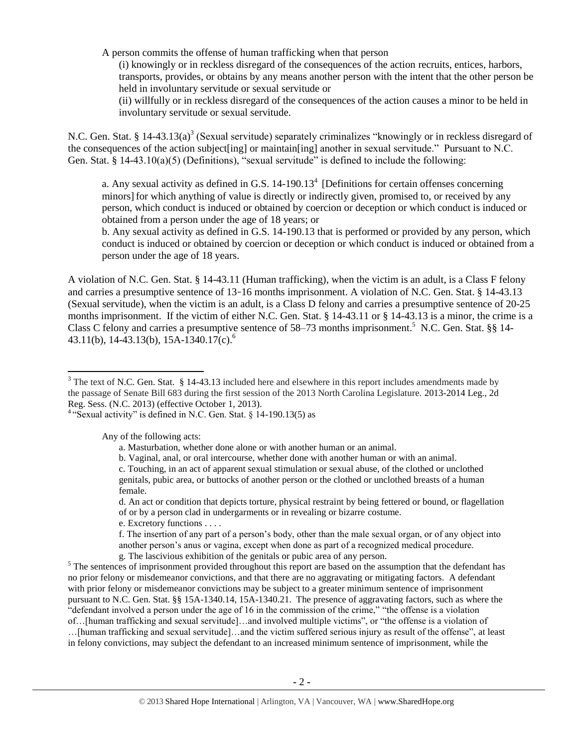A person commits the offense of human trafficking when that person

(i) knowingly or in reckless disregard of the consequences of the action recruits, entices, harbors, transports, provides, or obtains by any means another person with the intent that the other person be held in involuntary servitude or sexual servitude or

(ii) willfully or in reckless disregard of the consequences of the action causes a minor to be held in involuntary servitude or sexual servitude.

N.C. Gen. Stat. § 14-43.13(a)[3] (Sexual servitude) separately criminalizes "knowingly or in reckless disregard of the consequences of the action subject[ing] or maintain[ing] another in sexual servitude." Pursuant to N.C. Gen. Stat. § 14-43.10(a)(5) (Definitions), "sexual servitude" is defined to include the following:

> a. Any sexual activity as defined in G.S. 14-190.13[4] [Definitions for certain offenses concerning minors] for which anything of value is directly or indirectly given, promised to, or received by any person, which conduct is induced or obtained by coercion or deception or which conduct is induced or obtained from a person under the age of 18 years; or
>
> b. Any sexual activity as defined in G.S. 14-190.13 that is performed or provided by any person, which conduct is induced or obtained by coercion or deception or which conduct is induced or obtained from a person under the age of 18 years.

A violation of N.C. Gen. Stat. § 14-43.11 (Human trafficking), when the victim is an adult, is a Class F felony and carries a presumptive sentence of 13‑16 months imprisonment. A violation of N.C. Gen. Stat. § 14-43.13 (Sexual servitude), when the victim is an adult, is a Class D felony and carries a presumptive sentence of 20-25 months imprisonment. If the victim of either N.C. Gen. Stat. § 14-43.11 or § 14-43.13 is a minor, the crime is a Class C felony and carries a presumptive sentence of 58–73 months imprisonment.[5] N.C. Gen. Stat. §§ 14-43.11(b), 14-43.13(b), 15A-1340.17(c).[6]

---

[3] The text of N.C. Gen. Stat. § 14-43.13 included here and elsewhere in this report includes amendments made by the passage of Senate Bill 683 during the first session of the 2013 North Carolina Legislature. 2013-2014 Leg., 2d Reg. Sess. (N.C. 2013) (effective October 1, 2013).

[4] "Sexual activity" is defined in N.C. Gen. Stat. § 14-190.13(5) as

> Any of the following acts:
>
> a. Masturbation, whether done alone or with another human or an animal.
>
> b. Vaginal, anal, or oral intercourse, whether done with another human or with an animal.
>
> c. Touching, in an act of apparent sexual stimulation or sexual abuse, of the clothed or unclothed genitals, pubic area, or buttocks of another person or the clothed or unclothed breasts of a human female.
>
> d. An act or condition that depicts torture, physical restraint by being fettered or bound, or flagellation of or by a person clad in undergarments or in revealing or bizarre costume.
>
> e. Excretory functions . . . .
>
> f. The insertion of any part of a person's body, other than the male sexual organ, or of any object into another person's anus or vagina, except when done as part of a recognized medical procedure.
>
> g. The lascivious exhibition of the genitals or pubic area of any person.

[5] The sentences of imprisonment provided throughout this report are based on the assumption that the defendant has no prior felony or misdemeanor convictions, and that there are no aggravating or mitigating factors. A defendant with prior felony or misdemeanor convictions may be subject to a greater minimum sentence of imprisonment pursuant to N.C. Gen. Stat. §§ 15A-1340.14, 15A-1340.21. The presence of aggravating factors, such as where the "defendant involved a person under the age of 16 in the commission of the crime," "the offense is a violation of…[human trafficking and sexual servitude]…and involved multiple victims", or "the offense is a violation of …[human trafficking and sexual servitude]…and the victim suffered serious injury as result of the offense", at least in felony convictions, may subject the defendant to an increased minimum sentence of imprisonment, while the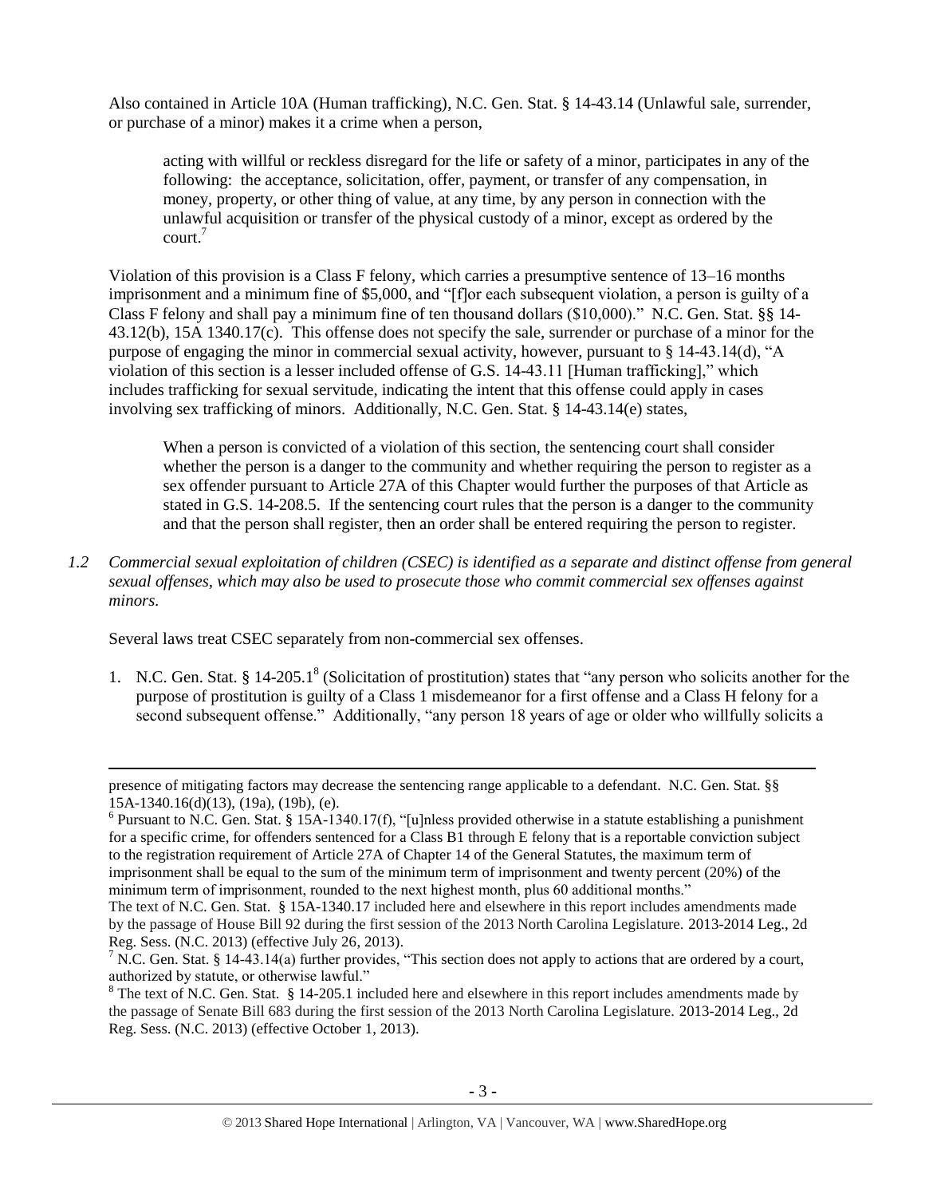Also contained in Article 10A (Human trafficking), N.C. Gen. Stat. § 14-43.14 (Unlawful sale, surrender, or purchase of a minor) makes it a crime when a person,

> acting with willful or reckless disregard for the life or safety of a minor, participates in any of the following: the acceptance, solicitation, offer, payment, or transfer of any compensation, in money, property, or other thing of value, at any time, by any person in connection with the unlawful acquisition or transfer of the physical custody of a minor, except as ordered by the court.[7]

Violation of this provision is a Class F felony, which carries a presumptive sentence of 13–16 months imprisonment and a minimum fine of $5,000, and "[f]or each subsequent violation, a person is guilty of a Class F felony and shall pay a minimum fine of ten thousand dollars ($10,000)." N.C. Gen. Stat. §§ 14-43.12(b), 15A 1340.17(c). This offense does not specify the sale, surrender or purchase of a minor for the purpose of engaging the minor in commercial sexual activity, however, pursuant to § 14-43.14(d), "A violation of this section is a lesser included offense of G.S. 14-43.11 [Human trafficking]," which includes trafficking for sexual servitude, indicating the intent that this offense could apply in cases involving sex trafficking of minors. Additionally, N.C. Gen. Stat. § 14-43.14(e) states,

> When a person is convicted of a violation of this section, the sentencing court shall consider whether the person is a danger to the community and whether requiring the person to register as a sex offender pursuant to Article 27A of this Chapter would further the purposes of that Article as stated in G.S. 14-208.5. If the sentencing court rules that the person is a danger to the community and that the person shall register, then an order shall be entered requiring the person to register.

*1.2 Commercial sexual exploitation of children (CSEC) is identified as a separate and distinct offense from general sexual offenses, which may also be used to prosecute those who commit commercial sex offenses against minors.*

Several laws treat CSEC separately from non-commercial sex offenses.

1. N.C. Gen. Stat. § 14-205.1[8] (Solicitation of prostitution) states that "any person who solicits another for the purpose of prostitution is guilty of a Class 1 misdemeanor for a first offense and a Class H felony for a second subsequent offense." Additionally, "any person 18 years of age or older who willfully solicits a

---

presence of mitigating factors may decrease the sentencing range applicable to a defendant. N.C. Gen. Stat. §§ 15A-1340.16(d)(13), (19a), (19b), (e).

[6] Pursuant to N.C. Gen. Stat. § 15A-1340.17(f), "[u]nless provided otherwise in a statute establishing a punishment for a specific crime, for offenders sentenced for a Class B1 through E felony that is a reportable conviction subject to the registration requirement of Article 27A of Chapter 14 of the General Statutes, the maximum term of imprisonment shall be equal to the sum of the minimum term of imprisonment and twenty percent (20%) of the minimum term of imprisonment, rounded to the next highest month, plus 60 additional months."
The text of N.C. Gen. Stat. § 15A-1340.17 included here and elsewhere in this report includes amendments made by the passage of House Bill 92 during the first session of the 2013 North Carolina Legislature. 2013-2014 Leg., 2d Reg. Sess. (N.C. 2013) (effective July 26, 2013).

[7] N.C. Gen. Stat. § 14-43.14(a) further provides, "This section does not apply to actions that are ordered by a court, authorized by statute, or otherwise lawful."

[8] The text of N.C. Gen. Stat. § 14-205.1 included here and elsewhere in this report includes amendments made by the passage of Senate Bill 683 during the first session of the 2013 North Carolina Legislature. 2013-2014 Leg., 2d Reg. Sess. (N.C. 2013) (effective October 1, 2013).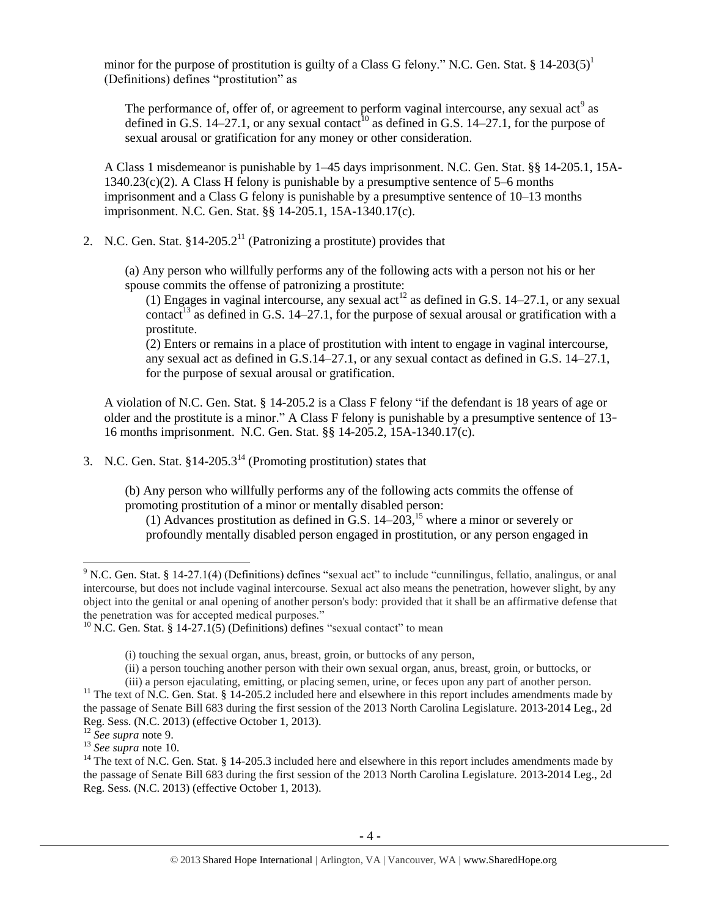minor for the purpose of prostitution is guilty of a Class G felony." N.C. Gen. Stat. § 14-203(5)[1] (Definitions) defines "prostitution" as

> The performance of, offer of, or agreement to perform vaginal intercourse, any sexual act[9] as defined in G.S. 14–27.1, or any sexual contact[10] as defined in G.S. 14–27.1, for the purpose of sexual arousal or gratification for any money or other consideration.

A Class 1 misdemeanor is punishable by 1–45 days imprisonment. N.C. Gen. Stat. §§ 14-205.1, 15A-1340.23(c)(2). A Class H felony is punishable by a presumptive sentence of 5–6 months imprisonment and a Class G felony is punishable by a presumptive sentence of 10–13 months imprisonment. N.C. Gen. Stat. §§ 14-205.1, 15A-1340.17(c).

2. N.C. Gen. Stat. §14-205.2[11] (Patronizing a prostitute) provides that

> (a) Any person who willfully performs any of the following acts with a person not his or her spouse commits the offense of patronizing a prostitute:
>
> (1) Engages in vaginal intercourse, any sexual act[12] as defined in G.S. 14–27.1, or any sexual contact[13] as defined in G.S. 14–27.1, for the purpose of sexual arousal or gratification with a prostitute.
>
> (2) Enters or remains in a place of prostitution with intent to engage in vaginal intercourse, any sexual act as defined in G.S.14–27.1, or any sexual contact as defined in G.S. 14–27.1, for the purpose of sexual arousal or gratification.

A violation of N.C. Gen. Stat. § 14-205.2 is a Class F felony "if the defendant is 18 years of age or older and the prostitute is a minor." A Class F felony is punishable by a presumptive sentence of 13-16 months imprisonment. N.C. Gen. Stat. §§ 14-205.2, 15A-1340.17(c).

3. N.C. Gen. Stat. §14-205.3[14] (Promoting prostitution) states that

> (b) Any person who willfully performs any of the following acts commits the offense of promoting prostitution of a minor or mentally disabled person:
>
> (1) Advances prostitution as defined in G.S. 14–203,[15] where a minor or severely or profoundly mentally disabled person engaged in prostitution, or any person engaged in

---

[9] N.C. Gen. Stat. § 14-27.1(4) (Definitions) defines "sexual act" to include "cunnilingus, fellatio, analingus, or anal intercourse, but does not include vaginal intercourse. Sexual act also means the penetration, however slight, by any object into the genital or anal opening of another person's body: provided that it shall be an affirmative defense that the penetration was for accepted medical purposes."

[10] N.C. Gen. Stat. § 14-27.1(5) (Definitions) defines "sexual contact" to mean

> (i) touching the sexual organ, anus, breast, groin, or buttocks of any person,
>
> (ii) a person touching another person with their own sexual organ, anus, breast, groin, or buttocks, or
>
> (iii) a person ejaculating, emitting, or placing semen, urine, or feces upon any part of another person.

[11] The text of N.C. Gen. Stat. § 14-205.2 included here and elsewhere in this report includes amendments made by the passage of Senate Bill 683 during the first session of the 2013 North Carolina Legislature. 2013-2014 Leg., 2d Reg. Sess. (N.C. 2013) (effective October 1, 2013).

[12] *See supra* note 9.

[13] *See supra* note 10.

[14] The text of N.C. Gen. Stat. § 14-205.3 included here and elsewhere in this report includes amendments made by the passage of Senate Bill 683 during the first session of the 2013 North Carolina Legislature. 2013-2014 Leg., 2d Reg. Sess. (N.C. 2013) (effective October 1, 2013).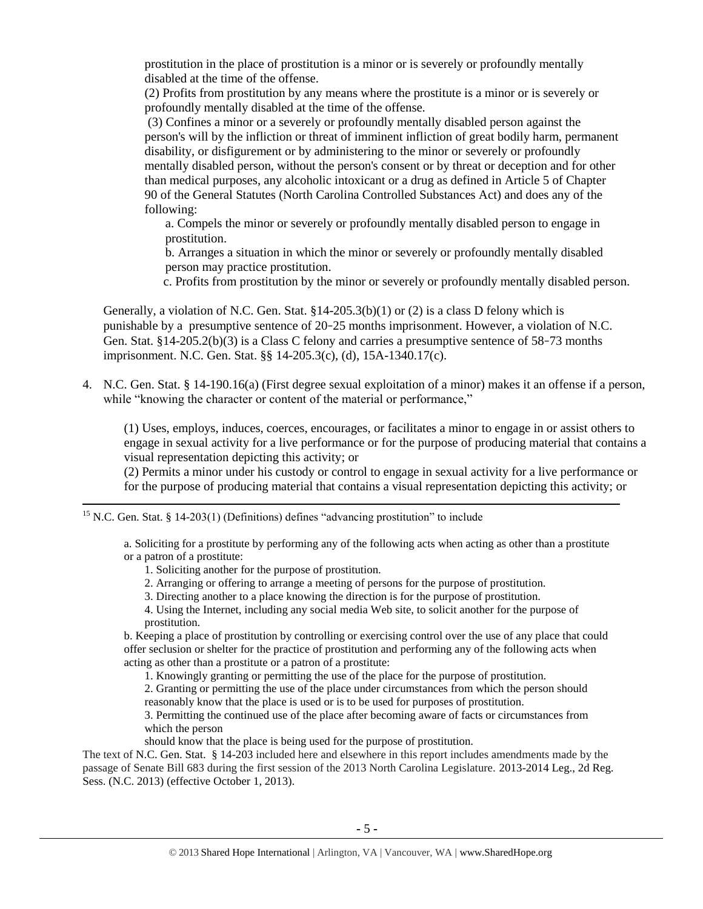prostitution in the place of prostitution is a minor or is severely or profoundly mentally disabled at the time of the offense.

(2) Profits from prostitution by any means where the prostitute is a minor or is severely or profoundly mentally disabled at the time of the offense.

(3) Confines a minor or a severely or profoundly mentally disabled person against the person's will by the infliction or threat of imminent infliction of great bodily harm, permanent disability, or disfigurement or by administering to the minor or severely or profoundly mentally disabled person, without the person's consent or by threat or deception and for other than medical purposes, any alcoholic intoxicant or a drug as defined in Article 5 of Chapter 90 of the General Statutes (North Carolina Controlled Substances Act) and does any of the following:

a. Compels the minor or severely or profoundly mentally disabled person to engage in prostitution.

b. Arranges a situation in which the minor or severely or profoundly mentally disabled person may practice prostitution.

c. Profits from prostitution by the minor or severely or profoundly mentally disabled person.

Generally, a violation of N.C. Gen. Stat. §14-205.3(b)(1) or (2) is a class D felony which is punishable by a presumptive sentence of 20‑25 months imprisonment. However, a violation of N.C. Gen. Stat. §14-205.2(b)(3) is a Class C felony and carries a presumptive sentence of 58‑73 months imprisonment. N.C. Gen. Stat. §§ 14-205.3(c), (d), 15A-1340.17(c).

4. N.C. Gen. Stat. § 14-190.16(a) (First degree sexual exploitation of a minor) makes it an offense if a person, while "knowing the character or content of the material or performance,"

(1) Uses, employs, induces, coerces, encourages, or facilitates a minor to engage in or assist others to engage in sexual activity for a live performance or for the purpose of producing material that contains a visual representation depicting this activity; or

(2) Permits a minor under his custody or control to engage in sexual activity for a live performance or for the purpose of producing material that contains a visual representation depicting this activity; or

---

[15] N.C. Gen. Stat. § 14-203(1) (Definitions) defines "advancing prostitution" to include

a. Soliciting for a prostitute by performing any of the following acts when acting as other than a prostitute or a patron of a prostitute:

1. Soliciting another for the purpose of prostitution.
2. Arranging or offering to arrange a meeting of persons for the purpose of prostitution.
3. Directing another to a place knowing the direction is for the purpose of prostitution.
4. Using the Internet, including any social media Web site, to solicit another for the purpose of prostitution.

b. Keeping a place of prostitution by controlling or exercising control over the use of any place that could offer seclusion or shelter for the practice of prostitution and performing any of the following acts when acting as other than a prostitute or a patron of a prostitute:

1. Knowingly granting or permitting the use of the place for the purpose of prostitution.
2. Granting or permitting the use of the place under circumstances from which the person should reasonably know that the place is used or is to be used for purposes of prostitution.
3. Permitting the continued use of the place after becoming aware of facts or circumstances from which the person should know that the place is being used for the purpose of prostitution.

The text of N.C. Gen. Stat. § 14-203 included here and elsewhere in this report includes amendments made by the passage of Senate Bill 683 during the first session of the 2013 North Carolina Legislature. 2013-2014 Leg., 2d Reg. Sess. (N.C. 2013) (effective October 1, 2013).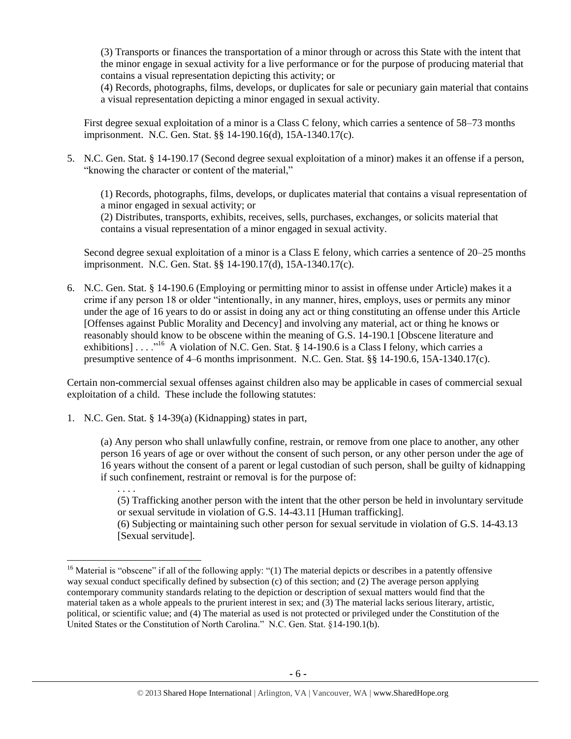(3) Transports or finances the transportation of a minor through or across this State with the intent that the minor engage in sexual activity for a live performance or for the purpose of producing material that contains a visual representation depicting this activity; or

(4) Records, photographs, films, develops, or duplicates for sale or pecuniary gain material that contains a visual representation depicting a minor engaged in sexual activity.

First degree sexual exploitation of a minor is a Class C felony, which carries a sentence of 58–73 months imprisonment. N.C. Gen. Stat. §§ 14-190.16(d), 15A-1340.17(c).

5. N.C. Gen. Stat. § 14-190.17 (Second degree sexual exploitation of a minor) makes it an offense if a person, "knowing the character or content of the material,"

   (1) Records, photographs, films, develops, or duplicates material that contains a visual representation of a minor engaged in sexual activity; or

   (2) Distributes, transports, exhibits, receives, sells, purchases, exchanges, or solicits material that contains a visual representation of a minor engaged in sexual activity.

   Second degree sexual exploitation of a minor is a Class E felony, which carries a sentence of 20–25 months imprisonment. N.C. Gen. Stat. §§ 14-190.17(d), 15A-1340.17(c).

6. N.C. Gen. Stat. § 14-190.6 (Employing or permitting minor to assist in offense under Article) makes it a crime if any person 18 or older "intentionally, in any manner, hires, employs, uses or permits any minor under the age of 16 years to do or assist in doing any act or thing constituting an offense under this Article [Offenses against Public Morality and Decency] and involving any material, act or thing he knows or reasonably should know to be obscene within the meaning of G.S. 14-190.1 [Obscene literature and exhibitions] . . . ."[16] A violation of N.C. Gen. Stat. § 14-190.6 is a Class I felony, which carries a presumptive sentence of 4–6 months imprisonment. N.C. Gen. Stat. §§ 14-190.6, 15A-1340.17(c).

Certain non-commercial sexual offenses against children also may be applicable in cases of commercial sexual exploitation of a child. These include the following statutes:

1. N.C. Gen. Stat. § 14-39(a) (Kidnapping) states in part,

   (a) Any person who shall unlawfully confine, restrain, or remove from one place to another, any other person 16 years of age or over without the consent of such person, or any other person under the age of 16 years without the consent of a parent or legal custodian of such person, shall be guilty of kidnapping if such confinement, restraint or removal is for the purpose of:

   . . . .

   (5) Trafficking another person with the intent that the other person be held in involuntary servitude or sexual servitude in violation of G.S. 14-43.11 [Human trafficking].

   (6) Subjecting or maintaining such other person for sexual servitude in violation of G.S. 14-43.13 [Sexual servitude].

[16] Material is "obscene" if all of the following apply: "(1) The material depicts or describes in a patently offensive way sexual conduct specifically defined by subsection (c) of this section; and (2) The average person applying contemporary community standards relating to the depiction or description of sexual matters would find that the material taken as a whole appeals to the prurient interest in sex; and (3) The material lacks serious literary, artistic, political, or scientific value; and (4) The material as used is not protected or privileged under the Constitution of the United States or the Constitution of North Carolina." N.C. Gen. Stat. §14-190.1(b).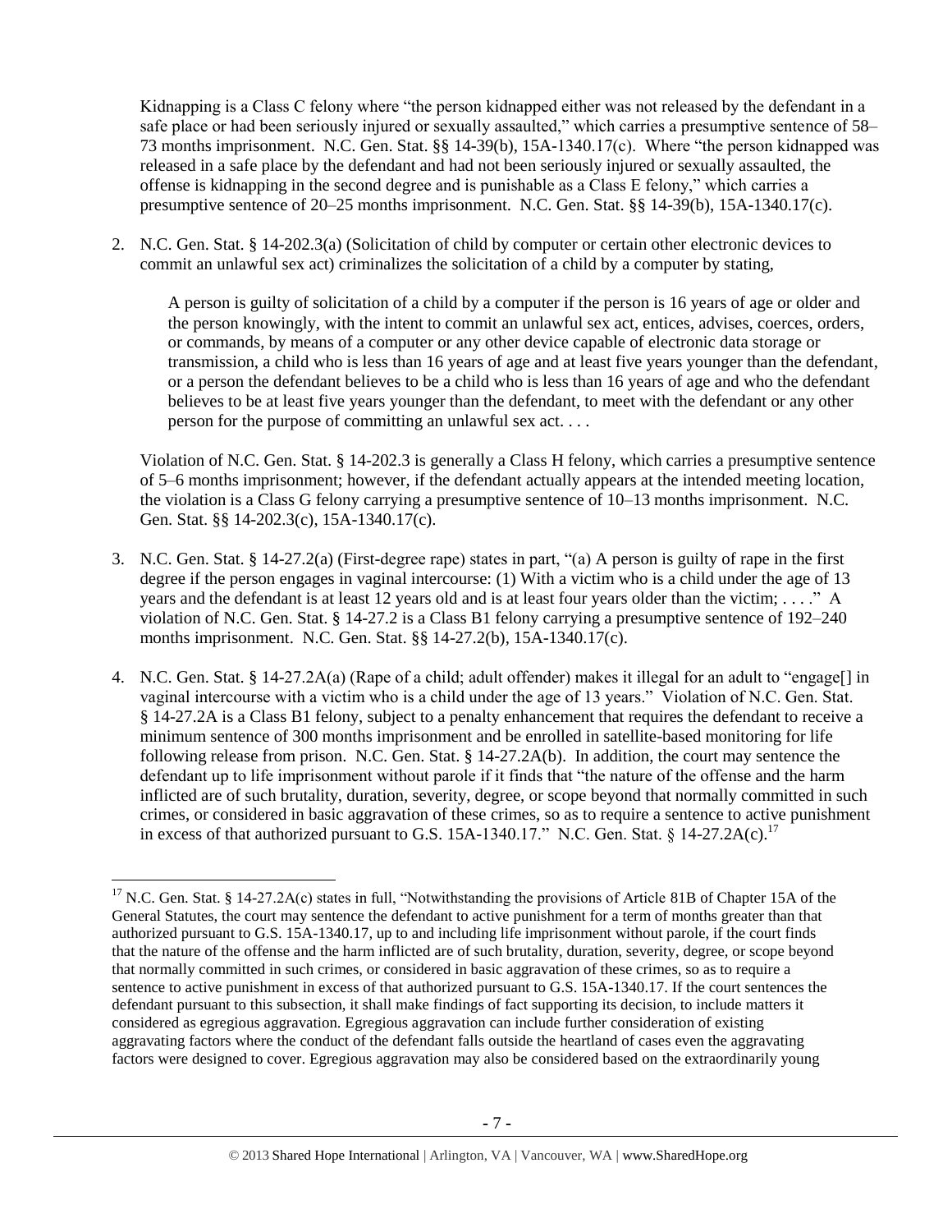Kidnapping is a Class C felony where "the person kidnapped either was not released by the defendant in a safe place or had been seriously injured or sexually assaulted," which carries a presumptive sentence of 58–73 months imprisonment. N.C. Gen. Stat. §§ 14-39(b), 15A-1340.17(c). Where "the person kidnapped was released in a safe place by the defendant and had not been seriously injured or sexually assaulted, the offense is kidnapping in the second degree and is punishable as a Class E felony," which carries a presumptive sentence of 20–25 months imprisonment. N.C. Gen. Stat. §§ 14-39(b), 15A-1340.17(c).

2. N.C. Gen. Stat. § 14-202.3(a) (Solicitation of child by computer or certain other electronic devices to commit an unlawful sex act) criminalizes the solicitation of a child by a computer by stating,

   > A person is guilty of solicitation of a child by a computer if the person is 16 years of age or older and the person knowingly, with the intent to commit an unlawful sex act, entices, advises, coerces, orders, or commands, by means of a computer or any other device capable of electronic data storage or transmission, a child who is less than 16 years of age and at least five years younger than the defendant, or a person the defendant believes to be a child who is less than 16 years of age and who the defendant believes to be at least five years younger than the defendant, to meet with the defendant or any other person for the purpose of committing an unlawful sex act. . . .

   Violation of N.C. Gen. Stat. § 14-202.3 is generally a Class H felony, which carries a presumptive sentence of 5–6 months imprisonment; however, if the defendant actually appears at the intended meeting location, the violation is a Class G felony carrying a presumptive sentence of 10–13 months imprisonment. N.C. Gen. Stat. §§ 14-202.3(c), 15A-1340.17(c).

3. N.C. Gen. Stat. § 14-27.2(a) (First-degree rape) states in part, "(a) A person is guilty of rape in the first degree if the person engages in vaginal intercourse: (1) With a victim who is a child under the age of 13 years and the defendant is at least 12 years old and is at least four years older than the victim; . . . ." A violation of N.C. Gen. Stat. § 14-27.2 is a Class B1 felony carrying a presumptive sentence of 192–240 months imprisonment. N.C. Gen. Stat. §§ 14-27.2(b), 15A-1340.17(c).

4. N.C. Gen. Stat. § 14-27.2A(a) (Rape of a child; adult offender) makes it illegal for an adult to "engage[] in vaginal intercourse with a victim who is a child under the age of 13 years." Violation of N.C. Gen. Stat. § 14-27.2A is a Class B1 felony, subject to a penalty enhancement that requires the defendant to receive a minimum sentence of 300 months imprisonment and be enrolled in satellite-based monitoring for life following release from prison. N.C. Gen. Stat. § 14-27.2A(b). In addition, the court may sentence the defendant up to life imprisonment without parole if it finds that "the nature of the offense and the harm inflicted are of such brutality, duration, severity, degree, or scope beyond that normally committed in such crimes, or considered in basic aggravation of these crimes, so as to require a sentence to active punishment in excess of that authorized pursuant to G.S. 15A-1340.17." N.C. Gen. Stat. § 14-27.2A(c).[17]

---

[17] N.C. Gen. Stat. § 14-27.2A(c) states in full, "Notwithstanding the provisions of Article 81B of Chapter 15A of the General Statutes, the court may sentence the defendant to active punishment for a term of months greater than that authorized pursuant to G.S. 15A-1340.17, up to and including life imprisonment without parole, if the court finds that the nature of the offense and the harm inflicted are of such brutality, duration, severity, degree, or scope beyond that normally committed in such crimes, or considered in basic aggravation of these crimes, so as to require a sentence to active punishment in excess of that authorized pursuant to G.S. 15A-1340.17. If the court sentences the defendant pursuant to this subsection, it shall make findings of fact supporting its decision, to include matters it considered as egregious aggravation. Egregious aggravation can include further consideration of existing aggravating factors where the conduct of the defendant falls outside the heartland of cases even the aggravating factors were designed to cover. Egregious aggravation may also be considered based on the extraordinarily young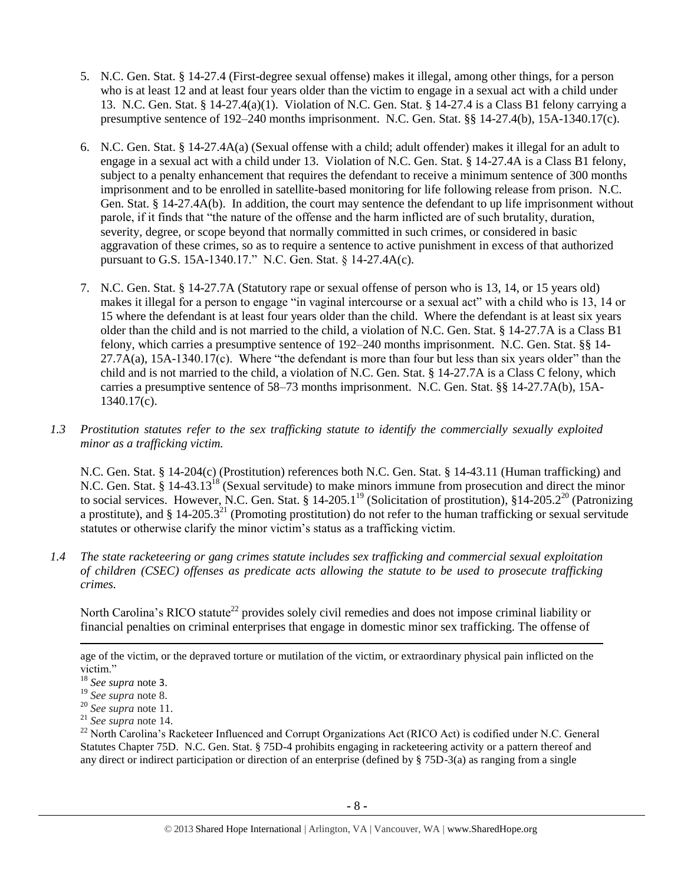5. N.C. Gen. Stat. § 14-27.4 (First-degree sexual offense) makes it illegal, among other things, for a person who is at least 12 and at least four years older than the victim to engage in a sexual act with a child under 13. N.C. Gen. Stat. § 14-27.4(a)(1). Violation of N.C. Gen. Stat. § 14-27.4 is a Class B1 felony carrying a presumptive sentence of 192–240 months imprisonment. N.C. Gen. Stat. §§ 14-27.4(b), 15A-1340.17(c).

6. N.C. Gen. Stat. § 14-27.4A(a) (Sexual offense with a child; adult offender) makes it illegal for an adult to engage in a sexual act with a child under 13. Violation of N.C. Gen. Stat. § 14-27.4A is a Class B1 felony, subject to a penalty enhancement that requires the defendant to receive a minimum sentence of 300 months imprisonment and to be enrolled in satellite-based monitoring for life following release from prison. N.C. Gen. Stat. § 14-27.4A(b). In addition, the court may sentence the defendant to up life imprisonment without parole, if it finds that "the nature of the offense and the harm inflicted are of such brutality, duration, severity, degree, or scope beyond that normally committed in such crimes, or considered in basic aggravation of these crimes, so as to require a sentence to active punishment in excess of that authorized pursuant to G.S. 15A-1340.17." N.C. Gen. Stat. § 14-27.4A(c).

7. N.C. Gen. Stat. § 14-27.7A (Statutory rape or sexual offense of person who is 13, 14, or 15 years old) makes it illegal for a person to engage "in vaginal intercourse or a sexual act" with a child who is 13, 14 or 15 where the defendant is at least four years older than the child. Where the defendant is at least six years older than the child and is not married to the child, a violation of N.C. Gen. Stat. § 14-27.7A is a Class B1 felony, which carries a presumptive sentence of 192–240 months imprisonment. N.C. Gen. Stat. §§ 14-27.7A(a), 15A-1340.17(c). Where "the defendant is more than four but less than six years older" than the child and is not married to the child, a violation of N.C. Gen. Stat. § 14-27.7A is a Class C felony, which carries a presumptive sentence of 58–73 months imprisonment. N.C. Gen. Stat. §§ 14-27.7A(b), 15A-1340.17(c).

*1.3 Prostitution statutes refer to the sex trafficking statute to identify the commercially sexually exploited minor as a trafficking victim.*

N.C. Gen. Stat. § 14-204(c) (Prostitution) references both N.C. Gen. Stat. § 14-43.11 (Human trafficking) and N.C. Gen. Stat. § 14-43.13[18] (Sexual servitude) to make minors immune from prosecution and direct the minor to social services. However, N.C. Gen. Stat. § 14-205.1[19] (Solicitation of prostitution), §14-205.2[20] (Patronizing a prostitute), and § 14-205.3[21] (Promoting prostitution) do not refer to the human trafficking or sexual servitude statutes or otherwise clarify the minor victim's status as a trafficking victim.

*1.4 The state racketeering or gang crimes statute includes sex trafficking and commercial sexual exploitation of children (CSEC) offenses as predicate acts allowing the statute to be used to prosecute trafficking crimes.*

North Carolina's RICO statute[22] provides solely civil remedies and does not impose criminal liability or financial penalties on criminal enterprises that engage in domestic minor sex trafficking. The offense of

---

age of the victim, or the depraved torture or mutilation of the victim, or extraordinary physical pain inflicted on the victim."

[18] *See supra* note 3.

[19] *See supra* note 8.

[20] *See supra* note 11.

[21] *See supra* note 14.

[22] North Carolina's Racketeer Influenced and Corrupt Organizations Act (RICO Act) is codified under N.C. General Statutes Chapter 75D. N.C. Gen. Stat. § 75D-4 prohibits engaging in racketeering activity or a pattern thereof and any direct or indirect participation or direction of an enterprise (defined by § 75D-3(a) as ranging from a single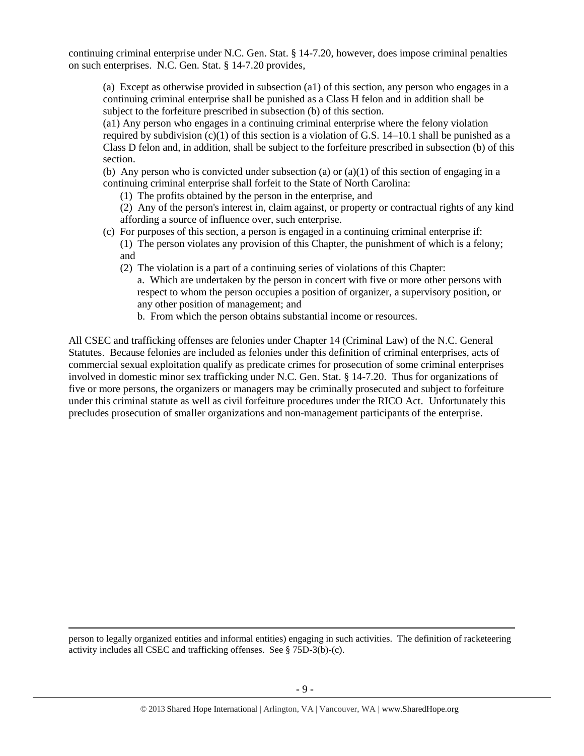continuing criminal enterprise under N.C. Gen. Stat. § 14-7.20, however, does impose criminal penalties on such enterprises. N.C. Gen. Stat. § 14-7.20 provides,

> (a) Except as otherwise provided in subsection (a1) of this section, any person who engages in a continuing criminal enterprise shall be punished as a Class H felon and in addition shall be subject to the forfeiture prescribed in subsection (b) of this section.
>
> (a1) Any person who engages in a continuing criminal enterprise where the felony violation required by subdivision (c)(1) of this section is a violation of G.S. 14–10.1 shall be punished as a Class D felon and, in addition, shall be subject to the forfeiture prescribed in subsection (b) of this section.
>
> (b) Any person who is convicted under subsection (a) or (a)(1) of this section of engaging in a continuing criminal enterprise shall forfeit to the State of North Carolina:
>
> (1) The profits obtained by the person in the enterprise, and
>
> (2) Any of the person's interest in, claim against, or property or contractual rights of any kind affording a source of influence over, such enterprise.
>
> (c) For purposes of this section, a person is engaged in a continuing criminal enterprise if:
>
> (1) The person violates any provision of this Chapter, the punishment of which is a felony; and
>
> (2) The violation is a part of a continuing series of violations of this Chapter:
>
> a. Which are undertaken by the person in concert with five or more other persons with respect to whom the person occupies a position of organizer, a supervisory position, or any other position of management; and
>
> b. From which the person obtains substantial income or resources.

All CSEC and trafficking offenses are felonies under Chapter 14 (Criminal Law) of the N.C. General Statutes. Because felonies are included as felonies under this definition of criminal enterprises, acts of commercial sexual exploitation qualify as predicate crimes for prosecution of some criminal enterprises involved in domestic minor sex trafficking under N.C. Gen. Stat. § 14-7.20. Thus for organizations of five or more persons, the organizers or managers may be criminally prosecuted and subject to forfeiture under this criminal statute as well as civil forfeiture procedures under the RICO Act. Unfortunately this precludes prosecution of smaller organizations and non-management participants of the enterprise.

---

person to legally organized entities and informal entities) engaging in such activities. The definition of racketeering activity includes all CSEC and trafficking offenses. See § 75D-3(b)-(c).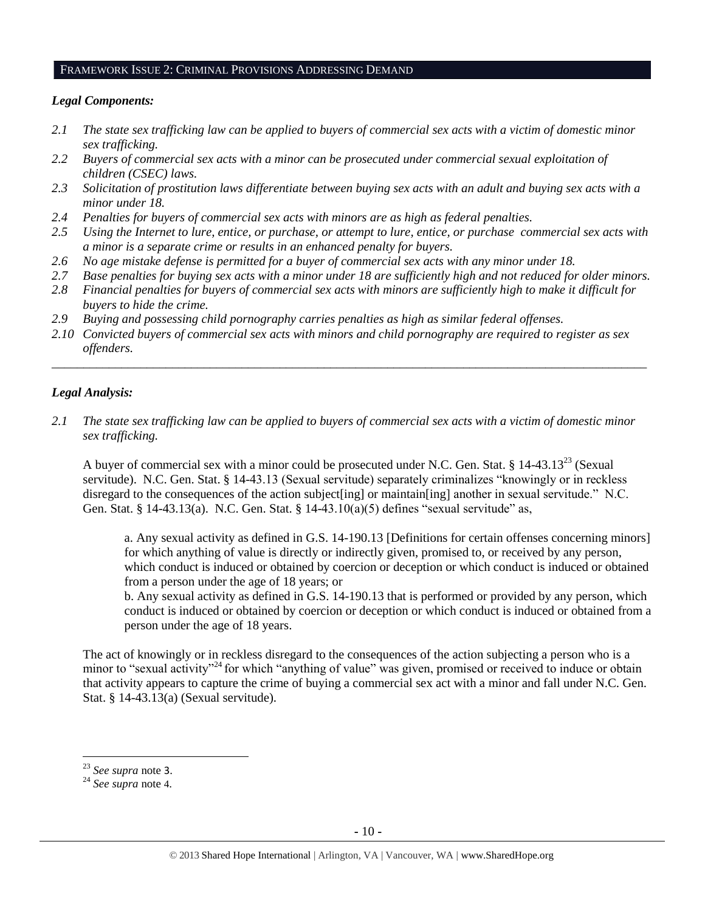## FRAMEWORK ISSUE 2: CRIMINAL PROVISIONS ADDRESSING DEMAND

### *Legal Components:*

*2.1 The state sex trafficking law can be applied to buyers of commercial sex acts with a victim of domestic minor sex trafficking.*

*2.2 Buyers of commercial sex acts with a minor can be prosecuted under commercial sexual exploitation of children (CSEC) laws.*

*2.3 Solicitation of prostitution laws differentiate between buying sex acts with an adult and buying sex acts with a minor under 18.*

*2.4 Penalties for buyers of commercial sex acts with minors are as high as federal penalties.*

*2.5 Using the Internet to lure, entice, or purchase, or attempt to lure, entice, or purchase commercial sex acts with a minor is a separate crime or results in an enhanced penalty for buyers.*

*2.6 No age mistake defense is permitted for a buyer of commercial sex acts with any minor under 18.*

*2.7 Base penalties for buying sex acts with a minor under 18 are sufficiently high and not reduced for older minors.*

*2.8 Financial penalties for buyers of commercial sex acts with minors are sufficiently high to make it difficult for buyers to hide the crime.*

*2.9 Buying and possessing child pornography carries penalties as high as similar federal offenses.*

*2.10 Convicted buyers of commercial sex acts with minors and child pornography are required to register as sex offenders.*

---

### *Legal Analysis:*

*2.1 The state sex trafficking law can be applied to buyers of commercial sex acts with a victim of domestic minor sex trafficking.*

A buyer of commercial sex with a minor could be prosecuted under N.C. Gen. Stat. § 14-43.13[23] (Sexual servitude). N.C. Gen. Stat. § 14-43.13 (Sexual servitude) separately criminalizes "knowingly or in reckless disregard to the consequences of the action subject[ing] or maintain[ing] another in sexual servitude." N.C. Gen. Stat. § 14-43.13(a). N.C. Gen. Stat. § 14-43.10(a)(5) defines "sexual servitude" as,

> a. Any sexual activity as defined in G.S. 14-190.13 [Definitions for certain offenses concerning minors] for which anything of value is directly or indirectly given, promised to, or received by any person, which conduct is induced or obtained by coercion or deception or which conduct is induced or obtained from a person under the age of 18 years; or
>
> b. Any sexual activity as defined in G.S. 14-190.13 that is performed or provided by any person, which conduct is induced or obtained by coercion or deception or which conduct is induced or obtained from a person under the age of 18 years.

The act of knowingly or in reckless disregard to the consequences of the action subjecting a person who is a minor to "sexual activity"[24] for which "anything of value" was given, promised or received to induce or obtain that activity appears to capture the crime of buying a commercial sex act with a minor and fall under N.C. Gen. Stat. § 14-43.13(a) (Sexual servitude).

---

[23] *See supra* note 3.

[24] *See supra* note 4.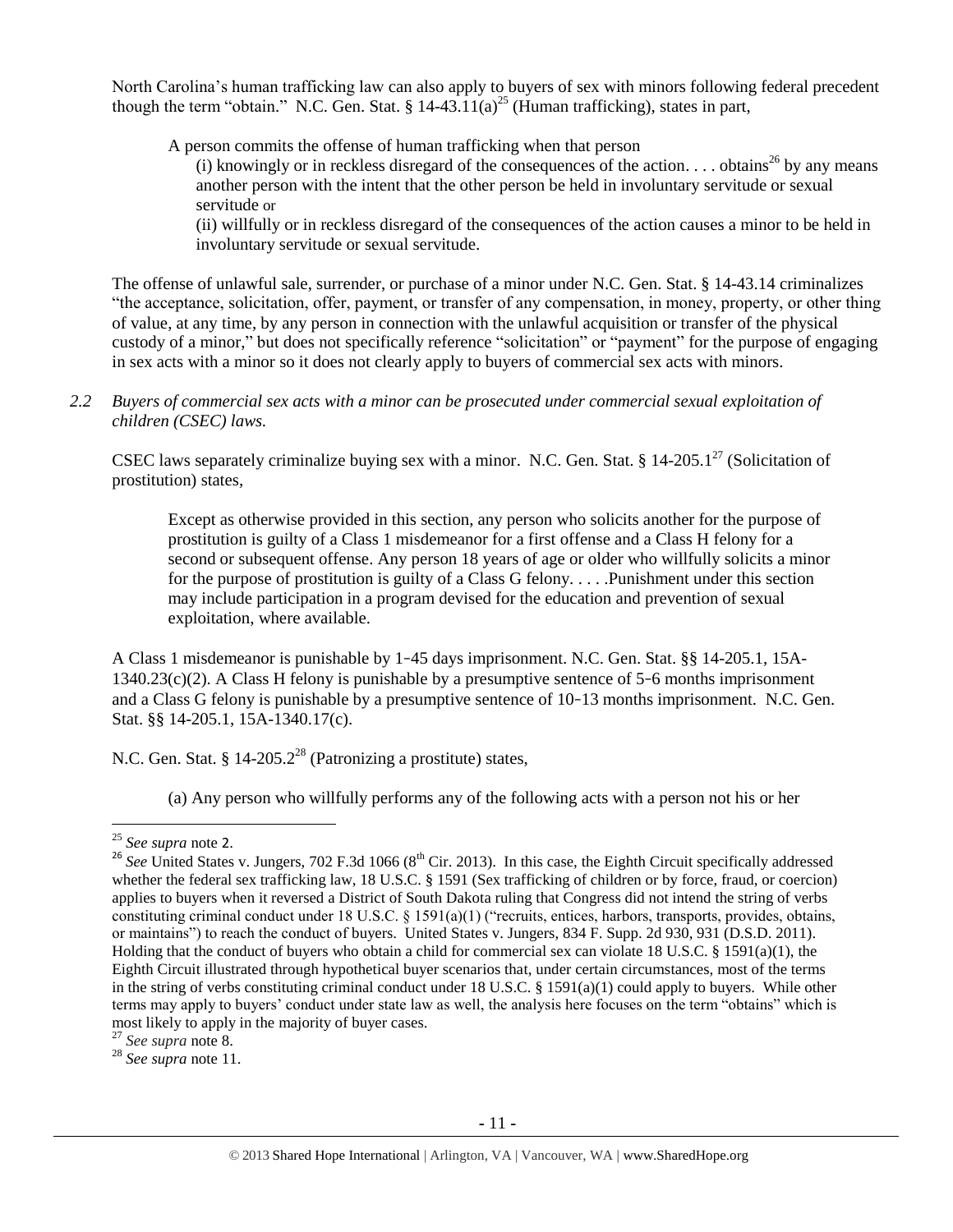North Carolina's human trafficking law can also apply to buyers of sex with minors following federal precedent though the term "obtain." N.C. Gen. Stat. § 14-43.11(a)[25] (Human trafficking), states in part,

> A person commits the offense of human trafficking when that person
>
> (i) knowingly or in reckless disregard of the consequences of the action. . . . obtains[26] by any means another person with the intent that the other person be held in involuntary servitude or sexual servitude or
>
> (ii) willfully or in reckless disregard of the consequences of the action causes a minor to be held in involuntary servitude or sexual servitude.

The offense of unlawful sale, surrender, or purchase of a minor under N.C. Gen. Stat. § 14-43.14 criminalizes "the acceptance, solicitation, offer, payment, or transfer of any compensation, in money, property, or other thing of value, at any time, by any person in connection with the unlawful acquisition or transfer of the physical custody of a minor," but does not specifically reference "solicitation" or "payment" for the purpose of engaging in sex acts with a minor so it does not clearly apply to buyers of commercial sex acts with minors.

*2.2 Buyers of commercial sex acts with a minor can be prosecuted under commercial sexual exploitation of children (CSEC) laws.*

CSEC laws separately criminalize buying sex with a minor. N.C. Gen. Stat. § 14-205.1[27] (Solicitation of prostitution) states,

> Except as otherwise provided in this section, any person who solicits another for the purpose of prostitution is guilty of a Class 1 misdemeanor for a first offense and a Class H felony for a second or subsequent offense. Any person 18 years of age or older who willfully solicits a minor for the purpose of prostitution is guilty of a Class G felony. . . . .Punishment under this section may include participation in a program devised for the education and prevention of sexual exploitation, where available.

A Class 1 misdemeanor is punishable by 1-45 days imprisonment. N.C. Gen. Stat. §§ 14-205.1, 15A-1340.23(c)(2). A Class H felony is punishable by a presumptive sentence of 5-6 months imprisonment and a Class G felony is punishable by a presumptive sentence of 10-13 months imprisonment. N.C. Gen. Stat. §§ 14-205.1, 15A-1340.17(c).

N.C. Gen. Stat. § 14-205.2[28] (Patronizing a prostitute) states,

> (a) Any person who willfully performs any of the following acts with a person not his or her

---

[25] *See supra* note 2.

[26] *See* United States v. Jungers, 702 F.3d 1066 (8th Cir. 2013). In this case, the Eighth Circuit specifically addressed whether the federal sex trafficking law, 18 U.S.C. § 1591 (Sex trafficking of children or by force, fraud, or coercion) applies to buyers when it reversed a District of South Dakota ruling that Congress did not intend the string of verbs constituting criminal conduct under 18 U.S.C. § 1591(a)(1) ("recruits, entices, harbors, transports, provides, obtains, or maintains") to reach the conduct of buyers. United States v. Jungers, 834 F. Supp. 2d 930, 931 (D.S.D. 2011). Holding that the conduct of buyers who obtain a child for commercial sex can violate 18 U.S.C. § 1591(a)(1), the Eighth Circuit illustrated through hypothetical buyer scenarios that, under certain circumstances, most of the terms in the string of verbs constituting criminal conduct under 18 U.S.C. § 1591(a)(1) could apply to buyers. While other terms may apply to buyers' conduct under state law as well, the analysis here focuses on the term "obtains" which is most likely to apply in the majority of buyer cases.

[27] *See supra* note 8.

[28] *See supra* note 11.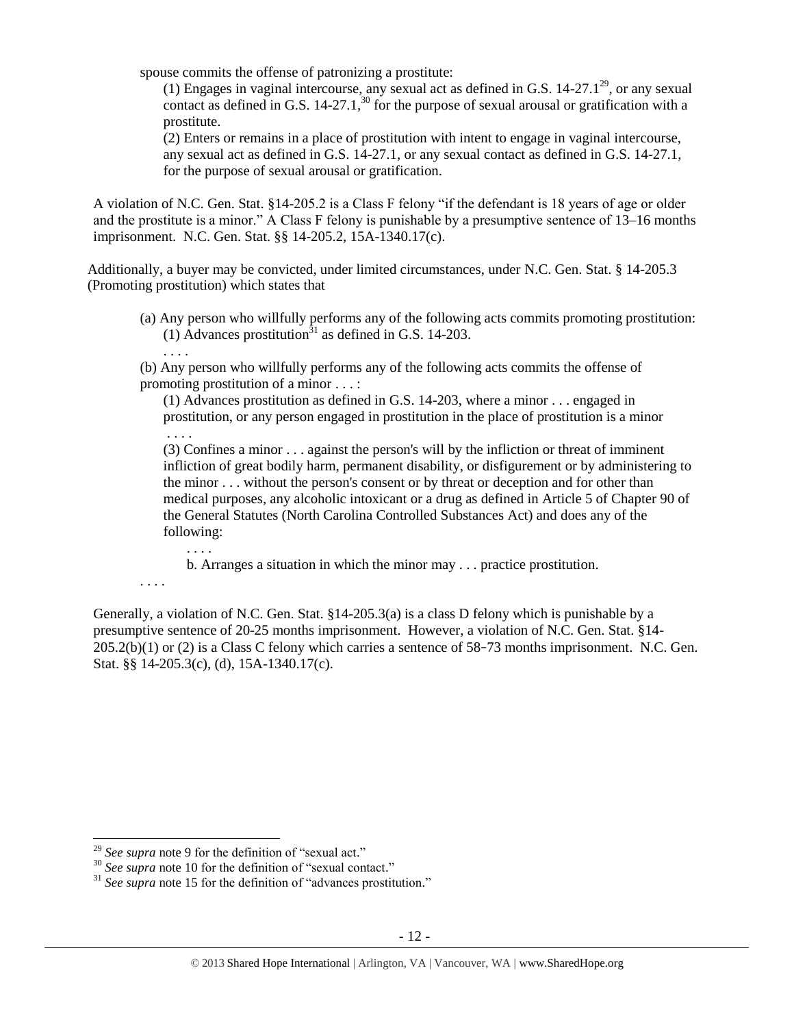spouse commits the offense of patronizing a prostitute:

> (1) Engages in vaginal intercourse, any sexual act as defined in G.S. 14-27.1[29], or any sexual contact as defined in G.S. 14-27.1,[30] for the purpose of sexual arousal or gratification with a prostitute.
>
> (2) Enters or remains in a place of prostitution with intent to engage in vaginal intercourse, any sexual act as defined in G.S. 14-27.1, or any sexual contact as defined in G.S. 14-27.1, for the purpose of sexual arousal or gratification.

A violation of N.C. Gen. Stat. §14-205.2 is a Class F felony "if the defendant is 18 years of age or older and the prostitute is a minor." A Class F felony is punishable by a presumptive sentence of 13–16 months imprisonment. N.C. Gen. Stat. §§ 14-205.2, 15A-1340.17(c).

Additionally, a buyer may be convicted, under limited circumstances, under N.C. Gen. Stat. § 14-205.3 (Promoting prostitution) which states that

> (a) Any person who willfully performs any of the following acts commits promoting prostitution:
>
> (1) Advances prostitution[31] as defined in G.S. 14-203.
>
> . . . .
>
> (b) Any person who willfully performs any of the following acts commits the offense of promoting prostitution of a minor . . . :
>
> (1) Advances prostitution as defined in G.S. 14-203, where a minor . . . engaged in prostitution, or any person engaged in prostitution in the place of prostitution is a minor
>
> . . . .
>
> (3) Confines a minor . . . against the person's will by the infliction or threat of imminent infliction of great bodily harm, permanent disability, or disfigurement or by administering to the minor . . . without the person's consent or by threat or deception and for other than medical purposes, any alcoholic intoxicant or a drug as defined in Article 5 of Chapter 90 of the General Statutes (North Carolina Controlled Substances Act) and does any of the following:
>
> . . . .
>
> b. Arranges a situation in which the minor may . . . practice prostitution.
>
> . . . .

Generally, a violation of N.C. Gen. Stat. §14-205.3(a) is a class D felony which is punishable by a presumptive sentence of 20-25 months imprisonment. However, a violation of N.C. Gen. Stat. §14-205.2(b)(1) or (2) is a Class C felony which carries a sentence of 58-73 months imprisonment. N.C. Gen. Stat. §§ 14-205.3(c), (d), 15A-1340.17(c).

---

[29] *See supra* note 9 for the definition of "sexual act."

[30] *See supra* note 10 for the definition of "sexual contact."

[31] *See supra* note 15 for the definition of "advances prostitution."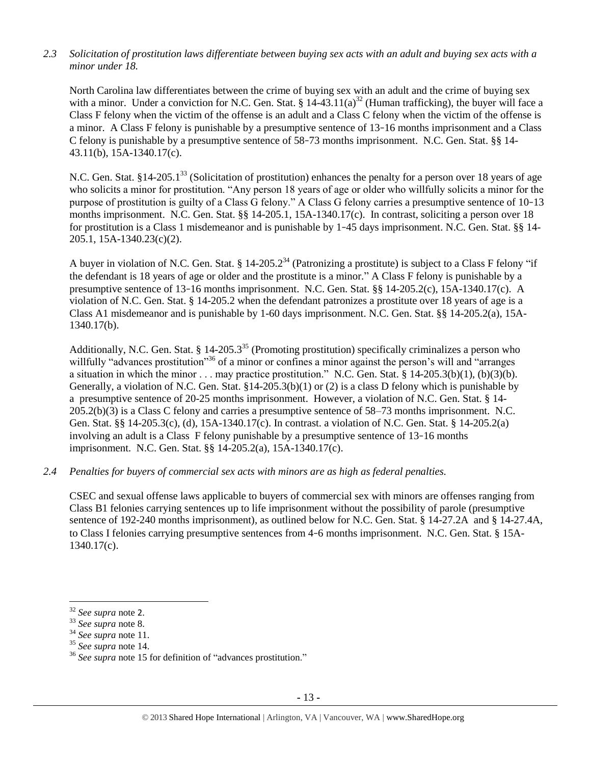*2.3 Solicitation of prostitution laws differentiate between buying sex acts with an adult and buying sex acts with a minor under 18.*

North Carolina law differentiates between the crime of buying sex with an adult and the crime of buying sex with a minor. Under a conviction for N.C. Gen. Stat. § 14-43.11(a)[32] (Human trafficking), the buyer will face a Class F felony when the victim of the offense is an adult and a Class C felony when the victim of the offense is a minor. A Class F felony is punishable by a presumptive sentence of 13‑16 months imprisonment and a Class C felony is punishable by a presumptive sentence of 58‑73 months imprisonment. N.C. Gen. Stat. §§ 14-43.11(b), 15A-1340.17(c).

N.C. Gen. Stat. §14-205.1[33] (Solicitation of prostitution) enhances the penalty for a person over 18 years of age who solicits a minor for prostitution. "Any person 18 years of age or older who willfully solicits a minor for the purpose of prostitution is guilty of a Class G felony." A Class G felony carries a presumptive sentence of 10‑13 months imprisonment. N.C. Gen. Stat. §§ 14-205.1, 15A-1340.17(c). In contrast, soliciting a person over 18 for prostitution is a Class 1 misdemeanor and is punishable by 1‑45 days imprisonment. N.C. Gen. Stat. §§ 14-205.1, 15A-1340.23(c)(2).

A buyer in violation of N.C. Gen. Stat. § 14-205.2[34] (Patronizing a prostitute) is subject to a Class F felony "if the defendant is 18 years of age or older and the prostitute is a minor." A Class F felony is punishable by a presumptive sentence of 13‑16 months imprisonment. N.C. Gen. Stat. §§ 14-205.2(c), 15A-1340.17(c). A violation of N.C. Gen. Stat. § 14-205.2 when the defendant patronizes a prostitute over 18 years of age is a Class A1 misdemeanor and is punishable by 1-60 days imprisonment. N.C. Gen. Stat. §§ 14-205.2(a), 15A-1340.17(b).

Additionally, N.C. Gen. Stat. § 14-205.3[35] (Promoting prostitution) specifically criminalizes a person who willfully "advances prostitution"[36] of a minor or confines a minor against the person's will and "arranges a situation in which the minor . . . may practice prostitution." N.C. Gen. Stat. § 14-205.3(b)(1), (b)(3)(b). Generally, a violation of N.C. Gen. Stat. §14-205.3(b)(1) or (2) is a class D felony which is punishable by a presumptive sentence of 20-25 months imprisonment. However, a violation of N.C. Gen. Stat. § 14-205.2(b)(3) is a Class C felony and carries a presumptive sentence of 58–73 months imprisonment. N.C. Gen. Stat. §§ 14-205.3(c), (d), 15A-1340.17(c). In contrast. a violation of N.C. Gen. Stat. § 14-205.2(a) involving an adult is a Class F felony punishable by a presumptive sentence of 13‑16 months imprisonment. N.C. Gen. Stat. §§ 14-205.2(a), 15A-1340.17(c).

*2.4 Penalties for buyers of commercial sex acts with minors are as high as federal penalties.*

CSEC and sexual offense laws applicable to buyers of commercial sex with minors are offenses ranging from Class B1 felonies carrying sentences up to life imprisonment without the possibility of parole (presumptive sentence of 192-240 months imprisonment), as outlined below for N.C. Gen. Stat. § 14-27.2A and § 14-27.4A, to Class I felonies carrying presumptive sentences from 4‑6 months imprisonment. N.C. Gen. Stat. § 15A-1340.17(c).

---

[32] *See supra* note 2.

[33] *See supra* note 8.

[34] *See supra* note 11.

[35] *See supra* note 14.

[36] *See supra* note 15 for definition of "advances prostitution."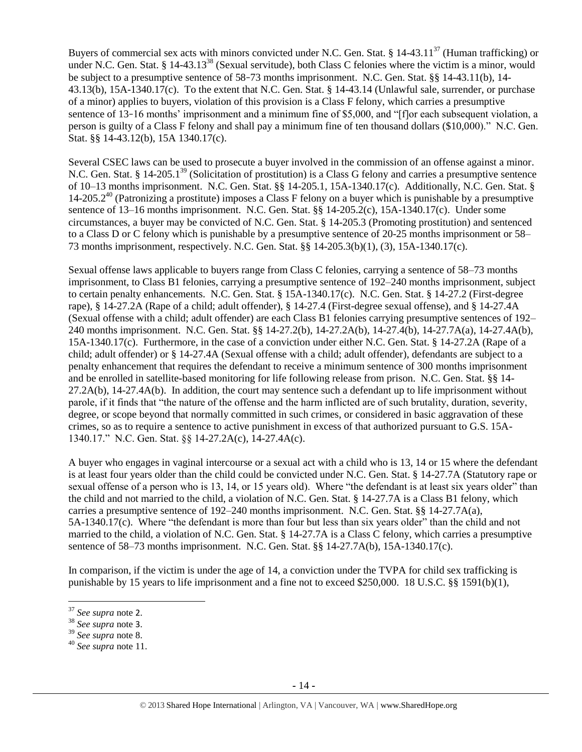Buyers of commercial sex acts with minors convicted under N.C. Gen. Stat. § 14-43.11[37] (Human trafficking) or under N.C. Gen. Stat. § 14-43.13[38] (Sexual servitude), both Class C felonies where the victim is a minor, would be subject to a presumptive sentence of 58-73 months imprisonment. N.C. Gen. Stat. §§ 14-43.11(b), 14-43.13(b), 15A-1340.17(c). To the extent that N.C. Gen. Stat. § 14-43.14 (Unlawful sale, surrender, or purchase of a minor) applies to buyers, violation of this provision is a Class F felony, which carries a presumptive sentence of 13-16 months' imprisonment and a minimum fine of $5,000, and "[f]or each subsequent violation, a person is guilty of a Class F felony and shall pay a minimum fine of ten thousand dollars ($10,000)." N.C. Gen. Stat. §§ 14-43.12(b), 15A 1340.17(c).

Several CSEC laws can be used to prosecute a buyer involved in the commission of an offense against a minor. N.C. Gen. Stat. § 14-205.1[39] (Solicitation of prostitution) is a Class G felony and carries a presumptive sentence of 10–13 months imprisonment. N.C. Gen. Stat. §§ 14-205.1, 15A-1340.17(c). Additionally, N.C. Gen. Stat. § 14-205.2[40] (Patronizing a prostitute) imposes a Class F felony on a buyer which is punishable by a presumptive sentence of 13–16 months imprisonment. N.C. Gen. Stat. §§ 14-205.2(c), 15A-1340.17(c). Under some circumstances, a buyer may be convicted of N.C. Gen. Stat. § 14-205.3 (Promoting prostitution) and sentenced to a Class D or C felony which is punishable by a presumptive sentence of 20-25 months imprisonment or 58–73 months imprisonment, respectively. N.C. Gen. Stat. §§ 14-205.3(b)(1), (3), 15A-1340.17(c).

Sexual offense laws applicable to buyers range from Class C felonies, carrying a sentence of 58–73 months imprisonment, to Class B1 felonies, carrying a presumptive sentence of 192–240 months imprisonment, subject to certain penalty enhancements. N.C. Gen. Stat. § 15A-1340.17(c). N.C. Gen. Stat. § 14-27.2 (First-degree rape), § 14-27.2A (Rape of a child; adult offender), § 14-27.4 (First-degree sexual offense), and § 14-27.4A (Sexual offense with a child; adult offender) are each Class B1 felonies carrying presumptive sentences of 192–240 months imprisonment. N.C. Gen. Stat. §§ 14-27.2(b), 14-27.2A(b), 14-27.4(b), 14-27.7A(a), 14-27.4A(b), 15A-1340.17(c). Furthermore, in the case of a conviction under either N.C. Gen. Stat. § 14-27.2A (Rape of a child; adult offender) or § 14-27.4A (Sexual offense with a child; adult offender), defendants are subject to a penalty enhancement that requires the defendant to receive a minimum sentence of 300 months imprisonment and be enrolled in satellite-based monitoring for life following release from prison. N.C. Gen. Stat. §§ 14-27.2A(b), 14-27.4A(b). In addition, the court may sentence such a defendant up to life imprisonment without parole, if it finds that "the nature of the offense and the harm inflicted are of such brutality, duration, severity, degree, or scope beyond that normally committed in such crimes, or considered in basic aggravation of these crimes, so as to require a sentence to active punishment in excess of that authorized pursuant to G.S. 15A-1340.17." N.C. Gen. Stat. §§ 14-27.2A(c), 14-27.4A(c).

A buyer who engages in vaginal intercourse or a sexual act with a child who is 13, 14 or 15 where the defendant is at least four years older than the child could be convicted under N.C. Gen. Stat. § 14-27.7A (Statutory rape or sexual offense of a person who is 13, 14, or 15 years old). Where "the defendant is at least six years older" than the child and not married to the child, a violation of N.C. Gen. Stat. § 14-27.7A is a Class B1 felony, which carries a presumptive sentence of 192–240 months imprisonment. N.C. Gen. Stat. §§ 14-27.7A(a), 5A-1340.17(c). Where "the defendant is more than four but less than six years older" than the child and not married to the child, a violation of N.C. Gen. Stat. § 14-27.7A is a Class C felony, which carries a presumptive sentence of 58–73 months imprisonment. N.C. Gen. Stat. §§ 14-27.7A(b), 15A-1340.17(c).

In comparison, if the victim is under the age of 14, a conviction under the TVPA for child sex trafficking is punishable by 15 years to life imprisonment and a fine not to exceed $250,000. 18 U.S.C. §§ 1591(b)(1),

---

[37] *See supra* note 2.

[38] *See supra* note 3.

[39] *See supra* note 8.

[40] *See supra* note 11.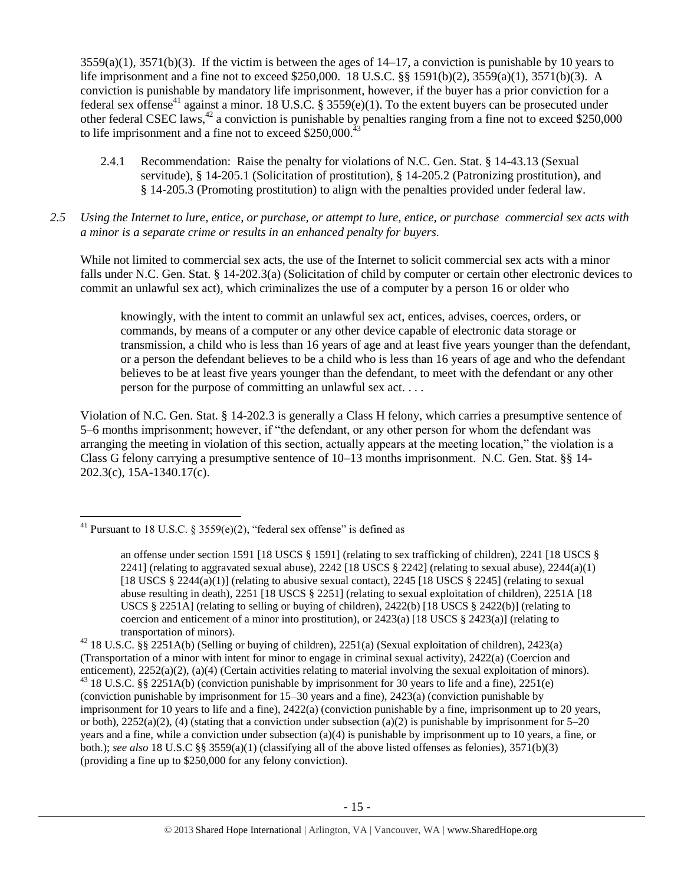3559(a)(1), 3571(b)(3). If the victim is between the ages of 14–17, a conviction is punishable by 10 years to life imprisonment and a fine not to exceed $250,000. 18 U.S.C. §§ 1591(b)(2), 3559(a)(1), 3571(b)(3). A conviction is punishable by mandatory life imprisonment, however, if the buyer has a prior conviction for a federal sex offense[41] against a minor. 18 U.S.C. § 3559(e)(1). To the extent buyers can be prosecuted under other federal CSEC laws,[42] a conviction is punishable by penalties ranging from a fine not to exceed $250,000 to life imprisonment and a fine not to exceed $250,000.[43]

2.4.1 Recommendation: Raise the penalty for violations of N.C. Gen. Stat. § 14-43.13 (Sexual servitude), § 14-205.1 (Solicitation of prostitution), § 14-205.2 (Patronizing prostitution), and § 14-205.3 (Promoting prostitution) to align with the penalties provided under federal law.

*2.5 Using the Internet to lure, entice, or purchase, or attempt to lure, entice, or purchase commercial sex acts with a minor is a separate crime or results in an enhanced penalty for buyers.*

While not limited to commercial sex acts, the use of the Internet to solicit commercial sex acts with a minor falls under N.C. Gen. Stat. § 14-202.3(a) (Solicitation of child by computer or certain other electronic devices to commit an unlawful sex act), which criminalizes the use of a computer by a person 16 or older who

> knowingly, with the intent to commit an unlawful sex act, entices, advises, coerces, orders, or commands, by means of a computer or any other device capable of electronic data storage or transmission, a child who is less than 16 years of age and at least five years younger than the defendant, or a person the defendant believes to be a child who is less than 16 years of age and who the defendant believes to be at least five years younger than the defendant, to meet with the defendant or any other person for the purpose of committing an unlawful sex act. . . .

Violation of N.C. Gen. Stat. § 14-202.3 is generally a Class H felony, which carries a presumptive sentence of 5–6 months imprisonment; however, if "the defendant, or any other person for whom the defendant was arranging the meeting in violation of this section, actually appears at the meeting location," the violation is a Class G felony carrying a presumptive sentence of 10–13 months imprisonment. N.C. Gen. Stat. §§ 14-202.3(c), 15A-1340.17(c).

---

[41] Pursuant to 18 U.S.C. § 3559(e)(2), "federal sex offense" is defined as

> an offense under section 1591 [18 USCS § 1591] (relating to sex trafficking of children), 2241 [18 USCS § 2241] (relating to aggravated sexual abuse), 2242 [18 USCS § 2242] (relating to sexual abuse), 2244(a)(1) [18 USCS § 2244(a)(1)] (relating to abusive sexual contact), 2245 [18 USCS § 2245] (relating to sexual abuse resulting in death), 2251 [18 USCS § 2251] (relating to sexual exploitation of children), 2251A [18 USCS § 2251A] (relating to selling or buying of children), 2422(b) [18 USCS § 2422(b)] (relating to coercion and enticement of a minor into prostitution), or 2423(a) [18 USCS § 2423(a)] (relating to transportation of minors).

[42] 18 U.S.C. §§ 2251A(b) (Selling or buying of children), 2251(a) (Sexual exploitation of children), 2423(a) (Transportation of a minor with intent for minor to engage in criminal sexual activity), 2422(a) (Coercion and enticement), 2252(a)(2), (a)(4) (Certain activities relating to material involving the sexual exploitation of minors).

[43] 18 U.S.C. §§ 2251A(b) (conviction punishable by imprisonment for 30 years to life and a fine), 2251(e) (conviction punishable by imprisonment for 15–30 years and a fine), 2423(a) (conviction punishable by imprisonment for 10 years to life and a fine), 2422(a) (conviction punishable by a fine, imprisonment up to 20 years, or both), 2252(a)(2), (4) (stating that a conviction under subsection (a)(2) is punishable by imprisonment for 5–20 years and a fine, while a conviction under subsection (a)(4) is punishable by imprisonment up to 10 years, a fine, or both.); *see also* 18 U.S.C §§ 3559(a)(1) (classifying all of the above listed offenses as felonies), 3571(b)(3) (providing a fine up to $250,000 for any felony conviction).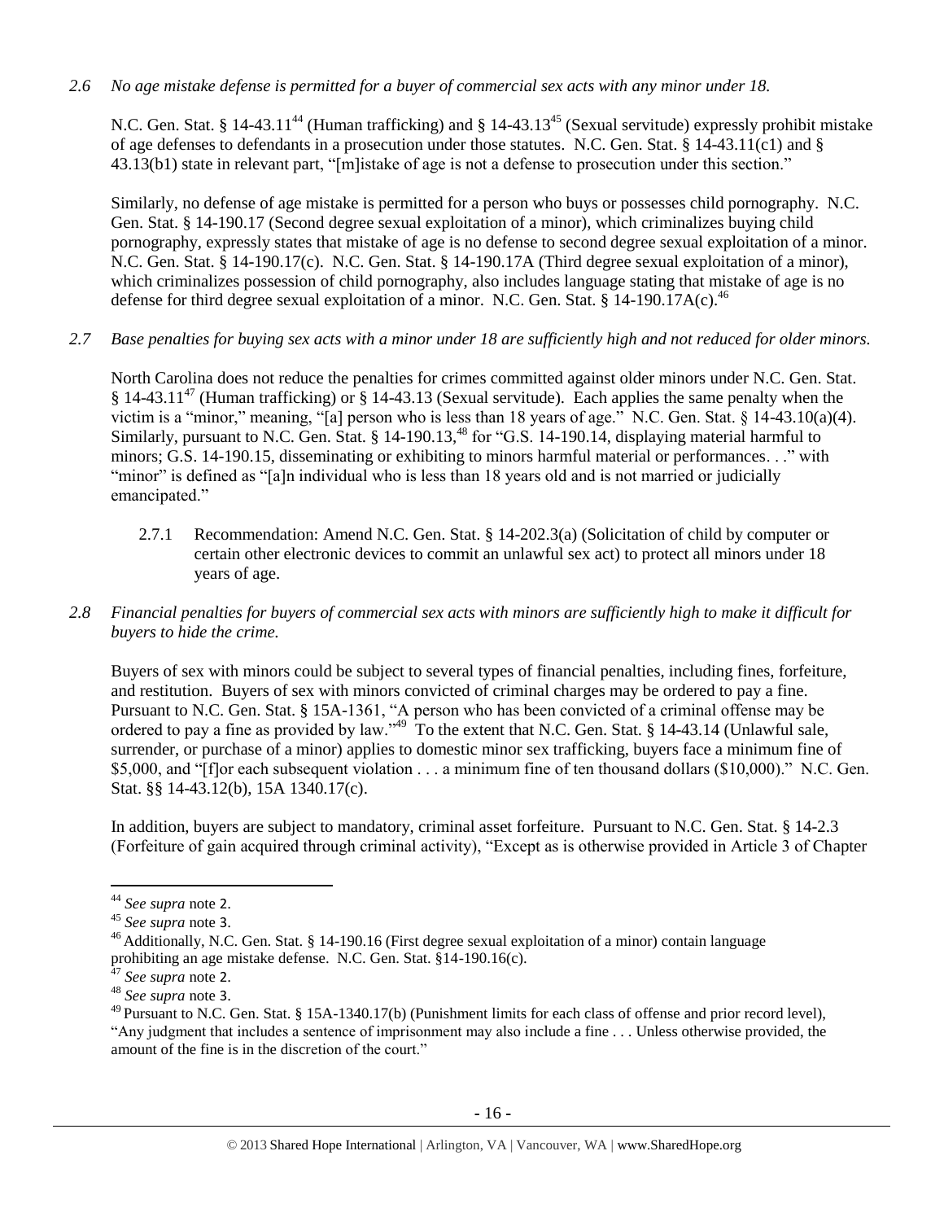*2.6 No age mistake defense is permitted for a buyer of commercial sex acts with any minor under 18.*

N.C. Gen. Stat. § 14-43.11[44] (Human trafficking) and § 14-43.13[45] (Sexual servitude) expressly prohibit mistake of age defenses to defendants in a prosecution under those statutes. N.C. Gen. Stat. § 14-43.11(c1) and § 43.13(b1) state in relevant part, "[m]istake of age is not a defense to prosecution under this section."

Similarly, no defense of age mistake is permitted for a person who buys or possesses child pornography. N.C. Gen. Stat. § 14-190.17 (Second degree sexual exploitation of a minor), which criminalizes buying child pornography, expressly states that mistake of age is no defense to second degree sexual exploitation of a minor. N.C. Gen. Stat. § 14-190.17(c). N.C. Gen. Stat. § 14-190.17A (Third degree sexual exploitation of a minor), which criminalizes possession of child pornography, also includes language stating that mistake of age is no defense for third degree sexual exploitation of a minor. N.C. Gen. Stat. § 14-190.17A(c).[46]

*2.7 Base penalties for buying sex acts with a minor under 18 are sufficiently high and not reduced for older minors.*

North Carolina does not reduce the penalties for crimes committed against older minors under N.C. Gen. Stat. § 14-43.11[47] (Human trafficking) or § 14-43.13 (Sexual servitude). Each applies the same penalty when the victim is a "minor," meaning, "[a] person who is less than 18 years of age." N.C. Gen. Stat. § 14-43.10(a)(4). Similarly, pursuant to N.C. Gen. Stat. § 14-190.13,[48] for "G.S. 14-190.14, displaying material harmful to minors; G.S. 14-190.15, disseminating or exhibiting to minors harmful material or performances. . ." with "minor" is defined as "[a]n individual who is less than 18 years old and is not married or judicially emancipated."

2.7.1 Recommendation: Amend N.C. Gen. Stat. § 14-202.3(a) (Solicitation of child by computer or certain other electronic devices to commit an unlawful sex act) to protect all minors under 18 years of age.

*2.8 Financial penalties for buyers of commercial sex acts with minors are sufficiently high to make it difficult for buyers to hide the crime.*

Buyers of sex with minors could be subject to several types of financial penalties, including fines, forfeiture, and restitution. Buyers of sex with minors convicted of criminal charges may be ordered to pay a fine. Pursuant to N.C. Gen. Stat. § 15A-1361, "A person who has been convicted of a criminal offense may be ordered to pay a fine as provided by law."[49] To the extent that N.C. Gen. Stat. § 14-43.14 (Unlawful sale, surrender, or purchase of a minor) applies to domestic minor sex trafficking, buyers face a minimum fine of $5,000, and "[f]or each subsequent violation . . . a minimum fine of ten thousand dollars ($10,000)." N.C. Gen. Stat. §§ 14-43.12(b), 15A 1340.17(c).

In addition, buyers are subject to mandatory, criminal asset forfeiture. Pursuant to N.C. Gen. Stat. § 14-2.3 (Forfeiture of gain acquired through criminal activity), "Except as is otherwise provided in Article 3 of Chapter

---

[44] *See supra* note 2.

[45] *See supra* note 3.

[46] Additionally, N.C. Gen. Stat. § 14-190.16 (First degree sexual exploitation of a minor) contain language prohibiting an age mistake defense. N.C. Gen. Stat. §14-190.16(c).

[47] *See supra* note 2.

[48] *See supra* note 3.

[49] Pursuant to N.C. Gen. Stat. § 15A-1340.17(b) (Punishment limits for each class of offense and prior record level), "Any judgment that includes a sentence of imprisonment may also include a fine . . . Unless otherwise provided, the amount of the fine is in the discretion of the court."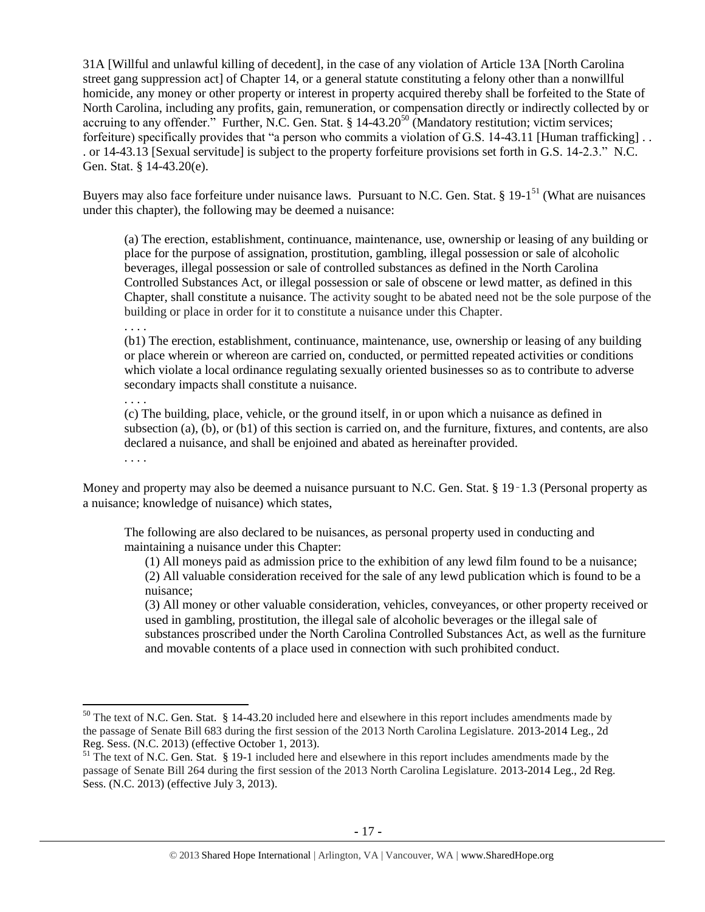31A [Willful and unlawful killing of decedent], in the case of any violation of Article 13A [North Carolina street gang suppression act] of Chapter 14, or a general statute constituting a felony other than a nonwillful homicide, any money or other property or interest in property acquired thereby shall be forfeited to the State of North Carolina, including any profits, gain, remuneration, or compensation directly or indirectly collected by or accruing to any offender." Further, N.C. Gen. Stat. § 14-43.20[50] (Mandatory restitution; victim services; forfeiture) specifically provides that "a person who commits a violation of G.S. 14-43.11 [Human trafficking] . . . or 14-43.13 [Sexual servitude] is subject to the property forfeiture provisions set forth in G.S. 14-2.3." N.C. Gen. Stat. § 14-43.20(e).

Buyers may also face forfeiture under nuisance laws. Pursuant to N.C. Gen. Stat. § 19-1[51] (What are nuisances under this chapter), the following may be deemed a nuisance:

> (a) The erection, establishment, continuance, maintenance, use, ownership or leasing of any building or place for the purpose of assignation, prostitution, gambling, illegal possession or sale of alcoholic beverages, illegal possession or sale of controlled substances as defined in the North Carolina Controlled Substances Act, or illegal possession or sale of obscene or lewd matter, as defined in this Chapter, shall constitute a nuisance. The activity sought to be abated need not be the sole purpose of the building or place in order for it to constitute a nuisance under this Chapter.
>
> . . . .
>
> (b1) The erection, establishment, continuance, maintenance, use, ownership or leasing of any building or place wherein or whereon are carried on, conducted, or permitted repeated activities or conditions which violate a local ordinance regulating sexually oriented businesses so as to contribute to adverse secondary impacts shall constitute a nuisance.
>
> . . . .
>
> (c) The building, place, vehicle, or the ground itself, in or upon which a nuisance as defined in subsection (a), (b), or (b1) of this section is carried on, and the furniture, fixtures, and contents, are also declared a nuisance, and shall be enjoined and abated as hereinafter provided.
>
> . . . .

Money and property may also be deemed a nuisance pursuant to N.C. Gen. Stat. § 19-1.3 (Personal property as a nuisance; knowledge of nuisance) which states,

> The following are also declared to be nuisances, as personal property used in conducting and maintaining a nuisance under this Chapter:
>
> (1) All moneys paid as admission price to the exhibition of any lewd film found to be a nuisance;
> (2) All valuable consideration received for the sale of any lewd publication which is found to be a nuisance;
> (3) All money or other valuable consideration, vehicles, conveyances, or other property received or used in gambling, prostitution, the illegal sale of alcoholic beverages or the illegal sale of substances proscribed under the North Carolina Controlled Substances Act, as well as the furniture and movable contents of a place used in connection with such prohibited conduct.

---

[50] The text of N.C. Gen. Stat. § 14-43.20 included here and elsewhere in this report includes amendments made by the passage of Senate Bill 683 during the first session of the 2013 North Carolina Legislature. 2013-2014 Leg., 2d Reg. Sess. (N.C. 2013) (effective October 1, 2013).

[51] The text of N.C. Gen. Stat. § 19-1 included here and elsewhere in this report includes amendments made by the passage of Senate Bill 264 during the first session of the 2013 North Carolina Legislature. 2013-2014 Leg., 2d Reg. Sess. (N.C. 2013) (effective July 3, 2013).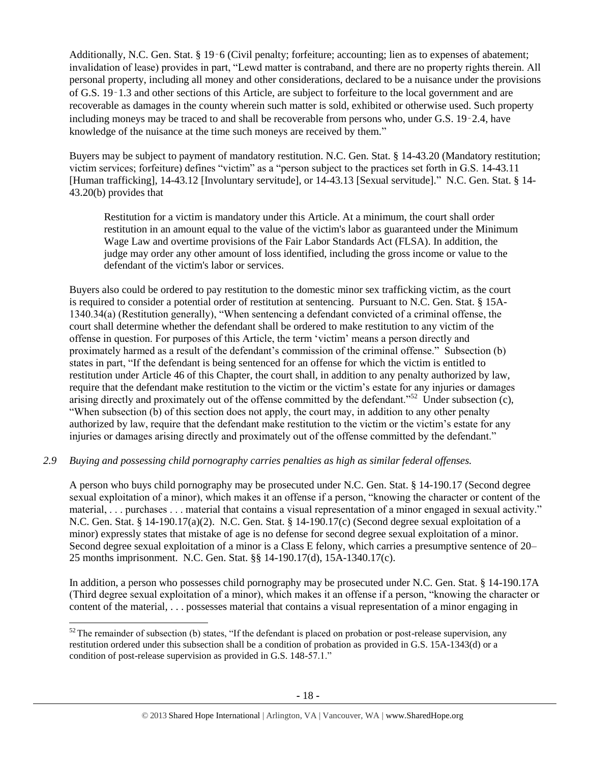Additionally, N.C. Gen. Stat. § 19‑6 (Civil penalty; forfeiture; accounting; lien as to expenses of abatement; invalidation of lease) provides in part, "Lewd matter is contraband, and there are no property rights therein. All personal property, including all money and other considerations, declared to be a nuisance under the provisions of G.S. 19‑1.3 and other sections of this Article, are subject to forfeiture to the local government and are recoverable as damages in the county wherein such matter is sold, exhibited or otherwise used. Such property including moneys may be traced to and shall be recoverable from persons who, under G.S. 19‑2.4, have knowledge of the nuisance at the time such moneys are received by them."

Buyers may be subject to payment of mandatory restitution. N.C. Gen. Stat. § 14-43.20 (Mandatory restitution; victim services; forfeiture) defines "victim" as a "person subject to the practices set forth in G.S. 14-43.11 [Human trafficking], 14-43.12 [Involuntary servitude], or 14-43.13 [Sexual servitude]." N.C. Gen. Stat. § 14-43.20(b) provides that

> Restitution for a victim is mandatory under this Article. At a minimum, the court shall order restitution in an amount equal to the value of the victim's labor as guaranteed under the Minimum Wage Law and overtime provisions of the Fair Labor Standards Act (FLSA). In addition, the judge may order any other amount of loss identified, including the gross income or value to the defendant of the victim's labor or services.

Buyers also could be ordered to pay restitution to the domestic minor sex trafficking victim, as the court is required to consider a potential order of restitution at sentencing. Pursuant to N.C. Gen. Stat. § 15A-1340.34(a) (Restitution generally), "When sentencing a defendant convicted of a criminal offense, the court shall determine whether the defendant shall be ordered to make restitution to any victim of the offense in question. For purposes of this Article, the term 'victim' means a person directly and proximately harmed as a result of the defendant's commission of the criminal offense." Subsection (b) states in part, "If the defendant is being sentenced for an offense for which the victim is entitled to restitution under Article 46 of this Chapter, the court shall, in addition to any penalty authorized by law, require that the defendant make restitution to the victim or the victim's estate for any injuries or damages arising directly and proximately out of the offense committed by the defendant."[52] Under subsection (c), "When subsection (b) of this section does not apply, the court may, in addition to any other penalty authorized by law, require that the defendant make restitution to the victim or the victim's estate for any injuries or damages arising directly and proximately out of the offense committed by the defendant."

*2.9 Buying and possessing child pornography carries penalties as high as similar federal offenses.*

A person who buys child pornography may be prosecuted under N.C. Gen. Stat. § 14-190.17 (Second degree sexual exploitation of a minor), which makes it an offense if a person, "knowing the character or content of the material, . . . purchases . . . material that contains a visual representation of a minor engaged in sexual activity." N.C. Gen. Stat. § 14-190.17(a)(2). N.C. Gen. Stat. § 14-190.17(c) (Second degree sexual exploitation of a minor) expressly states that mistake of age is no defense for second degree sexual exploitation of a minor. Second degree sexual exploitation of a minor is a Class E felony, which carries a presumptive sentence of 20–25 months imprisonment. N.C. Gen. Stat. §§ 14-190.17(d), 15A-1340.17(c).

In addition, a person who possesses child pornography may be prosecuted under N.C. Gen. Stat. § 14-190.17A (Third degree sexual exploitation of a minor), which makes it an offense if a person, "knowing the character or content of the material, . . . possesses material that contains a visual representation of a minor engaging in

---

[52] The remainder of subsection (b) states, "If the defendant is placed on probation or post-release supervision, any restitution ordered under this subsection shall be a condition of probation as provided in G.S. 15A-1343(d) or a condition of post-release supervision as provided in G.S. 148-57.1."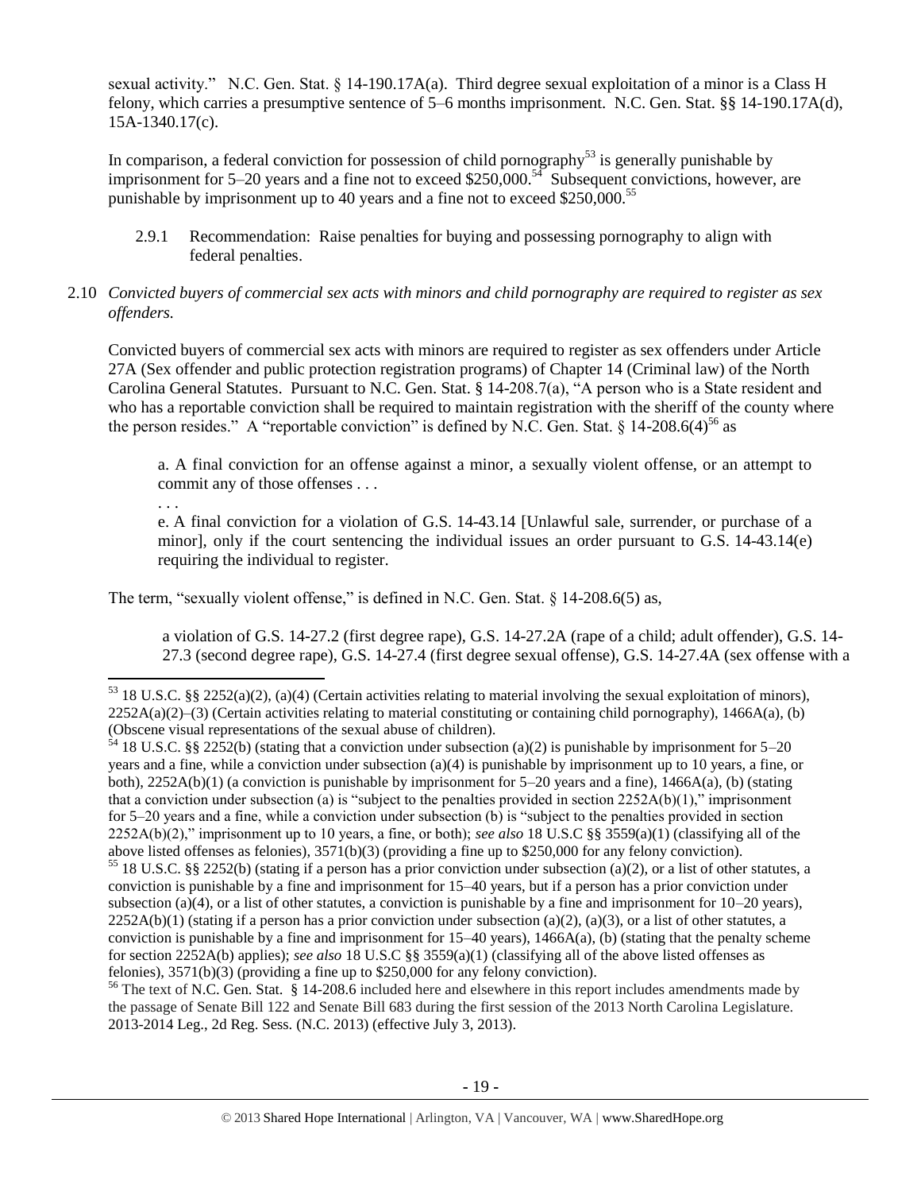sexual activity." N.C. Gen. Stat. § 14-190.17A(a). Third degree sexual exploitation of a minor is a Class H felony, which carries a presumptive sentence of 5–6 months imprisonment. N.C. Gen. Stat. §§ 14-190.17A(d), 15A-1340.17(c).

In comparison, a federal conviction for possession of child pornography[53] is generally punishable by imprisonment for 5–20 years and a fine not to exceed $250,000.[54] Subsequent convictions, however, are punishable by imprisonment up to 40 years and a fine not to exceed $250,000.[55]

2.9.1 Recommendation: Raise penalties for buying and possessing pornography to align with federal penalties.

2.10 *Convicted buyers of commercial sex acts with minors and child pornography are required to register as sex offenders.*

Convicted buyers of commercial sex acts with minors are required to register as sex offenders under Article 27A (Sex offender and public protection registration programs) of Chapter 14 (Criminal law) of the North Carolina General Statutes. Pursuant to N.C. Gen. Stat. § 14-208.7(a), "A person who is a State resident and who has a reportable conviction shall be required to maintain registration with the sheriff of the county where the person resides." A "reportable conviction" is defined by N.C. Gen. Stat. § 14-208.6(4)[56] as

> a. A final conviction for an offense against a minor, a sexually violent offense, or an attempt to commit any of those offenses . . .
>
> . . .
>
> e. A final conviction for a violation of G.S. 14-43.14 [Unlawful sale, surrender, or purchase of a minor], only if the court sentencing the individual issues an order pursuant to G.S. 14-43.14(e) requiring the individual to register.

The term, "sexually violent offense," is defined in N.C. Gen. Stat. § 14-208.6(5) as,

> a violation of G.S. 14-27.2 (first degree rape), G.S. 14-27.2A (rape of a child; adult offender), G.S. 14-27.3 (second degree rape), G.S. 14-27.4 (first degree sexual offense), G.S. 14-27.4A (sex offense with a

---

[53] 18 U.S.C. §§ 2252(a)(2), (a)(4) (Certain activities relating to material involving the sexual exploitation of minors), 2252A(a)(2)–(3) (Certain activities relating to material constituting or containing child pornography), 1466A(a), (b) (Obscene visual representations of the sexual abuse of children).

[54] 18 U.S.C. §§ 2252(b) (stating that a conviction under subsection (a)(2) is punishable by imprisonment for 5–20 years and a fine, while a conviction under subsection (a)(4) is punishable by imprisonment up to 10 years, a fine, or both), 2252A(b)(1) (a conviction is punishable by imprisonment for 5–20 years and a fine), 1466A(a), (b) (stating that a conviction under subsection (a) is "subject to the penalties provided in section 2252A(b)(1)," imprisonment for 5–20 years and a fine, while a conviction under subsection (b) is "subject to the penalties provided in section 2252A(b)(2)," imprisonment up to 10 years, a fine, or both); *see also* 18 U.S.C §§ 3559(a)(1) (classifying all of the above listed offenses as felonies), 3571(b)(3) (providing a fine up to $250,000 for any felony conviction).

[55] 18 U.S.C. §§ 2252(b) (stating if a person has a prior conviction under subsection (a)(2), or a list of other statutes, a conviction is punishable by a fine and imprisonment for 15–40 years, but if a person has a prior conviction under subsection (a)(4), or a list of other statutes, a conviction is punishable by a fine and imprisonment for 10–20 years), 2252A(b)(1) (stating if a person has a prior conviction under subsection (a)(2), (a)(3), or a list of other statutes, a conviction is punishable by a fine and imprisonment for 15–40 years), 1466A(a), (b) (stating that the penalty scheme for section 2252A(b) applies); *see also* 18 U.S.C §§ 3559(a)(1) (classifying all of the above listed offenses as felonies), 3571(b)(3) (providing a fine up to $250,000 for any felony conviction).

[56] The text of N.C. Gen. Stat. § 14-208.6 included here and elsewhere in this report includes amendments made by the passage of Senate Bill 122 and Senate Bill 683 during the first session of the 2013 North Carolina Legislature. 2013-2014 Leg., 2d Reg. Sess. (N.C. 2013) (effective July 3, 2013).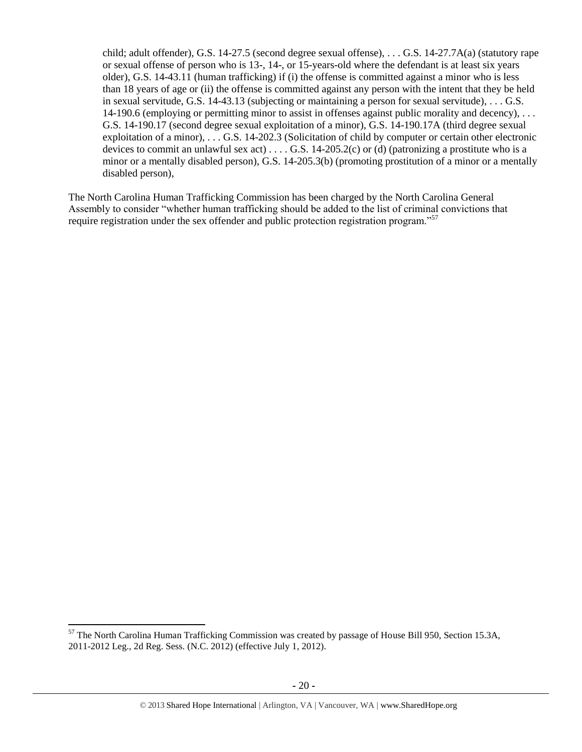> child; adult offender), G.S. 14-27.5 (second degree sexual offense), . . . G.S. 14-27.7A(a) (statutory rape or sexual offense of person who is 13-, 14-, or 15-years-old where the defendant is at least six years older), G.S. 14-43.11 (human trafficking) if (i) the offense is committed against a minor who is less than 18 years of age or (ii) the offense is committed against any person with the intent that they be held in sexual servitude, G.S. 14-43.13 (subjecting or maintaining a person for sexual servitude), . . . G.S. 14-190.6 (employing or permitting minor to assist in offenses against public morality and decency), . . . G.S. 14-190.17 (second degree sexual exploitation of a minor), G.S. 14-190.17A (third degree sexual exploitation of a minor), . . . G.S. 14-202.3 (Solicitation of child by computer or certain other electronic devices to commit an unlawful sex act) . . . . G.S. 14-205.2(c) or (d) (patronizing a prostitute who is a minor or a mentally disabled person), G.S. 14-205.3(b) (promoting prostitution of a minor or a mentally disabled person),

The North Carolina Human Trafficking Commission has been charged by the North Carolina General Assembly to consider "whether human trafficking should be added to the list of criminal convictions that require registration under the sex offender and public protection registration program."[57]

---

[57] The North Carolina Human Trafficking Commission was created by passage of House Bill 950, Section 15.3A, 2011-2012 Leg., 2d Reg. Sess. (N.C. 2012) (effective July 1, 2012).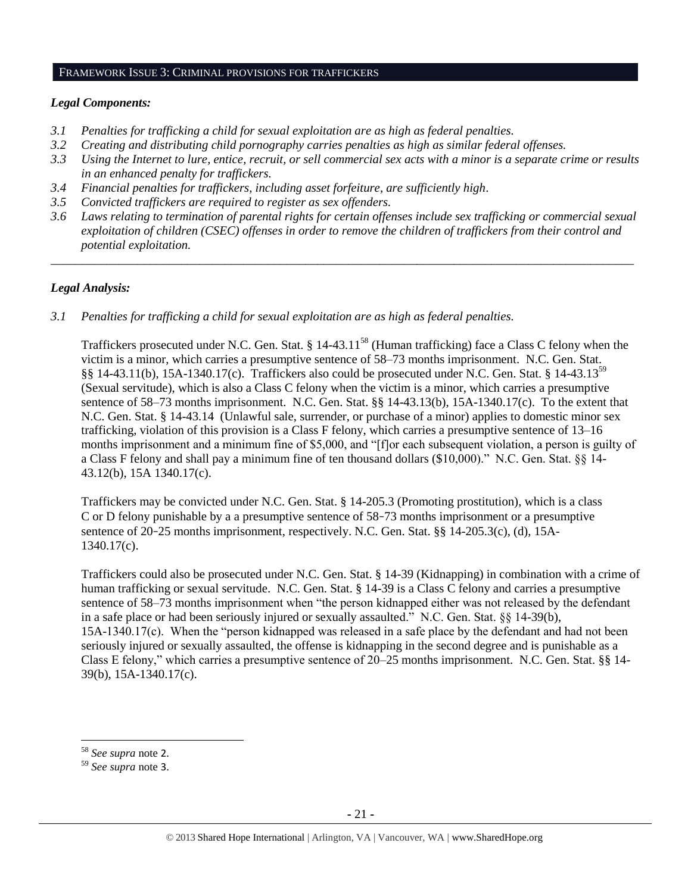## FRAMEWORK ISSUE 3: CRIMINAL PROVISIONS FOR TRAFFICKERS

### *Legal Components:*

*3.1 Penalties for trafficking a child for sexual exploitation are as high as federal penalties.*
*3.2 Creating and distributing child pornography carries penalties as high as similar federal offenses.*
*3.3 Using the Internet to lure, entice, recruit, or sell commercial sex acts with a minor is a separate crime or results in an enhanced penalty for traffickers.*
*3.4 Financial penalties for traffickers, including asset forfeiture, are sufficiently high.*
*3.5 Convicted traffickers are required to register as sex offenders.*
*3.6 Laws relating to termination of parental rights for certain offenses include sex trafficking or commercial sexual exploitation of children (CSEC) offenses in order to remove the children of traffickers from their control and potential exploitation.*

---

### *Legal Analysis:*

*3.1 Penalties for trafficking a child for sexual exploitation are as high as federal penalties.*

Traffickers prosecuted under N.C. Gen. Stat. § 14-43.11[58] (Human trafficking) face a Class C felony when the victim is a minor, which carries a presumptive sentence of 58–73 months imprisonment. N.C. Gen. Stat. §§ 14-43.11(b), 15A-1340.17(c). Traffickers also could be prosecuted under N.C. Gen. Stat. § 14-43.13[59] (Sexual servitude), which is also a Class C felony when the victim is a minor, which carries a presumptive sentence of 58–73 months imprisonment. N.C. Gen. Stat. §§ 14-43.13(b), 15A-1340.17(c). To the extent that N.C. Gen. Stat. § 14-43.14 (Unlawful sale, surrender, or purchase of a minor) applies to domestic minor sex trafficking, violation of this provision is a Class F felony, which carries a presumptive sentence of 13–16 months imprisonment and a minimum fine of $5,000, and "[f]or each subsequent violation, a person is guilty of a Class F felony and shall pay a minimum fine of ten thousand dollars ($10,000)." N.C. Gen. Stat. §§ 14-43.12(b), 15A 1340.17(c).

Traffickers may be convicted under N.C. Gen. Stat. § 14-205.3 (Promoting prostitution), which is a class C or D felony punishable by a a presumptive sentence of 58-73 months imprisonment or a presumptive sentence of 20-25 months imprisonment, respectively. N.C. Gen. Stat. §§ 14-205.3(c), (d), 15A-1340.17(c).

Traffickers could also be prosecuted under N.C. Gen. Stat. § 14-39 (Kidnapping) in combination with a crime of human trafficking or sexual servitude. N.C. Gen. Stat. § 14-39 is a Class C felony and carries a presumptive sentence of 58–73 months imprisonment when "the person kidnapped either was not released by the defendant in a safe place or had been seriously injured or sexually assaulted." N.C. Gen. Stat. §§ 14-39(b), 15A-1340.17(c). When the "person kidnapped was released in a safe place by the defendant and had not been seriously injured or sexually assaulted, the offense is kidnapping in the second degree and is punishable as a Class E felony," which carries a presumptive sentence of 20–25 months imprisonment. N.C. Gen. Stat. §§ 14-39(b), 15A-1340.17(c).

---

[58] *See supra* note 2.
[59] *See supra* note 3.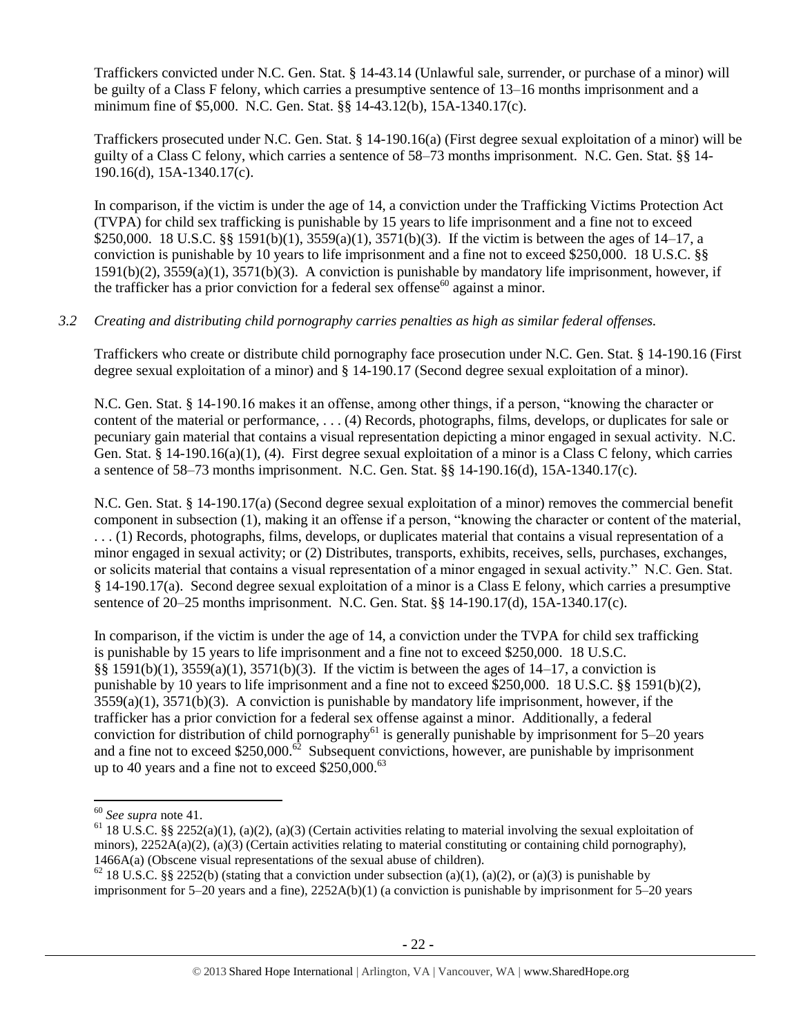Traffickers convicted under N.C. Gen. Stat. § 14-43.14 (Unlawful sale, surrender, or purchase of a minor) will be guilty of a Class F felony, which carries a presumptive sentence of 13–16 months imprisonment and a minimum fine of $5,000. N.C. Gen. Stat. §§ 14-43.12(b), 15A-1340.17(c).

Traffickers prosecuted under N.C. Gen. Stat. § 14-190.16(a) (First degree sexual exploitation of a minor) will be guilty of a Class C felony, which carries a sentence of 58–73 months imprisonment. N.C. Gen. Stat. §§ 14-190.16(d), 15A-1340.17(c).

In comparison, if the victim is under the age of 14, a conviction under the Trafficking Victims Protection Act (TVPA) for child sex trafficking is punishable by 15 years to life imprisonment and a fine not to exceed $250,000. 18 U.S.C. §§ 1591(b)(1), 3559(a)(1), 3571(b)(3). If the victim is between the ages of 14–17, a conviction is punishable by 10 years to life imprisonment and a fine not to exceed $250,000. 18 U.S.C. §§ 1591(b)(2), 3559(a)(1), 3571(b)(3). A conviction is punishable by mandatory life imprisonment, however, if the trafficker has a prior conviction for a federal sex offense[60] against a minor.

*3.2 Creating and distributing child pornography carries penalties as high as similar federal offenses.*

Traffickers who create or distribute child pornography face prosecution under N.C. Gen. Stat. § 14-190.16 (First degree sexual exploitation of a minor) and § 14-190.17 (Second degree sexual exploitation of a minor).

N.C. Gen. Stat. § 14-190.16 makes it an offense, among other things, if a person, "knowing the character or content of the material or performance, . . . (4) Records, photographs, films, develops, or duplicates for sale or pecuniary gain material that contains a visual representation depicting a minor engaged in sexual activity. N.C. Gen. Stat. § 14-190.16(a)(1), (4). First degree sexual exploitation of a minor is a Class C felony, which carries a sentence of 58–73 months imprisonment. N.C. Gen. Stat. §§ 14-190.16(d), 15A-1340.17(c).

N.C. Gen. Stat. § 14-190.17(a) (Second degree sexual exploitation of a minor) removes the commercial benefit component in subsection (1), making it an offense if a person, "knowing the character or content of the material, . . . (1) Records, photographs, films, develops, or duplicates material that contains a visual representation of a minor engaged in sexual activity; or (2) Distributes, transports, exhibits, receives, sells, purchases, exchanges, or solicits material that contains a visual representation of a minor engaged in sexual activity." N.C. Gen. Stat. § 14-190.17(a). Second degree sexual exploitation of a minor is a Class E felony, which carries a presumptive sentence of 20–25 months imprisonment. N.C. Gen. Stat. §§ 14-190.17(d), 15A-1340.17(c).

In comparison, if the victim is under the age of 14, a conviction under the TVPA for child sex trafficking is punishable by 15 years to life imprisonment and a fine not to exceed $250,000. 18 U.S.C. §§ 1591(b)(1), 3559(a)(1), 3571(b)(3). If the victim is between the ages of 14–17, a conviction is punishable by 10 years to life imprisonment and a fine not to exceed $250,000. 18 U.S.C. §§ 1591(b)(2), 3559(a)(1), 3571(b)(3). A conviction is punishable by mandatory life imprisonment, however, if the trafficker has a prior conviction for a federal sex offense against a minor. Additionally, a federal conviction for distribution of child pornography[61] is generally punishable by imprisonment for 5–20 years and a fine not to exceed $250,000.[62] Subsequent convictions, however, are punishable by imprisonment up to 40 years and a fine not to exceed $250,000.[63]

---

[60] *See supra* note 41.

[61] 18 U.S.C. §§ 2252(a)(1), (a)(2), (a)(3) (Certain activities relating to material involving the sexual exploitation of minors), 2252A(a)(2), (a)(3) (Certain activities relating to material constituting or containing child pornography), 1466A(a) (Obscene visual representations of the sexual abuse of children).

[62] 18 U.S.C. §§ 2252(b) (stating that a conviction under subsection (a)(1), (a)(2), or (a)(3) is punishable by imprisonment for 5–20 years and a fine), 2252A(b)(1) (a conviction is punishable by imprisonment for 5–20 years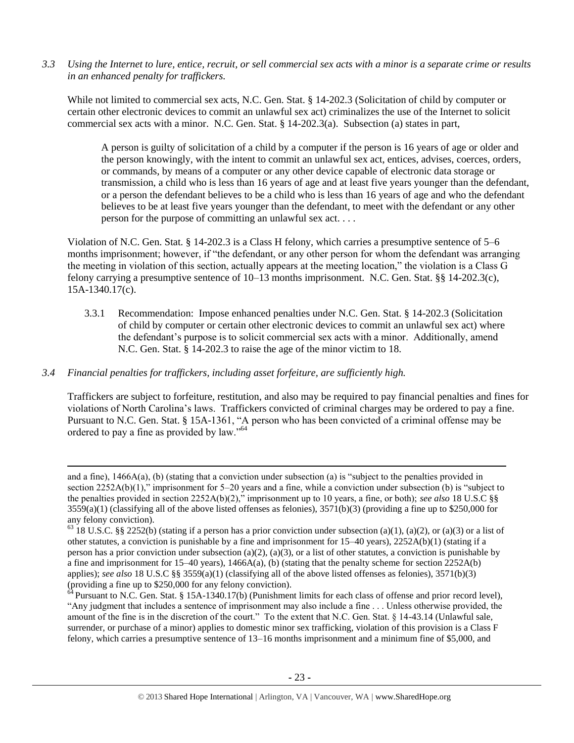*3.3 Using the Internet to lure, entice, recruit, or sell commercial sex acts with a minor is a separate crime or results in an enhanced penalty for traffickers.*

While not limited to commercial sex acts, N.C. Gen. Stat. § 14-202.3 (Solicitation of child by computer or certain other electronic devices to commit an unlawful sex act) criminalizes the use of the Internet to solicit commercial sex acts with a minor. N.C. Gen. Stat. § 14-202.3(a). Subsection (a) states in part,

> A person is guilty of solicitation of a child by a computer if the person is 16 years of age or older and the person knowingly, with the intent to commit an unlawful sex act, entices, advises, coerces, orders, or commands, by means of a computer or any other device capable of electronic data storage or transmission, a child who is less than 16 years of age and at least five years younger than the defendant, or a person the defendant believes to be a child who is less than 16 years of age and who the defendant believes to be at least five years younger than the defendant, to meet with the defendant or any other person for the purpose of committing an unlawful sex act. . . .

Violation of N.C. Gen. Stat. § 14-202.3 is a Class H felony, which carries a presumptive sentence of 5–6 months imprisonment; however, if "the defendant, or any other person for whom the defendant was arranging the meeting in violation of this section, actually appears at the meeting location," the violation is a Class G felony carrying a presumptive sentence of 10–13 months imprisonment. N.C. Gen. Stat. §§ 14-202.3(c), 15A-1340.17(c).

3.3.1 Recommendation: Impose enhanced penalties under N.C. Gen. Stat. § 14-202.3 (Solicitation of child by computer or certain other electronic devices to commit an unlawful sex act) where the defendant's purpose is to solicit commercial sex acts with a minor. Additionally, amend N.C. Gen. Stat. § 14-202.3 to raise the age of the minor victim to 18.

*3.4 Financial penalties for traffickers, including asset forfeiture, are sufficiently high.*

Traffickers are subject to forfeiture, restitution, and also may be required to pay financial penalties and fines for violations of North Carolina's laws. Traffickers convicted of criminal charges may be ordered to pay a fine. Pursuant to N.C. Gen. Stat. § 15A-1361, "A person who has been convicted of a criminal offense may be ordered to pay a fine as provided by law."[64]

---

and a fine), 1466A(a), (b) (stating that a conviction under subsection (a) is "subject to the penalties provided in section 2252A(b)(1)," imprisonment for 5–20 years and a fine, while a conviction under subsection (b) is "subject to the penalties provided in section 2252A(b)(2)," imprisonment up to 10 years, a fine, or both); *see also* 18 U.S.C §§ 3559(a)(1) (classifying all of the above listed offenses as felonies), 3571(b)(3) (providing a fine up to $250,000 for any felony conviction).

[63] 18 U.S.C. §§ 2252(b) (stating if a person has a prior conviction under subsection (a)(1), (a)(2), or (a)(3) or a list of other statutes, a conviction is punishable by a fine and imprisonment for 15–40 years), 2252A(b)(1) (stating if a person has a prior conviction under subsection (a)(2), (a)(3), or a list of other statutes, a conviction is punishable by a fine and imprisonment for 15–40 years), 1466A(a), (b) (stating that the penalty scheme for section 2252A(b) applies); *see also* 18 U.S.C §§ 3559(a)(1) (classifying all of the above listed offenses as felonies), 3571(b)(3) (providing a fine up to $250,000 for any felony conviction).

[64] Pursuant to N.C. Gen. Stat. § 15A-1340.17(b) (Punishment limits for each class of offense and prior record level), "Any judgment that includes a sentence of imprisonment may also include a fine . . . Unless otherwise provided, the amount of the fine is in the discretion of the court." To the extent that N.C. Gen. Stat. § 14-43.14 (Unlawful sale, surrender, or purchase of a minor) applies to domestic minor sex trafficking, violation of this provision is a Class F felony, which carries a presumptive sentence of 13–16 months imprisonment and a minimum fine of $5,000, and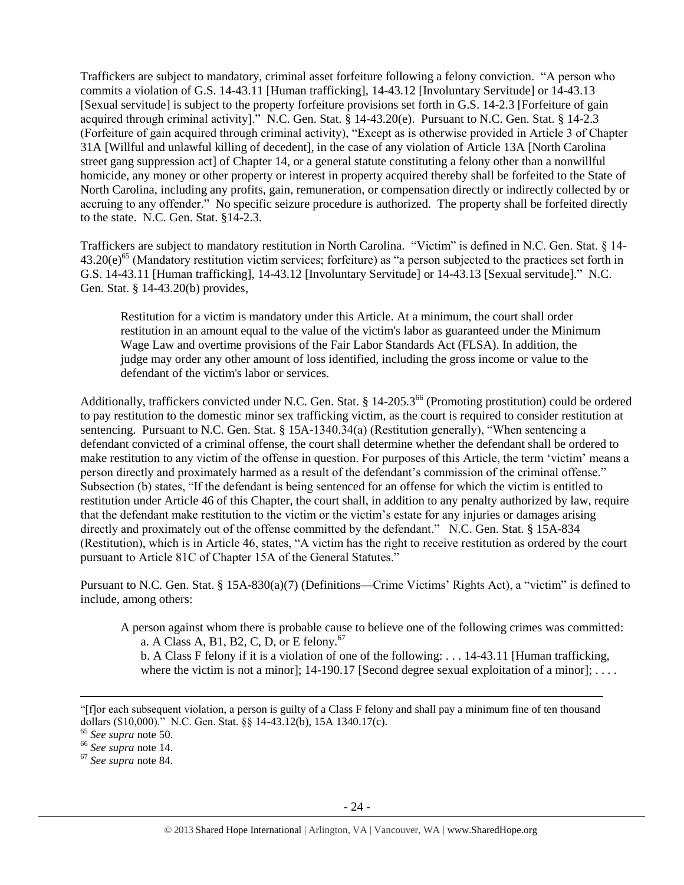Traffickers are subject to mandatory, criminal asset forfeiture following a felony conviction. "A person who commits a violation of G.S. 14-43.11 [Human trafficking], 14-43.12 [Involuntary Servitude] or 14-43.13 [Sexual servitude] is subject to the property forfeiture provisions set forth in G.S. 14-2.3 [Forfeiture of gain acquired through criminal activity]." N.C. Gen. Stat. § 14-43.20(e). Pursuant to N.C. Gen. Stat. § 14-2.3 (Forfeiture of gain acquired through criminal activity), "Except as is otherwise provided in Article 3 of Chapter 31A [Willful and unlawful killing of decedent], in the case of any violation of Article 13A [North Carolina street gang suppression act] of Chapter 14, or a general statute constituting a felony other than a nonwillful homicide, any money or other property or interest in property acquired thereby shall be forfeited to the State of North Carolina, including any profits, gain, remuneration, or compensation directly or indirectly collected by or accruing to any offender." No specific seizure procedure is authorized. The property shall be forfeited directly to the state. N.C. Gen. Stat. §14-2.3.

Traffickers are subject to mandatory restitution in North Carolina. "Victim" is defined in N.C. Gen. Stat. § 14-43.20(e)[65] (Mandatory restitution victim services; forfeiture) as "a person subjected to the practices set forth in G.S. 14-43.11 [Human trafficking], 14-43.12 [Involuntary Servitude] or 14-43.13 [Sexual servitude]." N.C. Gen. Stat. § 14-43.20(b) provides,

> Restitution for a victim is mandatory under this Article. At a minimum, the court shall order restitution in an amount equal to the value of the victim's labor as guaranteed under the Minimum Wage Law and overtime provisions of the Fair Labor Standards Act (FLSA). In addition, the judge may order any other amount of loss identified, including the gross income or value to the defendant of the victim's labor or services.

Additionally, traffickers convicted under N.C. Gen. Stat. § 14-205.3[66] (Promoting prostitution) could be ordered to pay restitution to the domestic minor sex trafficking victim, as the court is required to consider restitution at sentencing. Pursuant to N.C. Gen. Stat. § 15A-1340.34(a) (Restitution generally), "When sentencing a defendant convicted of a criminal offense, the court shall determine whether the defendant shall be ordered to make restitution to any victim of the offense in question. For purposes of this Article, the term 'victim' means a person directly and proximately harmed as a result of the defendant's commission of the criminal offense." Subsection (b) states, "If the defendant is being sentenced for an offense for which the victim is entitled to restitution under Article 46 of this Chapter, the court shall, in addition to any penalty authorized by law, require that the defendant make restitution to the victim or the victim's estate for any injuries or damages arising directly and proximately out of the offense committed by the defendant." N.C. Gen. Stat. § 15A-834 (Restitution), which is in Article 46, states, "A victim has the right to receive restitution as ordered by the court pursuant to Article 81C of Chapter 15A of the General Statutes."

Pursuant to N.C. Gen. Stat. § 15A-830(a)(7) (Definitions—Crime Victims' Rights Act), a "victim" is defined to include, among others:

> A person against whom there is probable cause to believe one of the following crimes was committed:
>
> a. A Class A, B1, B2, C, D, or E felony.[67]
>
> b. A Class F felony if it is a violation of one of the following: . . . 14-43.11 [Human trafficking, where the victim is not a minor]; 14-190.17 [Second degree sexual exploitation of a minor]; . . . .

---

"[f]or each subsequent violation, a person is guilty of a Class F felony and shall pay a minimum fine of ten thousand dollars ($10,000)." N.C. Gen. Stat. §§ 14-43.12(b), 15A 1340.17(c).

[65] *See supra* note 50.

[66] *See supra* note 14.

[67] *See supra* note 84.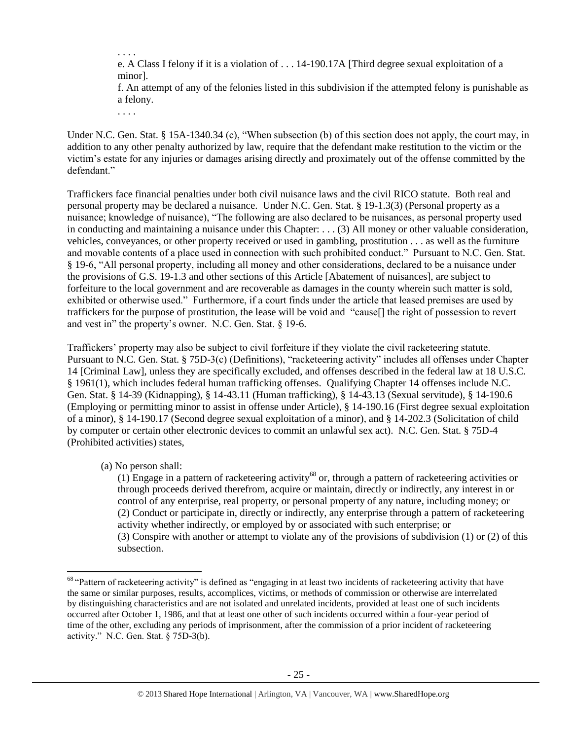. . . .

e. A Class I felony if it is a violation of . . . 14-190.17A [Third degree sexual exploitation of a minor].

f. An attempt of any of the felonies listed in this subdivision if the attempted felony is punishable as a felony.

. . . .

Under N.C. Gen. Stat. § 15A-1340.34 (c), "When subsection (b) of this section does not apply, the court may, in addition to any other penalty authorized by law, require that the defendant make restitution to the victim or the victim's estate for any injuries or damages arising directly and proximately out of the offense committed by the defendant."

Traffickers face financial penalties under both civil nuisance laws and the civil RICO statute. Both real and personal property may be declared a nuisance. Under N.C. Gen. Stat. § 19-1.3(3) (Personal property as a nuisance; knowledge of nuisance), "The following are also declared to be nuisances, as personal property used in conducting and maintaining a nuisance under this Chapter: . . . (3) All money or other valuable consideration, vehicles, conveyances, or other property received or used in gambling, prostitution . . . as well as the furniture and movable contents of a place used in connection with such prohibited conduct." Pursuant to N.C. Gen. Stat. § 19-6, "All personal property, including all money and other considerations, declared to be a nuisance under the provisions of G.S. 19-1.3 and other sections of this Article [Abatement of nuisances], are subject to forfeiture to the local government and are recoverable as damages in the county wherein such matter is sold, exhibited or otherwise used." Furthermore, if a court finds under the article that leased premises are used by traffickers for the purpose of prostitution, the lease will be void and "cause[] the right of possession to revert and vest in" the property's owner. N.C. Gen. Stat. § 19-6.

Traffickers' property may also be subject to civil forfeiture if they violate the civil racketeering statute. Pursuant to N.C. Gen. Stat. § 75D-3(c) (Definitions), "racketeering activity" includes all offenses under Chapter 14 [Criminal Law], unless they are specifically excluded, and offenses described in the federal law at 18 U.S.C. § 1961(1), which includes federal human trafficking offenses. Qualifying Chapter 14 offenses include N.C. Gen. Stat. § 14-39 (Kidnapping), § 14-43.11 (Human trafficking), § 14-43.13 (Sexual servitude), § 14-190.6 (Employing or permitting minor to assist in offense under Article), § 14-190.16 (First degree sexual exploitation of a minor), § 14-190.17 (Second degree sexual exploitation of a minor), and § 14-202.3 (Solicitation of child by computer or certain other electronic devices to commit an unlawful sex act). N.C. Gen. Stat. § 75D-4 (Prohibited activities) states,

(a) No person shall:

(1) Engage in a pattern of racketeering activity[68] or, through a pattern of racketeering activities or through proceeds derived therefrom, acquire or maintain, directly or indirectly, any interest in or control of any enterprise, real property, or personal property of any nature, including money; or

(2) Conduct or participate in, directly or indirectly, any enterprise through a pattern of racketeering activity whether indirectly, or employed by or associated with such enterprise; or

(3) Conspire with another or attempt to violate any of the provisions of subdivision (1) or (2) of this subsection.

---

[68] "Pattern of racketeering activity" is defined as "engaging in at least two incidents of racketeering activity that have the same or similar purposes, results, accomplices, victims, or methods of commission or otherwise are interrelated by distinguishing characteristics and are not isolated and unrelated incidents, provided at least one of such incidents occurred after October 1, 1986, and that at least one other of such incidents occurred within a four-year period of time of the other, excluding any periods of imprisonment, after the commission of a prior incident of racketeering activity." N.C. Gen. Stat. § 75D-3(b).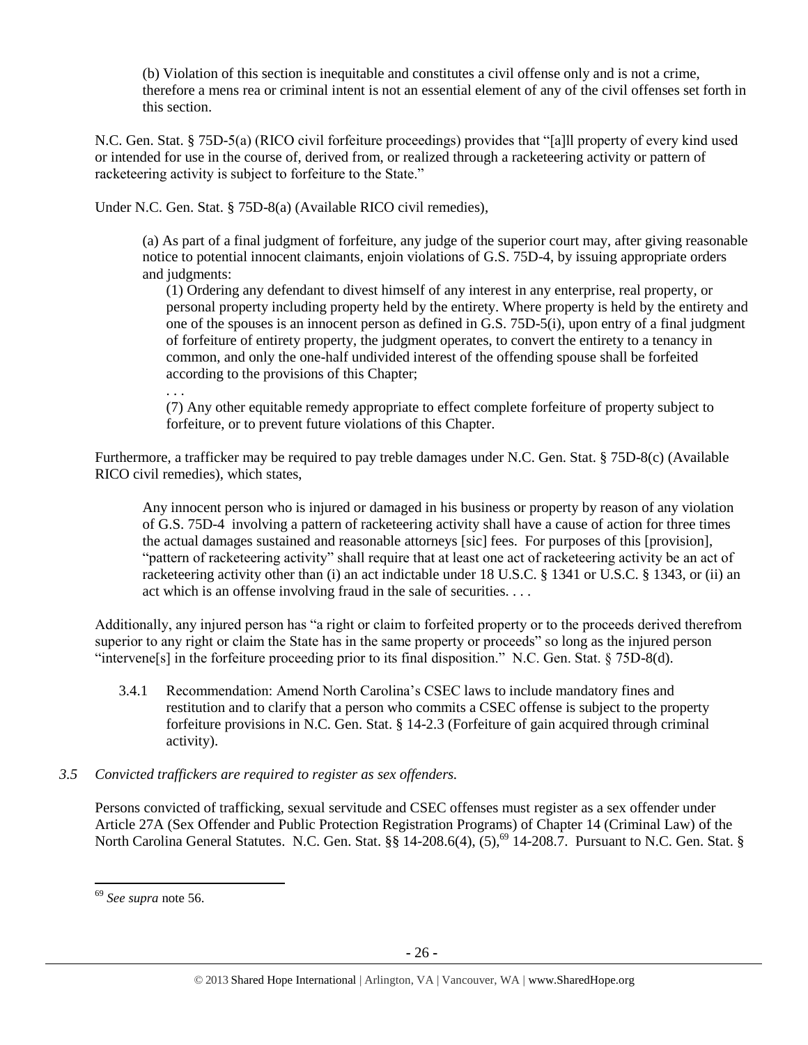> (b) Violation of this section is inequitable and constitutes a civil offense only and is not a crime, therefore a mens rea or criminal intent is not an essential element of any of the civil offenses set forth in this section.

N.C. Gen. Stat. § 75D-5(a) (RICO civil forfeiture proceedings) provides that "[a]ll property of every kind used or intended for use in the course of, derived from, or realized through a racketeering activity or pattern of racketeering activity is subject to forfeiture to the State."

Under N.C. Gen. Stat. § 75D-8(a) (Available RICO civil remedies),

> (a) As part of a final judgment of forfeiture, any judge of the superior court may, after giving reasonable notice to potential innocent claimants, enjoin violations of G.S. 75D-4, by issuing appropriate orders and judgments:
>
> (1) Ordering any defendant to divest himself of any interest in any enterprise, real property, or personal property including property held by the entirety. Where property is held by the entirety and one of the spouses is an innocent person as defined in G.S. 75D-5(i), upon entry of a final judgment of forfeiture of entirety property, the judgment operates, to convert the entirety to a tenancy in common, and only the one-half undivided interest of the offending spouse shall be forfeited according to the provisions of this Chapter;
>
> . . .
>
> (7) Any other equitable remedy appropriate to effect complete forfeiture of property subject to forfeiture, or to prevent future violations of this Chapter.

Furthermore, a trafficker may be required to pay treble damages under N.C. Gen. Stat. § 75D-8(c) (Available RICO civil remedies), which states,

> Any innocent person who is injured or damaged in his business or property by reason of any violation of G.S. 75D-4 involving a pattern of racketeering activity shall have a cause of action for three times the actual damages sustained and reasonable attorneys [sic] fees. For purposes of this [provision], "pattern of racketeering activity" shall require that at least one act of racketeering activity be an act of racketeering activity other than (i) an act indictable under 18 U.S.C. § 1341 or U.S.C. § 1343, or (ii) an act which is an offense involving fraud in the sale of securities. . . .

Additionally, any injured person has "a right or claim to forfeited property or to the proceeds derived therefrom superior to any right or claim the State has in the same property or proceeds" so long as the injured person "intervene[s] in the forfeiture proceeding prior to its final disposition." N.C. Gen. Stat. § 75D-8(d).

3.4.1 Recommendation: Amend North Carolina's CSEC laws to include mandatory fines and restitution and to clarify that a person who commits a CSEC offense is subject to the property forfeiture provisions in N.C. Gen. Stat. § 14-2.3 (Forfeiture of gain acquired through criminal activity).

*3.5 Convicted traffickers are required to register as sex offenders.*

Persons convicted of trafficking, sexual servitude and CSEC offenses must register as a sex offender under Article 27A (Sex Offender and Public Protection Registration Programs) of Chapter 14 (Criminal Law) of the North Carolina General Statutes. N.C. Gen. Stat. §§ 14-208.6(4), (5),[69] 14-208.7. Pursuant to N.C. Gen. Stat. §

---

[69] *See supra* note 56.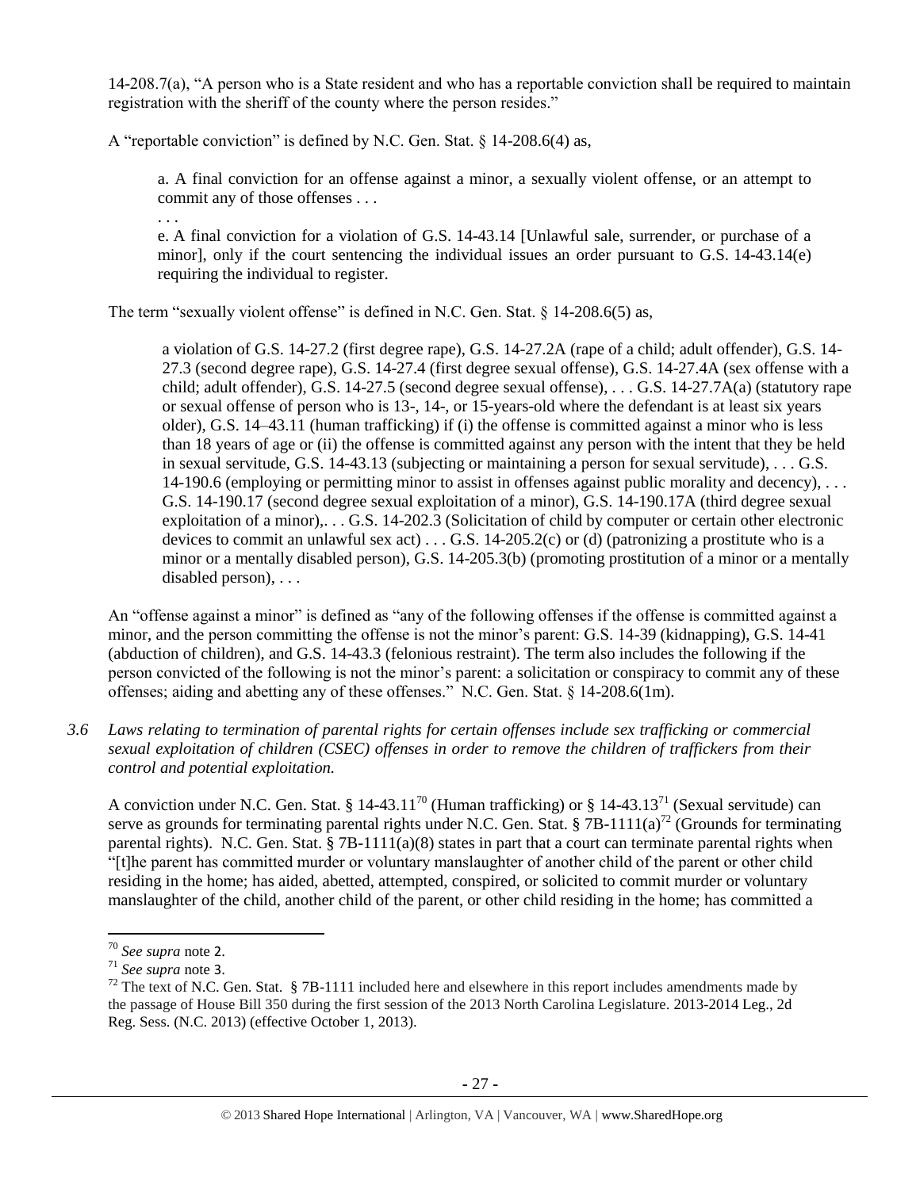14-208.7(a), "A person who is a State resident and who has a reportable conviction shall be required to maintain registration with the sheriff of the county where the person resides."

A "reportable conviction" is defined by N.C. Gen. Stat. § 14-208.6(4) as,

> a. A final conviction for an offense against a minor, a sexually violent offense, or an attempt to commit any of those offenses . . .
>
> . . .
>
> e. A final conviction for a violation of G.S. 14-43.14 [Unlawful sale, surrender, or purchase of a minor], only if the court sentencing the individual issues an order pursuant to G.S. 14-43.14(e) requiring the individual to register.

The term "sexually violent offense" is defined in N.C. Gen. Stat. § 14-208.6(5) as,

> a violation of G.S. 14-27.2 (first degree rape), G.S. 14-27.2A (rape of a child; adult offender), G.S. 14-27.3 (second degree rape), G.S. 14-27.4 (first degree sexual offense), G.S. 14-27.4A (sex offense with a child; adult offender), G.S. 14-27.5 (second degree sexual offense), . . . G.S. 14-27.7A(a) (statutory rape or sexual offense of person who is 13-, 14-, or 15-years-old where the defendant is at least six years older), G.S. 14–43.11 (human trafficking) if (i) the offense is committed against a minor who is less than 18 years of age or (ii) the offense is committed against any person with the intent that they be held in sexual servitude, G.S. 14-43.13 (subjecting or maintaining a person for sexual servitude), . . . G.S. 14-190.6 (employing or permitting minor to assist in offenses against public morality and decency), . . . G.S. 14-190.17 (second degree sexual exploitation of a minor), G.S. 14-190.17A (third degree sexual exploitation of a minor),. . . G.S. 14-202.3 (Solicitation of child by computer or certain other electronic devices to commit an unlawful sex act) . . . G.S. 14-205.2(c) or (d) (patronizing a prostitute who is a minor or a mentally disabled person), G.S. 14-205.3(b) (promoting prostitution of a minor or a mentally disabled person), . . .

An "offense against a minor" is defined as "any of the following offenses if the offense is committed against a minor, and the person committing the offense is not the minor's parent: G.S. 14-39 (kidnapping), G.S. 14-41 (abduction of children), and G.S. 14-43.3 (felonious restraint). The term also includes the following if the person convicted of the following is not the minor's parent: a solicitation or conspiracy to commit any of these offenses; aiding and abetting any of these offenses." N.C. Gen. Stat. § 14-208.6(1m).

*3.6 Laws relating to termination of parental rights for certain offenses include sex trafficking or commercial sexual exploitation of children (CSEC) offenses in order to remove the children of traffickers from their control and potential exploitation.*

A conviction under N.C. Gen. Stat. § 14-43.11[70] (Human trafficking) or § 14-43.13[71] (Sexual servitude) can serve as grounds for terminating parental rights under N.C. Gen. Stat. § 7B-1111(a)[72] (Grounds for terminating parental rights). N.C. Gen. Stat. § 7B-1111(a)(8) states in part that a court can terminate parental rights when "[t]he parent has committed murder or voluntary manslaughter of another child of the parent or other child residing in the home; has aided, abetted, attempted, conspired, or solicited to commit murder or voluntary manslaughter of the child, another child of the parent, or other child residing in the home; has committed a

---

[70] *See supra* note 2.

[71] *See supra* note 3.

[72] The text of N.C. Gen. Stat. § 7B-1111 included here and elsewhere in this report includes amendments made by the passage of House Bill 350 during the first session of the 2013 North Carolina Legislature. 2013-2014 Leg., 2d Reg. Sess. (N.C. 2013) (effective October 1, 2013).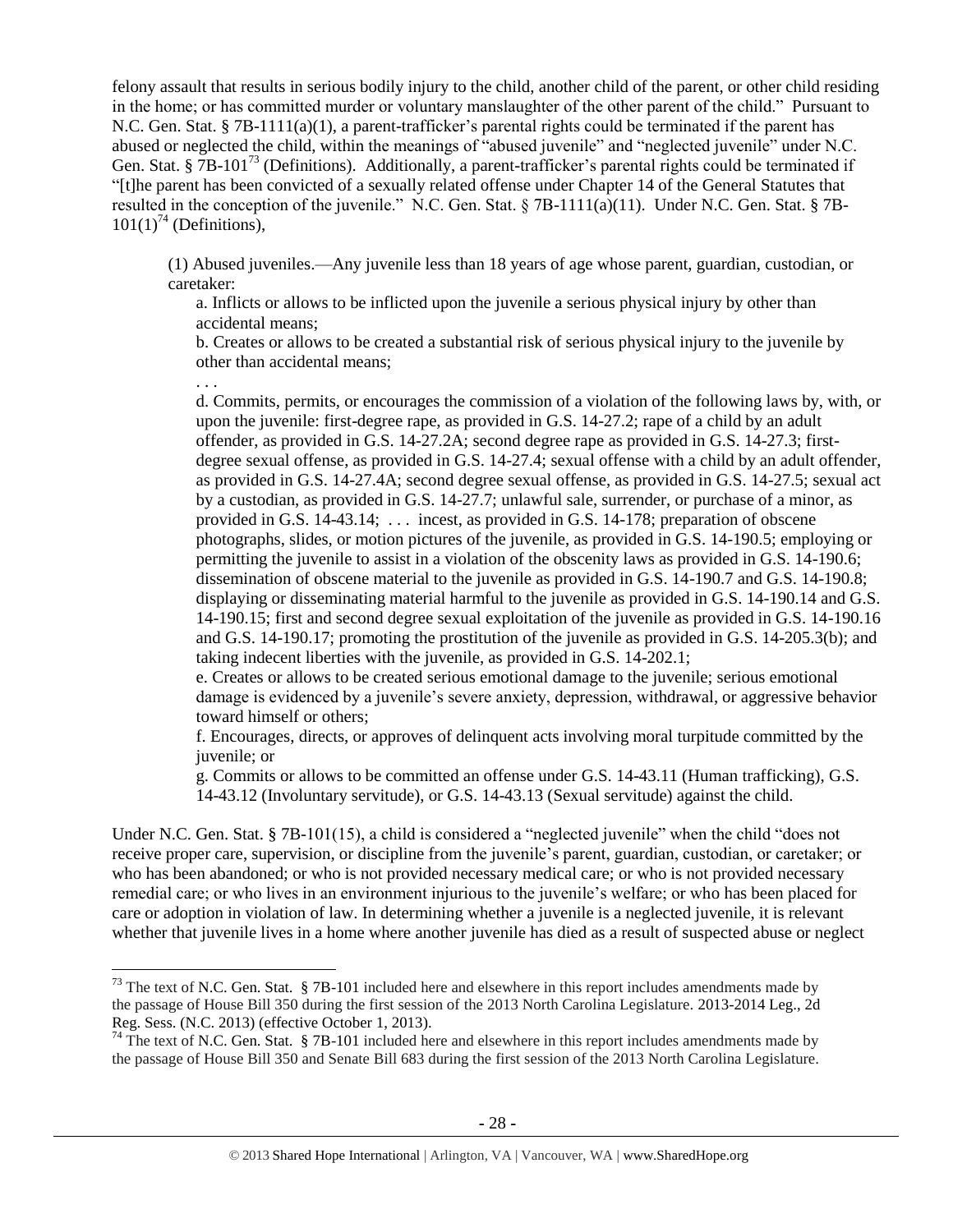felony assault that results in serious bodily injury to the child, another child of the parent, or other child residing in the home; or has committed murder or voluntary manslaughter of the other parent of the child." Pursuant to N.C. Gen. Stat. § 7B-1111(a)(1), a parent-trafficker's parental rights could be terminated if the parent has abused or neglected the child, within the meanings of "abused juvenile" and "neglected juvenile" under N.C. Gen. Stat. § 7B-101[73] (Definitions). Additionally, a parent-trafficker's parental rights could be terminated if "[t]he parent has been convicted of a sexually related offense under Chapter 14 of the General Statutes that resulted in the conception of the juvenile." N.C. Gen. Stat. § 7B-1111(a)(11). Under N.C. Gen. Stat. § 7B-101(1)[74] (Definitions),

> (1) Abused juveniles.—Any juvenile less than 18 years of age whose parent, guardian, custodian, or caretaker:
>
> a. Inflicts or allows to be inflicted upon the juvenile a serious physical injury by other than accidental means;
>
> b. Creates or allows to be created a substantial risk of serious physical injury to the juvenile by other than accidental means;
>
> . . .
>
> d. Commits, permits, or encourages the commission of a violation of the following laws by, with, or upon the juvenile: first-degree rape, as provided in G.S. 14-27.2; rape of a child by an adult offender, as provided in G.S. 14-27.2A; second degree rape as provided in G.S. 14-27.3; first-degree sexual offense, as provided in G.S. 14-27.4; sexual offense with a child by an adult offender, as provided in G.S. 14-27.4A; second degree sexual offense, as provided in G.S. 14-27.5; sexual act by a custodian, as provided in G.S. 14-27.7; unlawful sale, surrender, or purchase of a minor, as provided in G.S. 14-43.14; . . . incest, as provided in G.S. 14-178; preparation of obscene photographs, slides, or motion pictures of the juvenile, as provided in G.S. 14-190.5; employing or permitting the juvenile to assist in a violation of the obscenity laws as provided in G.S. 14-190.6; dissemination of obscene material to the juvenile as provided in G.S. 14-190.7 and G.S. 14-190.8; displaying or disseminating material harmful to the juvenile as provided in G.S. 14-190.14 and G.S. 14-190.15; first and second degree sexual exploitation of the juvenile as provided in G.S. 14-190.16 and G.S. 14-190.17; promoting the prostitution of the juvenile as provided in G.S. 14-205.3(b); and taking indecent liberties with the juvenile, as provided in G.S. 14-202.1;
>
> e. Creates or allows to be created serious emotional damage to the juvenile; serious emotional damage is evidenced by a juvenile's severe anxiety, depression, withdrawal, or aggressive behavior toward himself or others;
>
> f. Encourages, directs, or approves of delinquent acts involving moral turpitude committed by the juvenile; or
>
> g. Commits or allows to be committed an offense under G.S. 14-43.11 (Human trafficking), G.S. 14-43.12 (Involuntary servitude), or G.S. 14-43.13 (Sexual servitude) against the child.

Under N.C. Gen. Stat. § 7B-101(15), a child is considered a "neglected juvenile" when the child "does not receive proper care, supervision, or discipline from the juvenile's parent, guardian, custodian, or caretaker; or who has been abandoned; or who is not provided necessary medical care; or who is not provided necessary remedial care; or who lives in an environment injurious to the juvenile's welfare; or who has been placed for care or adoption in violation of law. In determining whether a juvenile is a neglected juvenile, it is relevant whether that juvenile lives in a home where another juvenile has died as a result of suspected abuse or neglect

---

[73] The text of N.C. Gen. Stat. § 7B-101 included here and elsewhere in this report includes amendments made by the passage of House Bill 350 during the first session of the 2013 North Carolina Legislature. 2013-2014 Leg., 2d Reg. Sess. (N.C. 2013) (effective October 1, 2013).

[74] The text of N.C. Gen. Stat. § 7B-101 included here and elsewhere in this report includes amendments made by the passage of House Bill 350 and Senate Bill 683 during the first session of the 2013 North Carolina Legislature.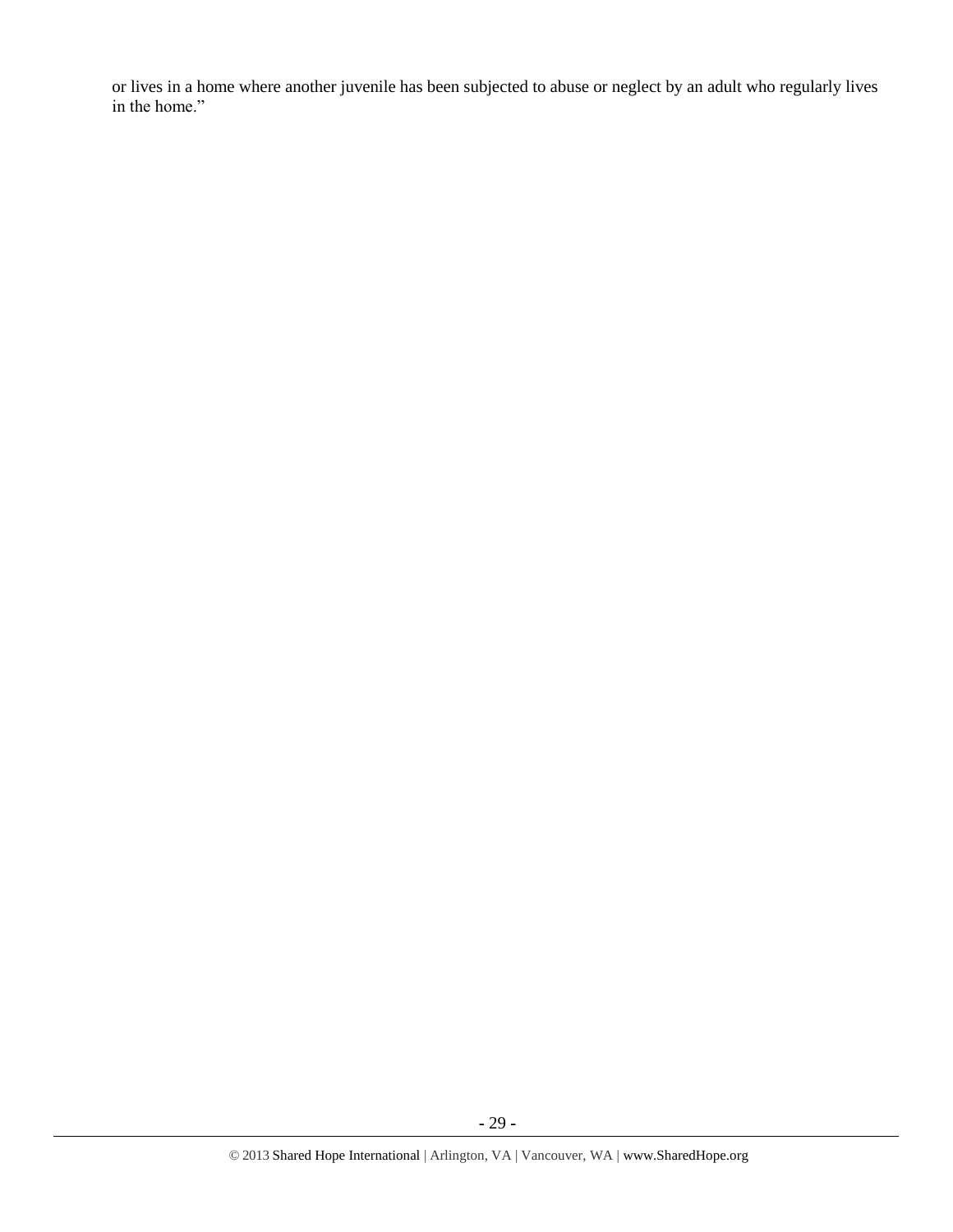or lives in a home where another juvenile has been subjected to abuse or neglect by an adult who regularly lives in the home."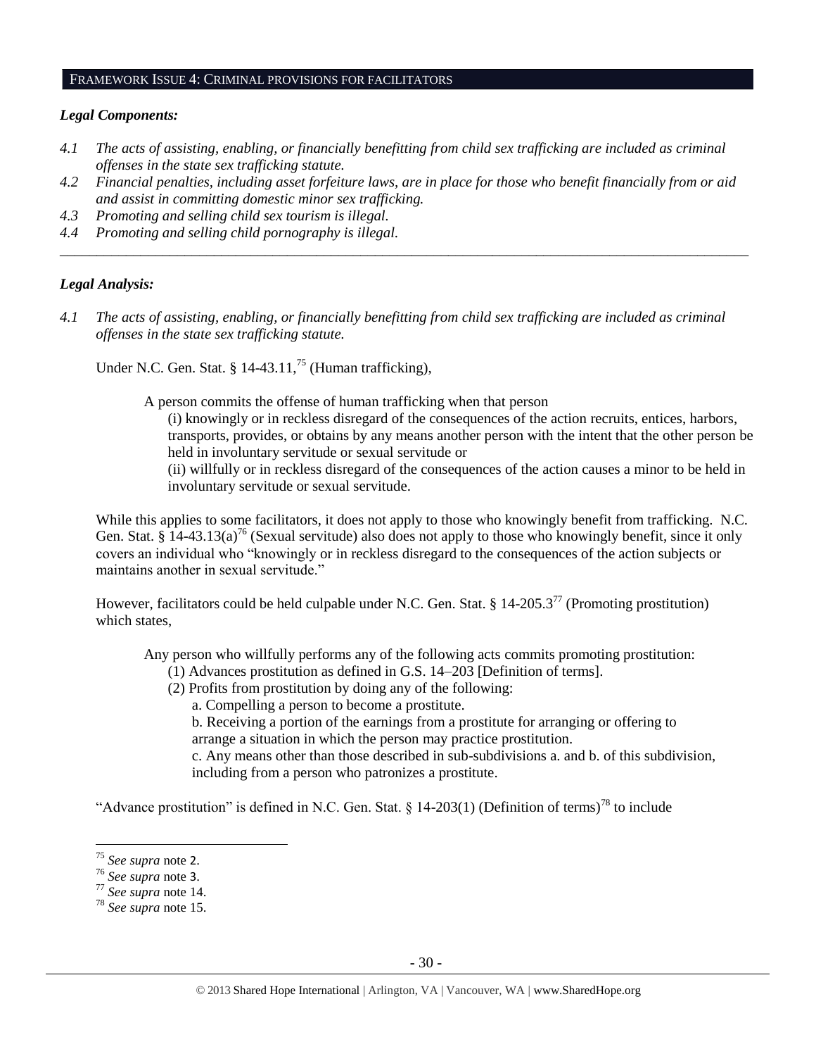## FRAMEWORK ISSUE 4: CRIMINAL PROVISIONS FOR FACILITATORS

### *Legal Components:*

*4.1 The acts of assisting, enabling, or financially benefitting from child sex trafficking are included as criminal offenses in the state sex trafficking statute.*

*4.2 Financial penalties, including asset forfeiture laws, are in place for those who benefit financially from or aid and assist in committing domestic minor sex trafficking.*

*4.3 Promoting and selling child sex tourism is illegal.*

*4.4 Promoting and selling child pornography is illegal.*

---

### *Legal Analysis:*

*4.1 The acts of assisting, enabling, or financially benefitting from child sex trafficking are included as criminal offenses in the state sex trafficking statute.*

Under N.C. Gen. Stat. § 14-43.11,[75] (Human trafficking),

> A person commits the offense of human trafficking when that person
>
> (i) knowingly or in reckless disregard of the consequences of the action recruits, entices, harbors, transports, provides, or obtains by any means another person with the intent that the other person be held in involuntary servitude or sexual servitude or
>
> (ii) willfully or in reckless disregard of the consequences of the action causes a minor to be held in involuntary servitude or sexual servitude.

While this applies to some facilitators, it does not apply to those who knowingly benefit from trafficking. N.C. Gen. Stat. § 14-43.13(a)[76] (Sexual servitude) also does not apply to those who knowingly benefit, since it only covers an individual who "knowingly or in reckless disregard to the consequences of the action subjects or maintains another in sexual servitude."

However, facilitators could be held culpable under N.C. Gen. Stat. § 14-205.3[77] (Promoting prostitution) which states,

> Any person who willfully performs any of the following acts commits promoting prostitution:
>
> (1) Advances prostitution as defined in G.S. 14–203 [Definition of terms].
>
> (2) Profits from prostitution by doing any of the following:
>
> a. Compelling a person to become a prostitute.
>
> b. Receiving a portion of the earnings from a prostitute for arranging or offering to arrange a situation in which the person may practice prostitution.
>
> c. Any means other than those described in sub-subdivisions a. and b. of this subdivision, including from a person who patronizes a prostitute.

"Advance prostitution" is defined in N.C. Gen. Stat. § 14-203(1) (Definition of terms)[78] to include

---

[75] *See supra* note 2.

[76] *See supra* note 3.

[77] *See supra* note 14.

[78] *See supra* note 15.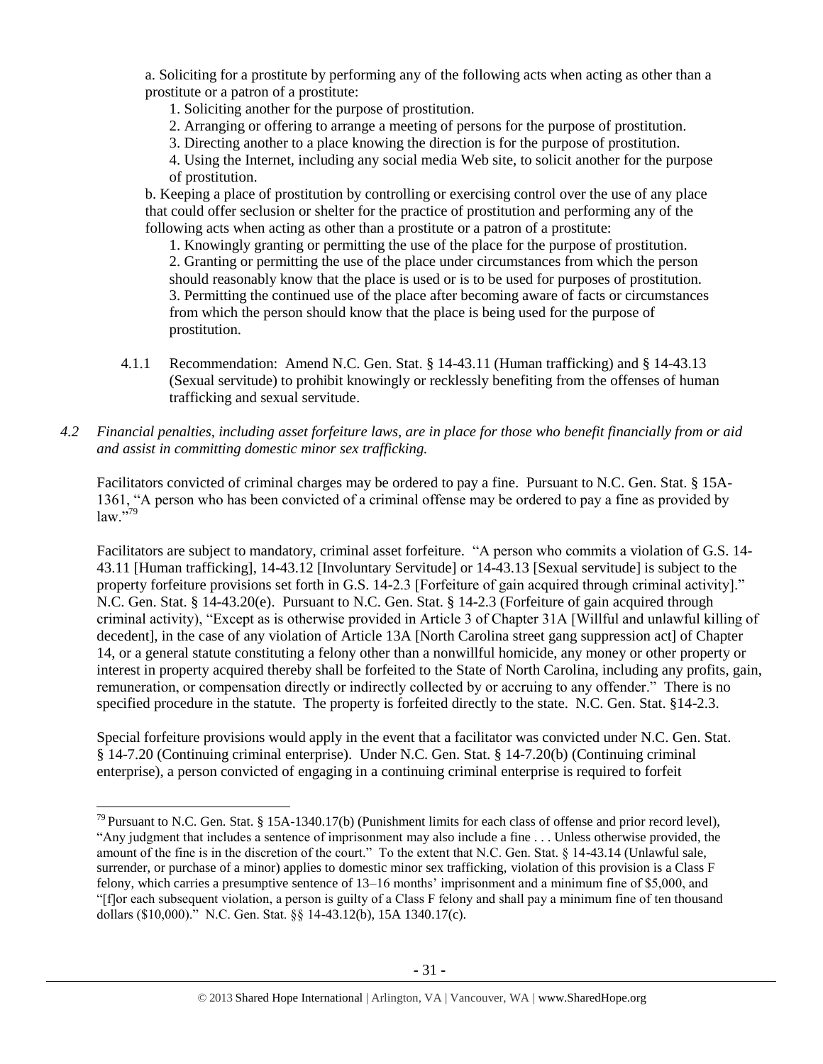a. Soliciting for a prostitute by performing any of the following acts when acting as other than a prostitute or a patron of a prostitute:

1. Soliciting another for the purpose of prostitution.
2. Arranging or offering to arrange a meeting of persons for the purpose of prostitution.
3. Directing another to a place knowing the direction is for the purpose of prostitution.
4. Using the Internet, including any social media Web site, to solicit another for the purpose of prostitution.

b. Keeping a place of prostitution by controlling or exercising control over the use of any place that could offer seclusion or shelter for the practice of prostitution and performing any of the following acts when acting as other than a prostitute or a patron of a prostitute:

1. Knowingly granting or permitting the use of the place for the purpose of prostitution.
2. Granting or permitting the use of the place under circumstances from which the person should reasonably know that the place is used or is to be used for purposes of prostitution.
3. Permitting the continued use of the place after becoming aware of facts or circumstances from which the person should know that the place is being used for the purpose of prostitution.

4.1.1 Recommendation: Amend N.C. Gen. Stat. § 14-43.11 (Human trafficking) and § 14-43.13 (Sexual servitude) to prohibit knowingly or recklessly benefiting from the offenses of human trafficking and sexual servitude.

*4.2 Financial penalties, including asset forfeiture laws, are in place for those who benefit financially from or aid and assist in committing domestic minor sex trafficking.*

Facilitators convicted of criminal charges may be ordered to pay a fine. Pursuant to N.C. Gen. Stat. § 15A-1361, "A person who has been convicted of a criminal offense may be ordered to pay a fine as provided by law."[79]

Facilitators are subject to mandatory, criminal asset forfeiture. "A person who commits a violation of G.S. 14-43.11 [Human trafficking], 14-43.12 [Involuntary Servitude] or 14-43.13 [Sexual servitude] is subject to the property forfeiture provisions set forth in G.S. 14-2.3 [Forfeiture of gain acquired through criminal activity]." N.C. Gen. Stat. § 14-43.20(e). Pursuant to N.C. Gen. Stat. § 14-2.3 (Forfeiture of gain acquired through criminal activity), "Except as is otherwise provided in Article 3 of Chapter 31A [Willful and unlawful killing of decedent], in the case of any violation of Article 13A [North Carolina street gang suppression act] of Chapter 14, or a general statute constituting a felony other than a nonwillful homicide, any money or other property or interest in property acquired thereby shall be forfeited to the State of North Carolina, including any profits, gain, remuneration, or compensation directly or indirectly collected by or accruing to any offender." There is no specified procedure in the statute. The property is forfeited directly to the state. N.C. Gen. Stat. §14-2.3.

Special forfeiture provisions would apply in the event that a facilitator was convicted under N.C. Gen. Stat. § 14-7.20 (Continuing criminal enterprise). Under N.C. Gen. Stat. § 14-7.20(b) (Continuing criminal enterprise), a person convicted of engaging in a continuing criminal enterprise is required to forfeit

---

[79] Pursuant to N.C. Gen. Stat. § 15A-1340.17(b) (Punishment limits for each class of offense and prior record level), "Any judgment that includes a sentence of imprisonment may also include a fine . . . Unless otherwise provided, the amount of the fine is in the discretion of the court." To the extent that N.C. Gen. Stat. § 14-43.14 (Unlawful sale, surrender, or purchase of a minor) applies to domestic minor sex trafficking, violation of this provision is a Class F felony, which carries a presumptive sentence of 13–16 months' imprisonment and a minimum fine of $5,000, and "[f]or each subsequent violation, a person is guilty of a Class F felony and shall pay a minimum fine of ten thousand dollars ($10,000)." N.C. Gen. Stat. §§ 14-43.12(b), 15A 1340.17(c).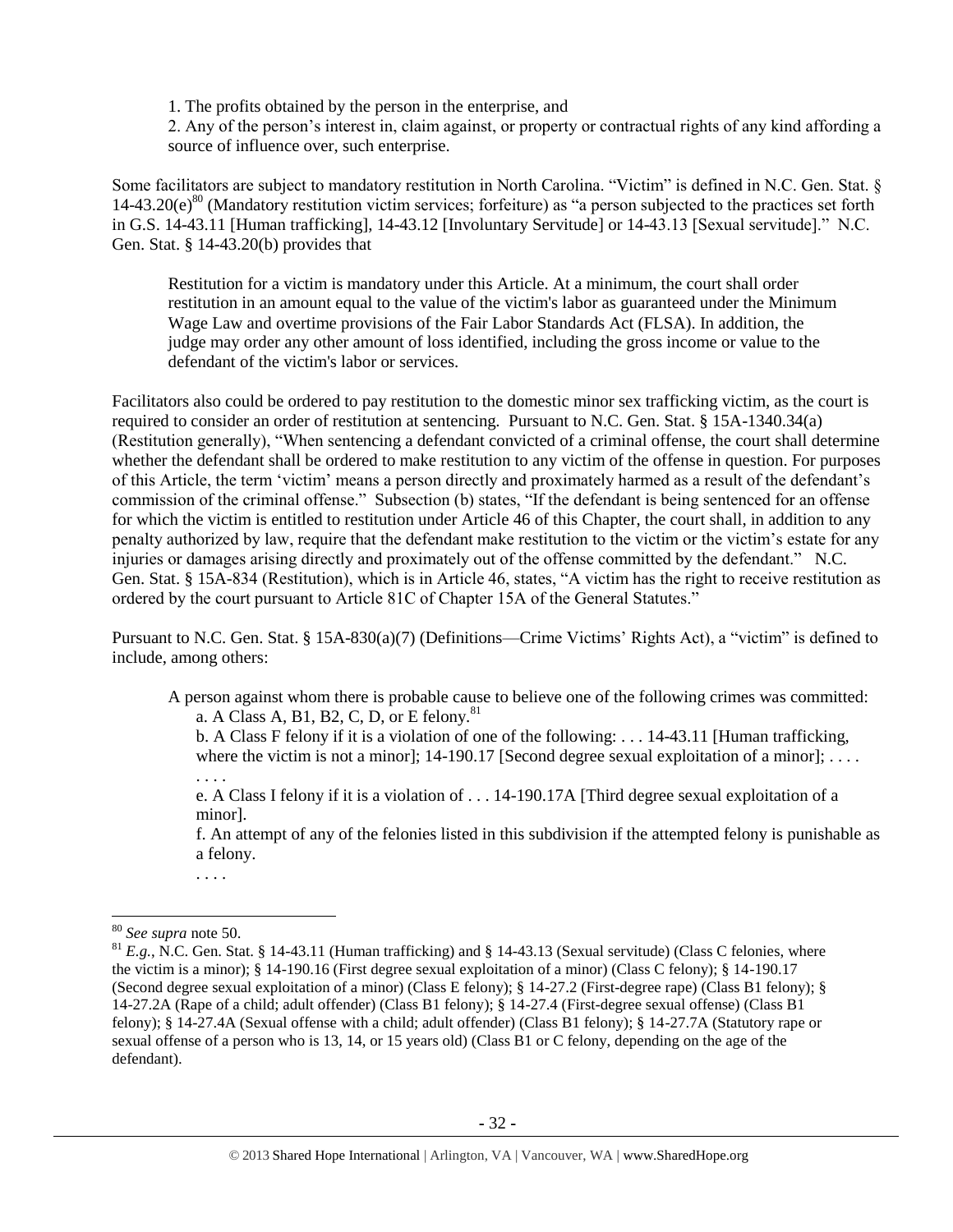1. The profits obtained by the person in the enterprise, and
2. Any of the person's interest in, claim against, or property or contractual rights of any kind affording a source of influence over, such enterprise.

Some facilitators are subject to mandatory restitution in North Carolina. "Victim" is defined in N.C. Gen. Stat. § 14-43.20(e)[80] (Mandatory restitution victim services; forfeiture) as "a person subjected to the practices set forth in G.S. 14-43.11 [Human trafficking], 14-43.12 [Involuntary Servitude] or 14-43.13 [Sexual servitude]." N.C. Gen. Stat. § 14-43.20(b) provides that

> Restitution for a victim is mandatory under this Article. At a minimum, the court shall order restitution in an amount equal to the value of the victim's labor as guaranteed under the Minimum Wage Law and overtime provisions of the Fair Labor Standards Act (FLSA). In addition, the judge may order any other amount of loss identified, including the gross income or value to the defendant of the victim's labor or services.

Facilitators also could be ordered to pay restitution to the domestic minor sex trafficking victim, as the court is required to consider an order of restitution at sentencing. Pursuant to N.C. Gen. Stat. § 15A-1340.34(a) (Restitution generally), "When sentencing a defendant convicted of a criminal offense, the court shall determine whether the defendant shall be ordered to make restitution to any victim of the offense in question. For purposes of this Article, the term 'victim' means a person directly and proximately harmed as a result of the defendant's commission of the criminal offense." Subsection (b) states, "If the defendant is being sentenced for an offense for which the victim is entitled to restitution under Article 46 of this Chapter, the court shall, in addition to any penalty authorized by law, require that the defendant make restitution to the victim or the victim's estate for any injuries or damages arising directly and proximately out of the offense committed by the defendant." N.C. Gen. Stat. § 15A-834 (Restitution), which is in Article 46, states, "A victim has the right to receive restitution as ordered by the court pursuant to Article 81C of Chapter 15A of the General Statutes."

Pursuant to N.C. Gen. Stat. § 15A-830(a)(7) (Definitions—Crime Victims' Rights Act), a "victim" is defined to include, among others:

> A person against whom there is probable cause to believe one of the following crimes was committed:
>
> a. A Class A, B1, B2, C, D, or E felony.[81]
>
> b. A Class F felony if it is a violation of one of the following: . . . 14-43.11 [Human trafficking, where the victim is not a minor]; 14-190.17 [Second degree sexual exploitation of a minor]; . . . .
>
> . . . .
>
> e. A Class I felony if it is a violation of . . . 14-190.17A [Third degree sexual exploitation of a minor].
>
> f. An attempt of any of the felonies listed in this subdivision if the attempted felony is punishable as a felony.
>
> . . . .

---

[80] *See supra* note 50.

[81] *E.g.*, N.C. Gen. Stat. § 14-43.11 (Human trafficking) and § 14-43.13 (Sexual servitude) (Class C felonies, where the victim is a minor); § 14-190.16 (First degree sexual exploitation of a minor) (Class C felony); § 14-190.17 (Second degree sexual exploitation of a minor) (Class E felony); § 14-27.2 (First-degree rape) (Class B1 felony); § 14-27.2A (Rape of a child; adult offender) (Class B1 felony); § 14-27.4 (First-degree sexual offense) (Class B1 felony); § 14-27.4A (Sexual offense with a child; adult offender) (Class B1 felony); § 14-27.7A (Statutory rape or sexual offense of a person who is 13, 14, or 15 years old) (Class B1 or C felony, depending on the age of the defendant).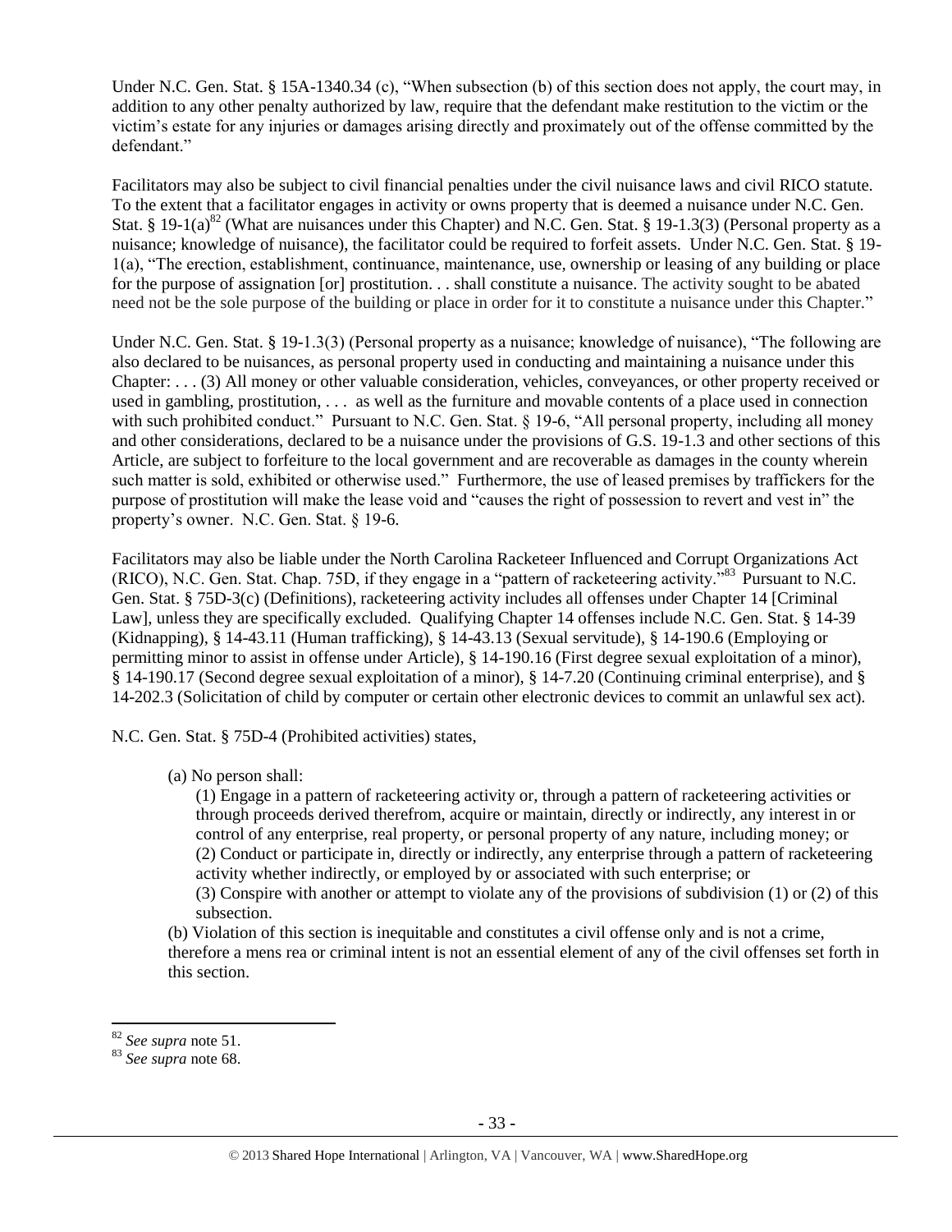Under N.C. Gen. Stat. § 15A-1340.34 (c), "When subsection (b) of this section does not apply, the court may, in addition to any other penalty authorized by law, require that the defendant make restitution to the victim or the victim's estate for any injuries or damages arising directly and proximately out of the offense committed by the defendant."

Facilitators may also be subject to civil financial penalties under the civil nuisance laws and civil RICO statute. To the extent that a facilitator engages in activity or owns property that is deemed a nuisance under N.C. Gen. Stat. § 19-1(a)[82] (What are nuisances under this Chapter) and N.C. Gen. Stat. § 19-1.3(3) (Personal property as a nuisance; knowledge of nuisance), the facilitator could be required to forfeit assets. Under N.C. Gen. Stat. § 19-1(a), "The erection, establishment, continuance, maintenance, use, ownership or leasing of any building or place for the purpose of assignation [or] prostitution. . . shall constitute a nuisance. The activity sought to be abated need not be the sole purpose of the building or place in order for it to constitute a nuisance under this Chapter."

Under N.C. Gen. Stat. § 19-1.3(3) (Personal property as a nuisance; knowledge of nuisance), "The following are also declared to be nuisances, as personal property used in conducting and maintaining a nuisance under this Chapter: . . . (3) All money or other valuable consideration, vehicles, conveyances, or other property received or used in gambling, prostitution, . . . as well as the furniture and movable contents of a place used in connection with such prohibited conduct." Pursuant to N.C. Gen. Stat. § 19-6, "All personal property, including all money and other considerations, declared to be a nuisance under the provisions of G.S. 19-1.3 and other sections of this Article, are subject to forfeiture to the local government and are recoverable as damages in the county wherein such matter is sold, exhibited or otherwise used." Furthermore, the use of leased premises by traffickers for the purpose of prostitution will make the lease void and "causes the right of possession to revert and vest in" the property's owner. N.C. Gen. Stat. § 19-6.

Facilitators may also be liable under the North Carolina Racketeer Influenced and Corrupt Organizations Act (RICO), N.C. Gen. Stat. Chap. 75D, if they engage in a "pattern of racketeering activity."[83] Pursuant to N.C. Gen. Stat. § 75D-3(c) (Definitions), racketeering activity includes all offenses under Chapter 14 [Criminal Law], unless they are specifically excluded. Qualifying Chapter 14 offenses include N.C. Gen. Stat. § 14-39 (Kidnapping), § 14-43.11 (Human trafficking), § 14-43.13 (Sexual servitude), § 14-190.6 (Employing or permitting minor to assist in offense under Article), § 14-190.16 (First degree sexual exploitation of a minor), § 14-190.17 (Second degree sexual exploitation of a minor), § 14-7.20 (Continuing criminal enterprise), and § 14-202.3 (Solicitation of child by computer or certain other electronic devices to commit an unlawful sex act).

N.C. Gen. Stat. § 75D-4 (Prohibited activities) states,

> (a) No person shall:
>
> > (1) Engage in a pattern of racketeering activity or, through a pattern of racketeering activities or through proceeds derived therefrom, acquire or maintain, directly or indirectly, any interest in or control of any enterprise, real property, or personal property of any nature, including money; or
> > (2) Conduct or participate in, directly or indirectly, any enterprise through a pattern of racketeering activity whether indirectly, or employed by or associated with such enterprise; or
> > (3) Conspire with another or attempt to violate any of the provisions of subdivision (1) or (2) of this subsection.
>
> (b) Violation of this section is inequitable and constitutes a civil offense only and is not a crime, therefore a mens rea or criminal intent is not an essential element of any of the civil offenses set forth in this section.

---

[82] *See supra* note 51.

[83] *See supra* note 68.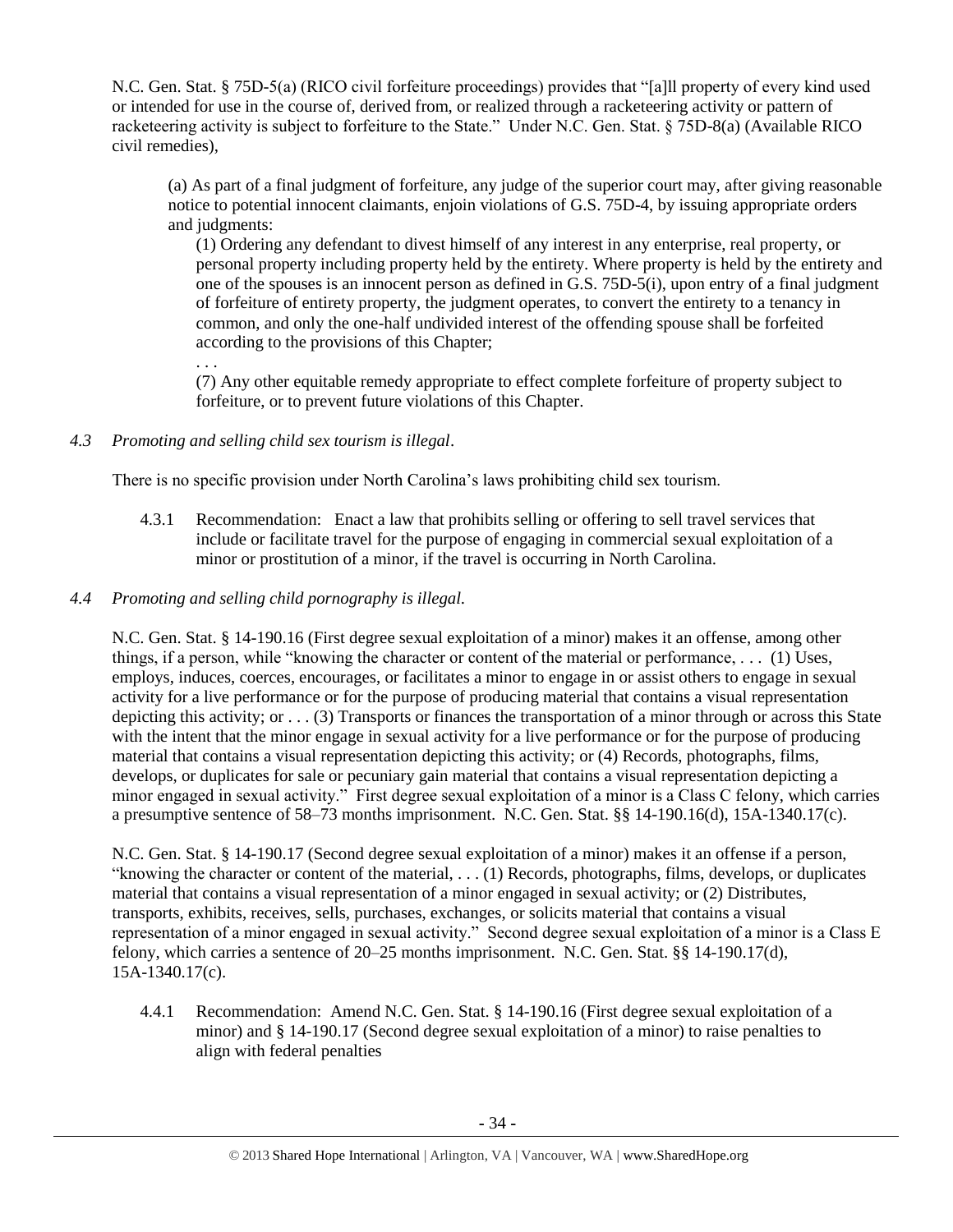N.C. Gen. Stat. § 75D-5(a) (RICO civil forfeiture proceedings) provides that "[a]ll property of every kind used or intended for use in the course of, derived from, or realized through a racketeering activity or pattern of racketeering activity is subject to forfeiture to the State." Under N.C. Gen. Stat. § 75D-8(a) (Available RICO civil remedies),

> (a) As part of a final judgment of forfeiture, any judge of the superior court may, after giving reasonable notice to potential innocent claimants, enjoin violations of G.S. 75D-4, by issuing appropriate orders and judgments:
>
> (1) Ordering any defendant to divest himself of any interest in any enterprise, real property, or personal property including property held by the entirety. Where property is held by the entirety and one of the spouses is an innocent person as defined in G.S. 75D-5(i), upon entry of a final judgment of forfeiture of entirety property, the judgment operates, to convert the entirety to a tenancy in common, and only the one-half undivided interest of the offending spouse shall be forfeited according to the provisions of this Chapter;
>
> . . .
>
> (7) Any other equitable remedy appropriate to effect complete forfeiture of property subject to forfeiture, or to prevent future violations of this Chapter.

*4.3 Promoting and selling child sex tourism is illegal*.

There is no specific provision under North Carolina's laws prohibiting child sex tourism.

4.3.1 Recommendation: Enact a law that prohibits selling or offering to sell travel services that include or facilitate travel for the purpose of engaging in commercial sexual exploitation of a minor or prostitution of a minor, if the travel is occurring in North Carolina.

*4.4 Promoting and selling child pornography is illegal.*

N.C. Gen. Stat. § 14-190.16 (First degree sexual exploitation of a minor) makes it an offense, among other things, if a person, while "knowing the character or content of the material or performance, . . . (1) Uses, employs, induces, coerces, encourages, or facilitates a minor to engage in or assist others to engage in sexual activity for a live performance or for the purpose of producing material that contains a visual representation depicting this activity; or . . . (3) Transports or finances the transportation of a minor through or across this State with the intent that the minor engage in sexual activity for a live performance or for the purpose of producing material that contains a visual representation depicting this activity; or (4) Records, photographs, films, develops, or duplicates for sale or pecuniary gain material that contains a visual representation depicting a minor engaged in sexual activity." First degree sexual exploitation of a minor is a Class C felony, which carries a presumptive sentence of 58–73 months imprisonment. N.C. Gen. Stat. §§ 14-190.16(d), 15A-1340.17(c).

N.C. Gen. Stat. § 14-190.17 (Second degree sexual exploitation of a minor) makes it an offense if a person, "knowing the character or content of the material, . . . (1) Records, photographs, films, develops, or duplicates material that contains a visual representation of a minor engaged in sexual activity; or (2) Distributes, transports, exhibits, receives, sells, purchases, exchanges, or solicits material that contains a visual representation of a minor engaged in sexual activity." Second degree sexual exploitation of a minor is a Class E felony, which carries a sentence of 20–25 months imprisonment. N.C. Gen. Stat. §§ 14-190.17(d), 15A-1340.17(c).

4.4.1 Recommendation: Amend N.C. Gen. Stat. § 14-190.16 (First degree sexual exploitation of a minor) and § 14-190.17 (Second degree sexual exploitation of a minor) to raise penalties to align with federal penalties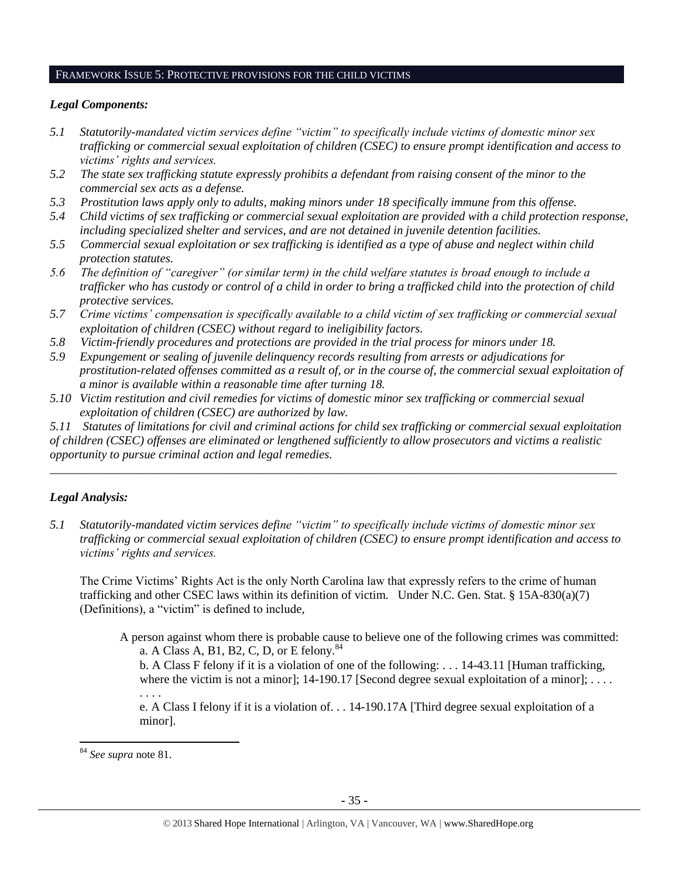## FRAMEWORK ISSUE 5: PROTECTIVE PROVISIONS FOR THE CHILD VICTIMS

### *Legal Components:*

*5.1 Statutorily-mandated victim services define "victim" to specifically include victims of domestic minor sex trafficking or commercial sexual exploitation of children (CSEC) to ensure prompt identification and access to victims' rights and services.*

*5.2 The state sex trafficking statute expressly prohibits a defendant from raising consent of the minor to the commercial sex acts as a defense.*

*5.3 Prostitution laws apply only to adults, making minors under 18 specifically immune from this offense.*

*5.4 Child victims of sex trafficking or commercial sexual exploitation are provided with a child protection response, including specialized shelter and services, and are not detained in juvenile detention facilities.*

*5.5 Commercial sexual exploitation or sex trafficking is identified as a type of abuse and neglect within child protection statutes.*

*5.6 The definition of "caregiver" (or similar term) in the child welfare statutes is broad enough to include a trafficker who has custody or control of a child in order to bring a trafficked child into the protection of child protective services.*

*5.7 Crime victims' compensation is specifically available to a child victim of sex trafficking or commercial sexual exploitation of children (CSEC) without regard to ineligibility factors.*

*5.8 Victim-friendly procedures and protections are provided in the trial process for minors under 18.*

*5.9 Expungement or sealing of juvenile delinquency records resulting from arrests or adjudications for prostitution-related offenses committed as a result of, or in the course of, the commercial sexual exploitation of a minor is available within a reasonable time after turning 18.*

*5.10 Victim restitution and civil remedies for victims of domestic minor sex trafficking or commercial sexual exploitation of children (CSEC) are authorized by law.*

*5.11 Statutes of limitations for civil and criminal actions for child sex trafficking or commercial sexual exploitation of children (CSEC) offenses are eliminated or lengthened sufficiently to allow prosecutors and victims a realistic opportunity to pursue criminal action and legal remedies.*

---

### *Legal Analysis:*

*5.1 Statutorily-mandated victim services define "victim" to specifically include victims of domestic minor sex trafficking or commercial sexual exploitation of children (CSEC) to ensure prompt identification and access to victims' rights and services.*

The Crime Victims' Rights Act is the only North Carolina law that expressly refers to the crime of human trafficking and other CSEC laws within its definition of victim. Under N.C. Gen. Stat. § 15A-830(a)(7) (Definitions), a "victim" is defined to include,

> A person against whom there is probable cause to believe one of the following crimes was committed:
>
> a. A Class A, B1, B2, C, D, or E felony.[84]
>
> b. A Class F felony if it is a violation of one of the following: . . . 14-43.11 [Human trafficking, where the victim is not a minor]; 14-190.17 [Second degree sexual exploitation of a minor]; . . . .
>
> . . . .
>
> e. A Class I felony if it is a violation of. . . 14-190.17A [Third degree sexual exploitation of a minor].

---

[84] *See supra* note 81.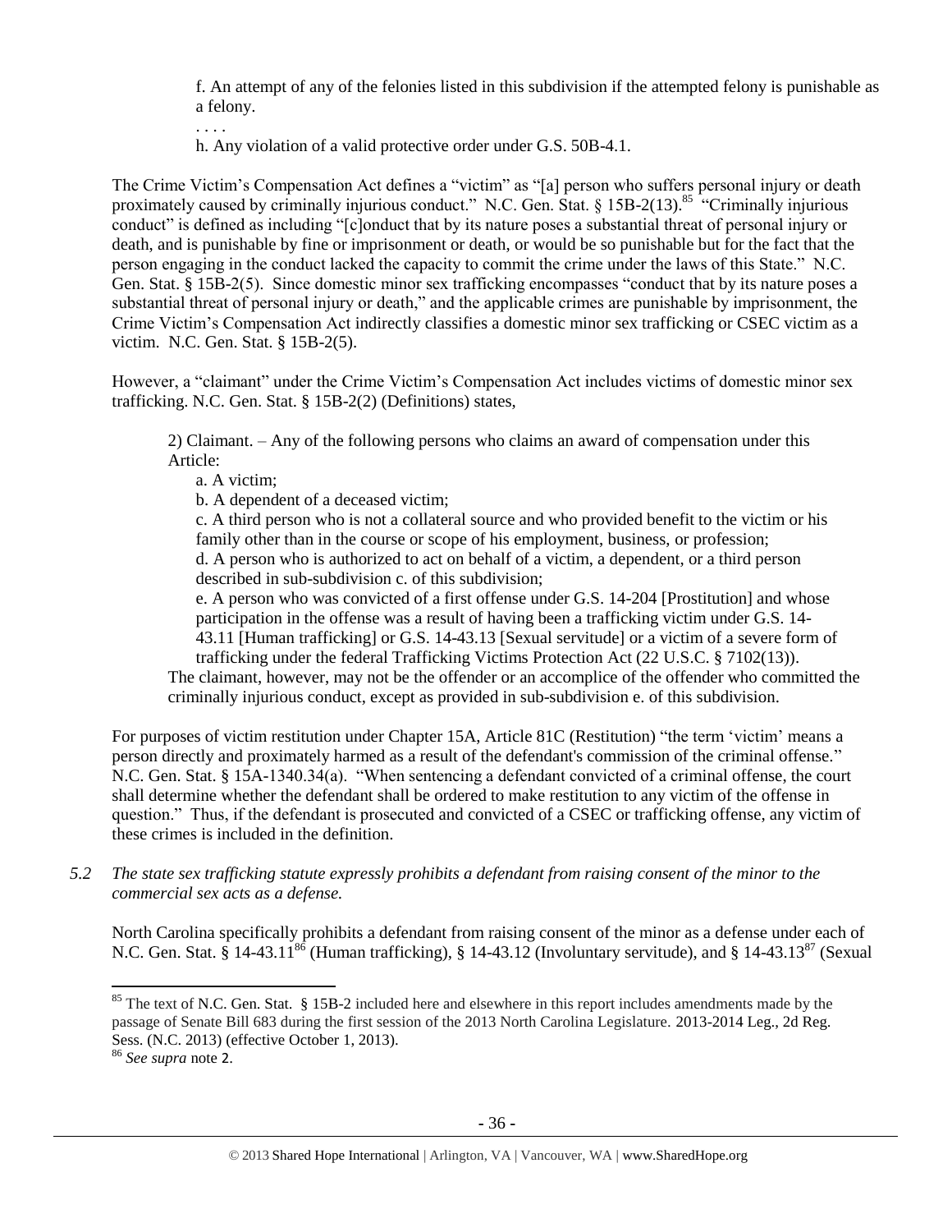f. An attempt of any of the felonies listed in this subdivision if the attempted felony is punishable as a felony.

. . . .

h. Any violation of a valid protective order under G.S. 50B-4.1.

The Crime Victim's Compensation Act defines a "victim" as "[a] person who suffers personal injury or death proximately caused by criminally injurious conduct." N.C. Gen. Stat. § 15B-2(13).[85] "Criminally injurious conduct" is defined as including "[c]onduct that by its nature poses a substantial threat of personal injury or death, and is punishable by fine or imprisonment or death, or would be so punishable but for the fact that the person engaging in the conduct lacked the capacity to commit the crime under the laws of this State." N.C. Gen. Stat. § 15B-2(5). Since domestic minor sex trafficking encompasses "conduct that by its nature poses a substantial threat of personal injury or death," and the applicable crimes are punishable by imprisonment, the Crime Victim's Compensation Act indirectly classifies a domestic minor sex trafficking or CSEC victim as a victim. N.C. Gen. Stat. § 15B-2(5).

However, a "claimant" under the Crime Victim's Compensation Act includes victims of domestic minor sex trafficking. N.C. Gen. Stat. § 15B-2(2) (Definitions) states,

> 2) Claimant. – Any of the following persons who claims an award of compensation under this Article:
>
> a. A victim;
>
> b. A dependent of a deceased victim;
>
> c. A third person who is not a collateral source and who provided benefit to the victim or his family other than in the course or scope of his employment, business, or profession;
>
> d. A person who is authorized to act on behalf of a victim, a dependent, or a third person described in sub-subdivision c. of this subdivision;
>
> e. A person who was convicted of a first offense under G.S. 14-204 [Prostitution] and whose participation in the offense was a result of having been a trafficking victim under G.S. 14-43.11 [Human trafficking] or G.S. 14-43.13 [Sexual servitude] or a victim of a severe form of trafficking under the federal Trafficking Victims Protection Act (22 U.S.C. § 7102(13)).
>
> The claimant, however, may not be the offender or an accomplice of the offender who committed the criminally injurious conduct, except as provided in sub-subdivision e. of this subdivision.

For purposes of victim restitution under Chapter 15A, Article 81C (Restitution) "the term 'victim' means a person directly and proximately harmed as a result of the defendant's commission of the criminal offense." N.C. Gen. Stat. § 15A-1340.34(a). "When sentencing a defendant convicted of a criminal offense, the court shall determine whether the defendant shall be ordered to make restitution to any victim of the offense in question." Thus, if the defendant is prosecuted and convicted of a CSEC or trafficking offense, any victim of these crimes is included in the definition.

*5.2 The state sex trafficking statute expressly prohibits a defendant from raising consent of the minor to the commercial sex acts as a defense.*

North Carolina specifically prohibits a defendant from raising consent of the minor as a defense under each of N.C. Gen. Stat. § 14-43.11[86] (Human trafficking), § 14-43.12 (Involuntary servitude), and § 14-43.13[87] (Sexual

---

[85] The text of N.C. Gen. Stat. § 15B-2 included here and elsewhere in this report includes amendments made by the passage of Senate Bill 683 during the first session of the 2013 North Carolina Legislature. 2013-2014 Leg., 2d Reg. Sess. (N.C. 2013) (effective October 1, 2013).

[86] *See supra* note 2.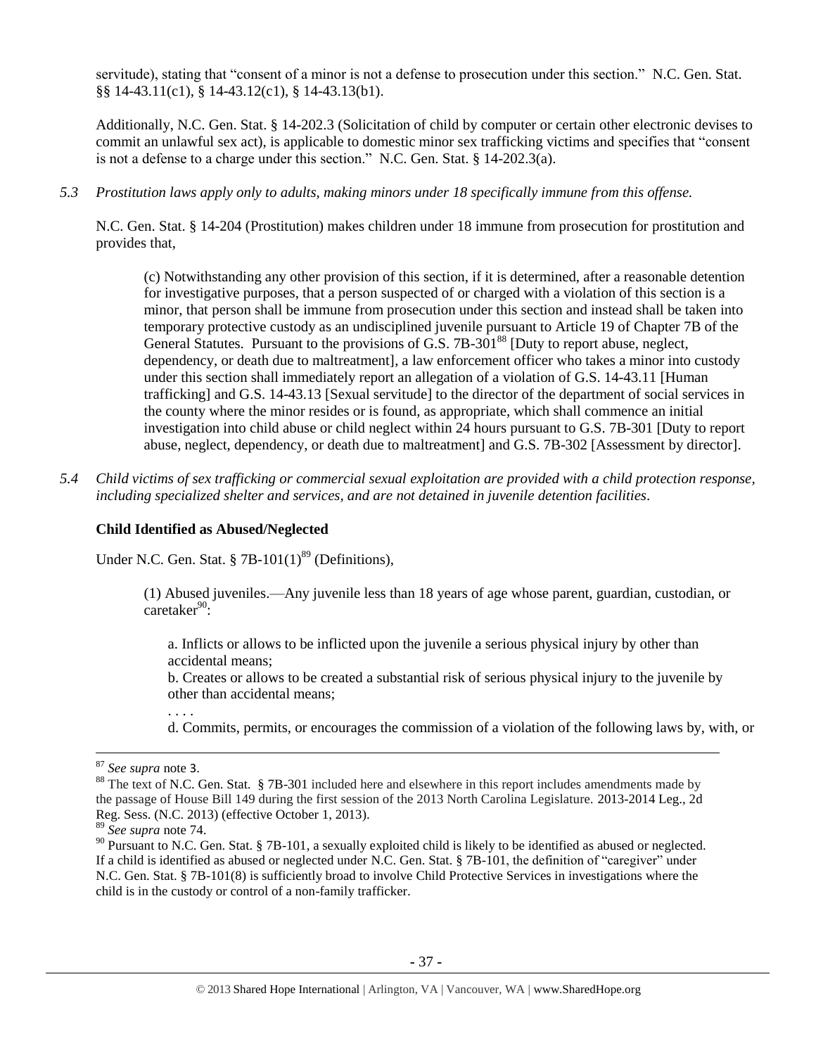servitude), stating that "consent of a minor is not a defense to prosecution under this section." N.C. Gen. Stat. §§ 14-43.11(c1), § 14-43.12(c1), § 14-43.13(b1).

Additionally, N.C. Gen. Stat. § 14-202.3 (Solicitation of child by computer or certain other electronic devises to commit an unlawful sex act), is applicable to domestic minor sex trafficking victims and specifies that "consent is not a defense to a charge under this section." N.C. Gen. Stat. § 14-202.3(a).

*5.3 Prostitution laws apply only to adults, making minors under 18 specifically immune from this offense.*

N.C. Gen. Stat. § 14-204 (Prostitution) makes children under 18 immune from prosecution for prostitution and provides that,

> (c) Notwithstanding any other provision of this section, if it is determined, after a reasonable detention for investigative purposes, that a person suspected of or charged with a violation of this section is a minor, that person shall be immune from prosecution under this section and instead shall be taken into temporary protective custody as an undisciplined juvenile pursuant to Article 19 of Chapter 7B of the General Statutes. Pursuant to the provisions of G.S. 7B-301[88] [Duty to report abuse, neglect, dependency, or death due to maltreatment], a law enforcement officer who takes a minor into custody under this section shall immediately report an allegation of a violation of G.S. 14-43.11 [Human trafficking] and G.S. 14-43.13 [Sexual servitude] to the director of the department of social services in the county where the minor resides or is found, as appropriate, which shall commence an initial investigation into child abuse or child neglect within 24 hours pursuant to G.S. 7B-301 [Duty to report abuse, neglect, dependency, or death due to maltreatment] and G.S. 7B-302 [Assessment by director].

*5.4 Child victims of sex trafficking or commercial sexual exploitation are provided with a child protection response, including specialized shelter and services, and are not detained in juvenile detention facilities.*

**Child Identified as Abused/Neglected**

Under N.C. Gen. Stat. § 7B-101(1)[89] (Definitions),

> (1) Abused juveniles.—Any juvenile less than 18 years of age whose parent, guardian, custodian, or caretaker[90]:
>
> > a. Inflicts or allows to be inflicted upon the juvenile a serious physical injury by other than accidental means;
> >
> > b. Creates or allows to be created a substantial risk of serious physical injury to the juvenile by other than accidental means;
> >
> > . . . .
> >
> > d. Commits, permits, or encourages the commission of a violation of the following laws by, with, or

---

[87] *See supra* note 3.

[88] The text of N.C. Gen. Stat. § 7B-301 included here and elsewhere in this report includes amendments made by the passage of House Bill 149 during the first session of the 2013 North Carolina Legislature. 2013-2014 Leg., 2d Reg. Sess. (N.C. 2013) (effective October 1, 2013).

[89] *See supra* note 74.

[90] Pursuant to N.C. Gen. Stat. § 7B-101, a sexually exploited child is likely to be identified as abused or neglected. If a child is identified as abused or neglected under N.C. Gen. Stat. § 7B-101, the definition of "caregiver" under N.C. Gen. Stat. § 7B-101(8) is sufficiently broad to involve Child Protective Services in investigations where the child is in the custody or control of a non-family trafficker.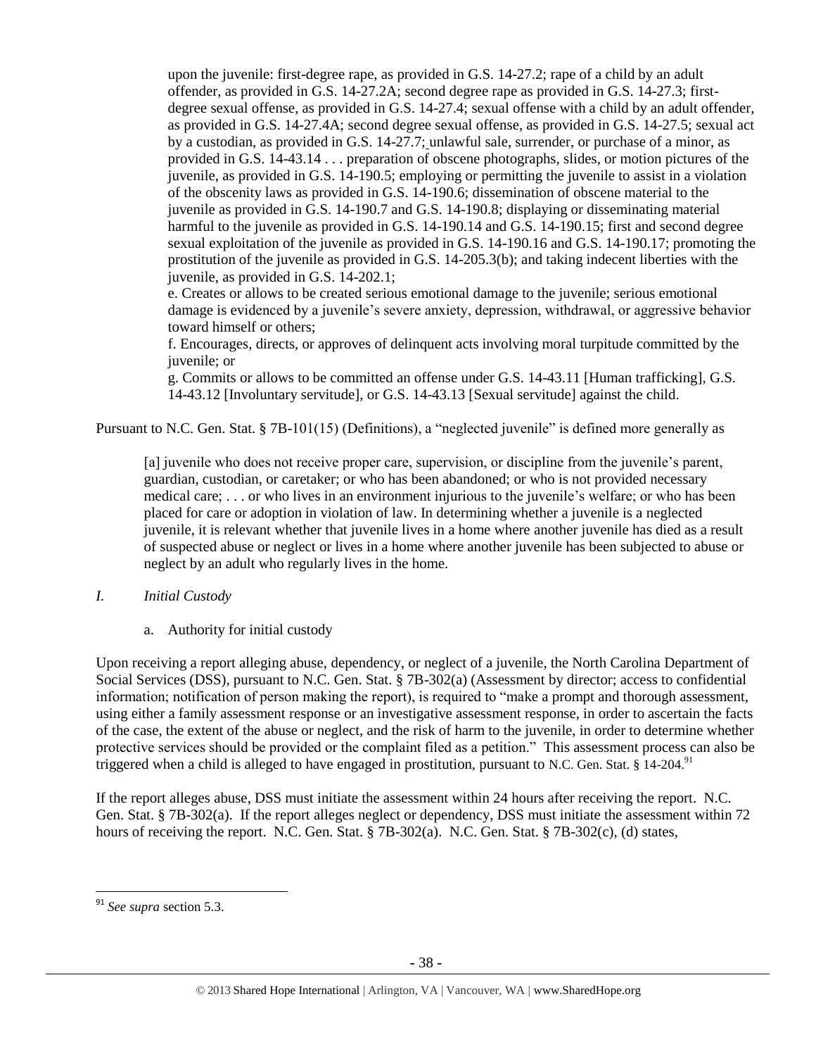> upon the juvenile: first-degree rape, as provided in G.S. 14-27.2; rape of a child by an adult offender, as provided in G.S. 14-27.2A; second degree rape as provided in G.S. 14-27.3; first-degree sexual offense, as provided in G.S. 14-27.4; sexual offense with a child by an adult offender, as provided in G.S. 14-27.4A; second degree sexual offense, as provided in G.S. 14-27.5; sexual act by a custodian, as provided in G.S. 14-27.7; unlawful sale, surrender, or purchase of a minor, as provided in G.S. 14-43.14 . . . preparation of obscene photographs, slides, or motion pictures of the juvenile, as provided in G.S. 14-190.5; employing or permitting the juvenile to assist in a violation of the obscenity laws as provided in G.S. 14-190.6; dissemination of obscene material to the juvenile as provided in G.S. 14-190.7 and G.S. 14-190.8; displaying or disseminating material harmful to the juvenile as provided in G.S. 14-190.14 and G.S. 14-190.15; first and second degree sexual exploitation of the juvenile as provided in G.S. 14-190.16 and G.S. 14-190.17; promoting the prostitution of the juvenile as provided in G.S. 14-205.3(b); and taking indecent liberties with the juvenile, as provided in G.S. 14-202.1;
>
> e. Creates or allows to be created serious emotional damage to the juvenile; serious emotional damage is evidenced by a juvenile's severe anxiety, depression, withdrawal, or aggressive behavior toward himself or others;
>
> f. Encourages, directs, or approves of delinquent acts involving moral turpitude committed by the juvenile; or
>
> g. Commits or allows to be committed an offense under G.S. 14-43.11 [Human trafficking], G.S. 14-43.12 [Involuntary servitude], or G.S. 14-43.13 [Sexual servitude] against the child.

Pursuant to N.C. Gen. Stat. § 7B-101(15) (Definitions), a "neglected juvenile" is defined more generally as

> [a] juvenile who does not receive proper care, supervision, or discipline from the juvenile's parent, guardian, custodian, or caretaker; or who has been abandoned; or who is not provided necessary medical care; . . . or who lives in an environment injurious to the juvenile's welfare; or who has been placed for care or adoption in violation of law. In determining whether a juvenile is a neglected juvenile, it is relevant whether that juvenile lives in a home where another juvenile has died as a result of suspected abuse or neglect or lives in a home where another juvenile has been subjected to abuse or neglect by an adult who regularly lives in the home.

### *I. Initial Custody*

a. Authority for initial custody

Upon receiving a report alleging abuse, dependency, or neglect of a juvenile, the North Carolina Department of Social Services (DSS), pursuant to N.C. Gen. Stat. § 7B-302(a) (Assessment by director; access to confidential information; notification of person making the report), is required to "make a prompt and thorough assessment, using either a family assessment response or an investigative assessment response, in order to ascertain the facts of the case, the extent of the abuse or neglect, and the risk of harm to the juvenile, in order to determine whether protective services should be provided or the complaint filed as a petition." This assessment process can also be triggered when a child is alleged to have engaged in prostitution, pursuant to N.C. Gen. Stat. § 14-204.[91]

If the report alleges abuse, DSS must initiate the assessment within 24 hours after receiving the report. N.C. Gen. Stat. § 7B-302(a). If the report alleges neglect or dependency, DSS must initiate the assessment within 72 hours of receiving the report. N.C. Gen. Stat. § 7B-302(a). N.C. Gen. Stat. § 7B-302(c), (d) states,

[91] *See supra* section 5.3.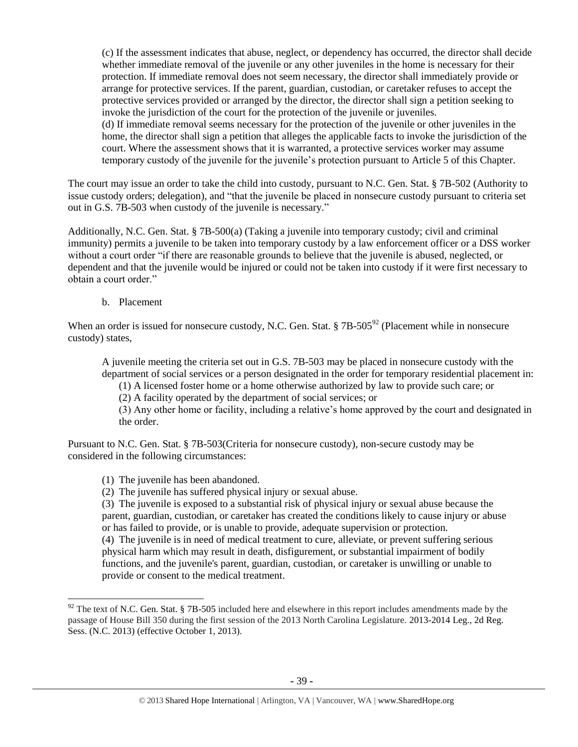> (c) If the assessment indicates that abuse, neglect, or dependency has occurred, the director shall decide whether immediate removal of the juvenile or any other juveniles in the home is necessary for their protection. If immediate removal does not seem necessary, the director shall immediately provide or arrange for protective services. If the parent, guardian, custodian, or caretaker refuses to accept the protective services provided or arranged by the director, the director shall sign a petition seeking to invoke the jurisdiction of the court for the protection of the juvenile or juveniles.
> (d) If immediate removal seems necessary for the protection of the juvenile or other juveniles in the home, the director shall sign a petition that alleges the applicable facts to invoke the jurisdiction of the court. Where the assessment shows that it is warranted, a protective services worker may assume temporary custody of the juvenile for the juvenile's protection pursuant to Article 5 of this Chapter.

The court may issue an order to take the child into custody, pursuant to N.C. Gen. Stat. § 7B-502 (Authority to issue custody orders; delegation), and "that the juvenile be placed in nonsecure custody pursuant to criteria set out in G.S. 7B-503 when custody of the juvenile is necessary."

Additionally, N.C. Gen. Stat. § 7B-500(a) (Taking a juvenile into temporary custody; civil and criminal immunity) permits a juvenile to be taken into temporary custody by a law enforcement officer or a DSS worker without a court order "if there are reasonable grounds to believe that the juvenile is abused, neglected, or dependent and that the juvenile would be injured or could not be taken into custody if it were first necessary to obtain a court order."

b. Placement

When an order is issued for nonsecure custody, N.C. Gen. Stat. § 7B-505[92] (Placement while in nonsecure custody) states,

> A juvenile meeting the criteria set out in G.S. 7B-503 may be placed in nonsecure custody with the department of social services or a person designated in the order for temporary residential placement in:
>
> (1) A licensed foster home or a home otherwise authorized by law to provide such care; or
> (2) A facility operated by the department of social services; or
> (3) Any other home or facility, including a relative's home approved by the court and designated in the order.

Pursuant to N.C. Gen. Stat. § 7B-503(Criteria for nonsecure custody), non-secure custody may be considered in the following circumstances:

> (1) The juvenile has been abandoned.
> (2) The juvenile has suffered physical injury or sexual abuse.
> (3) The juvenile is exposed to a substantial risk of physical injury or sexual abuse because the parent, guardian, custodian, or caretaker has created the conditions likely to cause injury or abuse or has failed to provide, or is unable to provide, adequate supervision or protection.
> (4) The juvenile is in need of medical treatment to cure, alleviate, or prevent suffering serious physical harm which may result in death, disfigurement, or substantial impairment of bodily functions, and the juvenile's parent, guardian, custodian, or caretaker is unwilling or unable to provide or consent to the medical treatment.

---

[92] The text of N.C. Gen. Stat. § 7B-505 included here and elsewhere in this report includes amendments made by the passage of House Bill 350 during the first session of the 2013 North Carolina Legislature. 2013-2014 Leg., 2d Reg. Sess. (N.C. 2013) (effective October 1, 2013).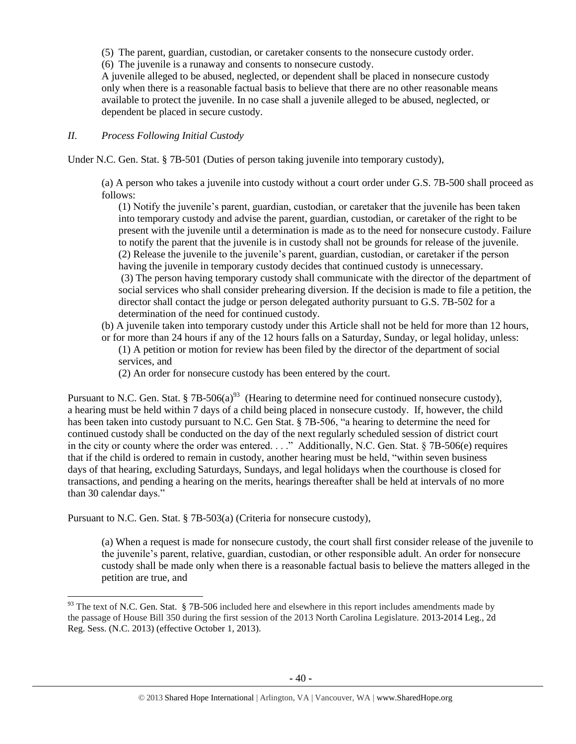(5) The parent, guardian, custodian, or caretaker consents to the nonsecure custody order.
(6) The juvenile is a runaway and consents to nonsecure custody.
A juvenile alleged to be abused, neglected, or dependent shall be placed in nonsecure custody only when there is a reasonable factual basis to believe that there are no other reasonable means available to protect the juvenile. In no case shall a juvenile alleged to be abused, neglected, or dependent be placed in secure custody.

*II. Process Following Initial Custody*

Under N.C. Gen. Stat. § 7B-501 (Duties of person taking juvenile into temporary custody),

> (a) A person who takes a juvenile into custody without a court order under G.S. 7B-500 shall proceed as follows:
> (1) Notify the juvenile's parent, guardian, custodian, or caretaker that the juvenile has been taken into temporary custody and advise the parent, guardian, custodian, or caretaker of the right to be present with the juvenile until a determination is made as to the need for nonsecure custody. Failure to notify the parent that the juvenile is in custody shall not be grounds for release of the juvenile.
> (2) Release the juvenile to the juvenile's parent, guardian, custodian, or caretaker if the person having the juvenile in temporary custody decides that continued custody is unnecessary.
> (3) The person having temporary custody shall communicate with the director of the department of social services who shall consider prehearing diversion. If the decision is made to file a petition, the director shall contact the judge or person delegated authority pursuant to G.S. 7B-502 for a determination of the need for continued custody.
> (b) A juvenile taken into temporary custody under this Article shall not be held for more than 12 hours, or for more than 24 hours if any of the 12 hours falls on a Saturday, Sunday, or legal holiday, unless:
> (1) A petition or motion for review has been filed by the director of the department of social services, and
> (2) An order for nonsecure custody has been entered by the court.

Pursuant to N.C. Gen. Stat. § 7B-506(a)[93] (Hearing to determine need for continued nonsecure custody), a hearing must be held within 7 days of a child being placed in nonsecure custody. If, however, the child has been taken into custody pursuant to N.C. Gen Stat. § 7B-506, "a hearing to determine the need for continued custody shall be conducted on the day of the next regularly scheduled session of district court in the city or county where the order was entered. . . ." Additionally, N.C. Gen. Stat. § 7B-506(e) requires that if the child is ordered to remain in custody, another hearing must be held, "within seven business days of that hearing, excluding Saturdays, Sundays, and legal holidays when the courthouse is closed for transactions, and pending a hearing on the merits, hearings thereafter shall be held at intervals of no more than 30 calendar days."

Pursuant to N.C. Gen. Stat. § 7B-503(a) (Criteria for nonsecure custody),

> (a) When a request is made for nonsecure custody, the court shall first consider release of the juvenile to the juvenile's parent, relative, guardian, custodian, or other responsible adult. An order for nonsecure custody shall be made only when there is a reasonable factual basis to believe the matters alleged in the petition are true, and

[93] The text of N.C. Gen. Stat. § 7B-506 included here and elsewhere in this report includes amendments made by the passage of House Bill 350 during the first session of the 2013 North Carolina Legislature. 2013-2014 Leg., 2d Reg. Sess. (N.C. 2013) (effective October 1, 2013).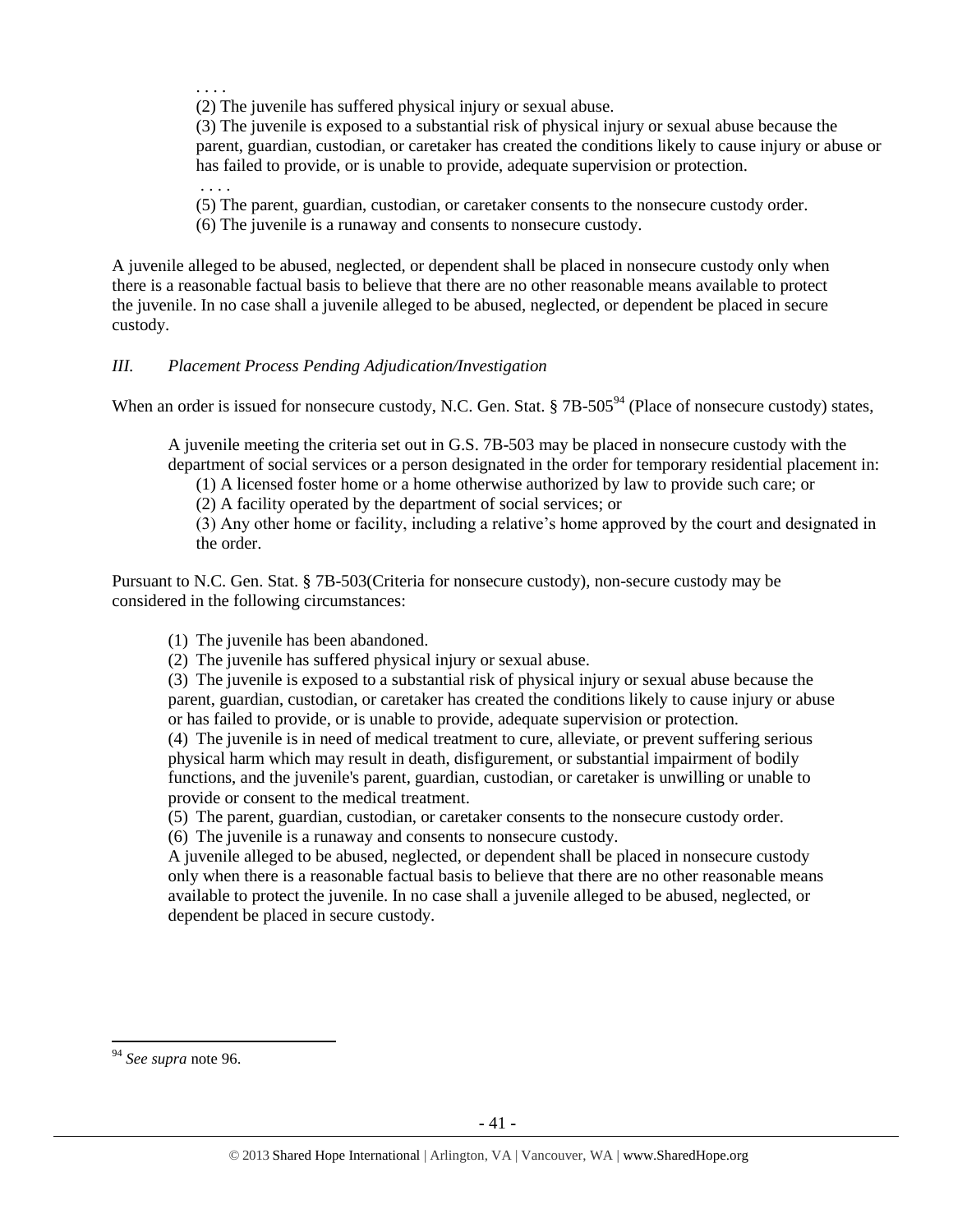. . . .

(2) The juvenile has suffered physical injury or sexual abuse.

(3) The juvenile is exposed to a substantial risk of physical injury or sexual abuse because the parent, guardian, custodian, or caretaker has created the conditions likely to cause injury or abuse or has failed to provide, or is unable to provide, adequate supervision or protection.

. . . .

(5) The parent, guardian, custodian, or caretaker consents to the nonsecure custody order.

(6) The juvenile is a runaway and consents to nonsecure custody.

A juvenile alleged to be abused, neglected, or dependent shall be placed in nonsecure custody only when there is a reasonable factual basis to believe that there are no other reasonable means available to protect the juvenile. In no case shall a juvenile alleged to be abused, neglected, or dependent be placed in secure custody.

### *III. Placement Process Pending Adjudication/Investigation*

When an order is issued for nonsecure custody, N.C. Gen. Stat. § 7B-505[94] (Place of nonsecure custody) states,

> A juvenile meeting the criteria set out in G.S. 7B-503 may be placed in nonsecure custody with the department of social services or a person designated in the order for temporary residential placement in:
>
> (1) A licensed foster home or a home otherwise authorized by law to provide such care; or
>
> (2) A facility operated by the department of social services; or
>
> (3) Any other home or facility, including a relative's home approved by the court and designated in the order.

Pursuant to N.C. Gen. Stat. § 7B-503(Criteria for nonsecure custody), non-secure custody may be considered in the following circumstances:

> (1) The juvenile has been abandoned.
>
> (2) The juvenile has suffered physical injury or sexual abuse.
>
> (3) The juvenile is exposed to a substantial risk of physical injury or sexual abuse because the parent, guardian, custodian, or caretaker has created the conditions likely to cause injury or abuse or has failed to provide, or is unable to provide, adequate supervision or protection.
>
> (4) The juvenile is in need of medical treatment to cure, alleviate, or prevent suffering serious physical harm which may result in death, disfigurement, or substantial impairment of bodily functions, and the juvenile's parent, guardian, custodian, or caretaker is unwilling or unable to provide or consent to the medical treatment.
>
> (5) The parent, guardian, custodian, or caretaker consents to the nonsecure custody order.
>
> (6) The juvenile is a runaway and consents to nonsecure custody.
>
> A juvenile alleged to be abused, neglected, or dependent shall be placed in nonsecure custody only when there is a reasonable factual basis to believe that there are no other reasonable means available to protect the juvenile. In no case shall a juvenile alleged to be abused, neglected, or dependent be placed in secure custody.

---

[94] *See supra* note 96.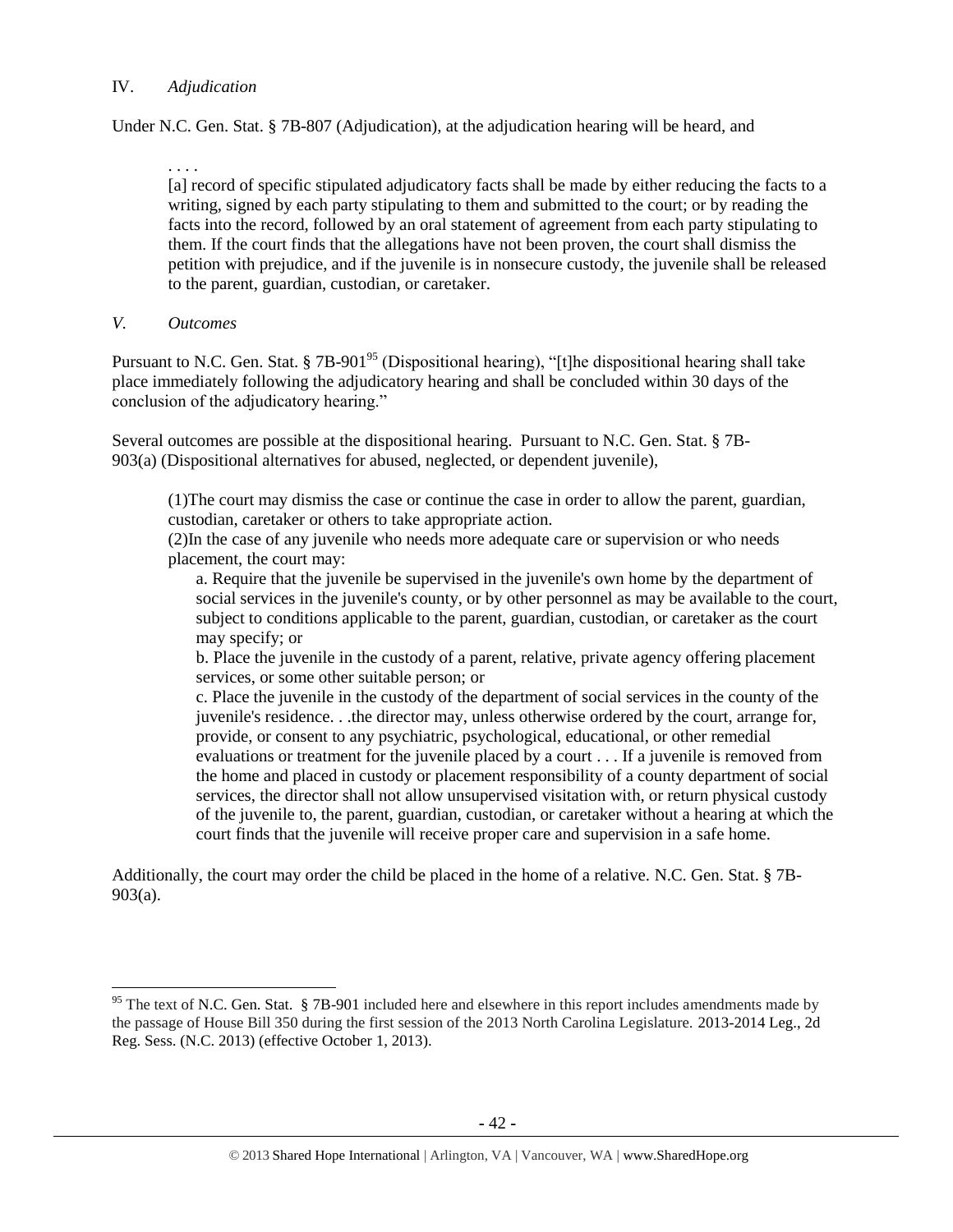## IV. *Adjudication*

Under N.C. Gen. Stat. § 7B-807 (Adjudication), at the adjudication hearing will be heard, and

> . . . .
> [a] record of specific stipulated adjudicatory facts shall be made by either reducing the facts to a writing, signed by each party stipulating to them and submitted to the court; or by reading the facts into the record, followed by an oral statement of agreement from each party stipulating to them. If the court finds that the allegations have not been proven, the court shall dismiss the petition with prejudice, and if the juvenile is in nonsecure custody, the juvenile shall be released to the parent, guardian, custodian, or caretaker.

## *V. Outcomes*

Pursuant to N.C. Gen. Stat. § 7B-901[95] (Dispositional hearing), "[t]he dispositional hearing shall take place immediately following the adjudicatory hearing and shall be concluded within 30 days of the conclusion of the adjudicatory hearing."

Several outcomes are possible at the dispositional hearing. Pursuant to N.C. Gen. Stat. § 7B-903(a) (Dispositional alternatives for abused, neglected, or dependent juvenile),

> (1)The court may dismiss the case or continue the case in order to allow the parent, guardian, custodian, caretaker or others to take appropriate action.
> (2)In the case of any juvenile who needs more adequate care or supervision or who needs placement, the court may:
>
> a. Require that the juvenile be supervised in the juvenile's own home by the department of social services in the juvenile's county, or by other personnel as may be available to the court, subject to conditions applicable to the parent, guardian, custodian, or caretaker as the court may specify; or
>
> b. Place the juvenile in the custody of a parent, relative, private agency offering placement services, or some other suitable person; or
>
> c. Place the juvenile in the custody of the department of social services in the county of the juvenile's residence. . .the director may, unless otherwise ordered by the court, arrange for, provide, or consent to any psychiatric, psychological, educational, or other remedial evaluations or treatment for the juvenile placed by a court . . . If a juvenile is removed from the home and placed in custody or placement responsibility of a county department of social services, the director shall not allow unsupervised visitation with, or return physical custody of the juvenile to, the parent, guardian, custodian, or caretaker without a hearing at which the court finds that the juvenile will receive proper care and supervision in a safe home.

Additionally, the court may order the child be placed in the home of a relative. N.C. Gen. Stat. § 7B-903(a).

---

[95] The text of N.C. Gen. Stat. § 7B-901 included here and elsewhere in this report includes amendments made by the passage of House Bill 350 during the first session of the 2013 North Carolina Legislature. 2013-2014 Leg., 2d Reg. Sess. (N.C. 2013) (effective October 1, 2013).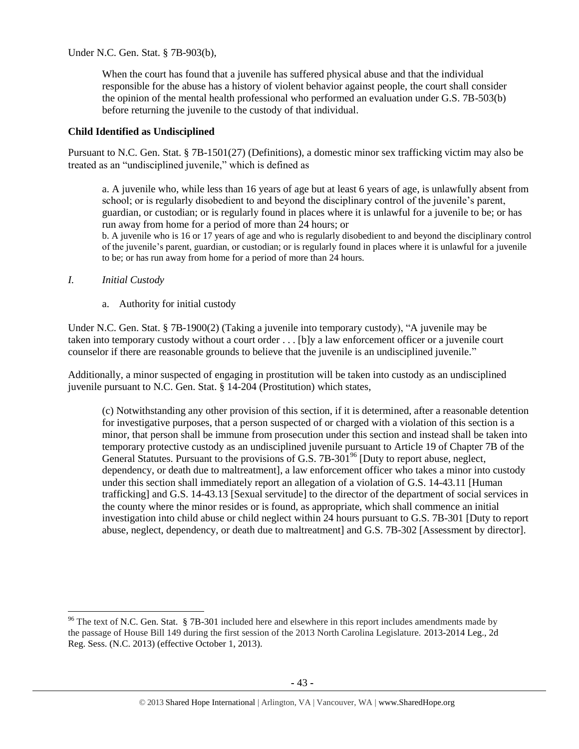Under N.C. Gen. Stat. § 7B-903(b),

> When the court has found that a juvenile has suffered physical abuse and that the individual responsible for the abuse has a history of violent behavior against people, the court shall consider the opinion of the mental health professional who performed an evaluation under G.S. 7B-503(b) before returning the juvenile to the custody of that individual.

**Child Identified as Undisciplined**

Pursuant to N.C. Gen. Stat. § 7B-1501(27) (Definitions), a domestic minor sex trafficking victim may also be treated as an "undisciplined juvenile," which is defined as

> a. A juvenile who, while less than 16 years of age but at least 6 years of age, is unlawfully absent from school; or is regularly disobedient to and beyond the disciplinary control of the juvenile's parent, guardian, or custodian; or is regularly found in places where it is unlawful for a juvenile to be; or has run away from home for a period of more than 24 hours; or
>
> b. A juvenile who is 16 or 17 years of age and who is regularly disobedient to and beyond the disciplinary control of the juvenile's parent, guardian, or custodian; or is regularly found in places where it is unlawful for a juvenile to be; or has run away from home for a period of more than 24 hours.

*I. Initial Custody*

a. Authority for initial custody

Under N.C. Gen. Stat. § 7B-1900(2) (Taking a juvenile into temporary custody), "A juvenile may be taken into temporary custody without a court order . . . [b]y a law enforcement officer or a juvenile court counselor if there are reasonable grounds to believe that the juvenile is an undisciplined juvenile."

Additionally, a minor suspected of engaging in prostitution will be taken into custody as an undisciplined juvenile pursuant to N.C. Gen. Stat. § 14-204 (Prostitution) which states,

> (c) Notwithstanding any other provision of this section, if it is determined, after a reasonable detention for investigative purposes, that a person suspected of or charged with a violation of this section is a minor, that person shall be immune from prosecution under this section and instead shall be taken into temporary protective custody as an undisciplined juvenile pursuant to Article 19 of Chapter 7B of the General Statutes. Pursuant to the provisions of G.S. 7B-301[96] [Duty to report abuse, neglect, dependency, or death due to maltreatment], a law enforcement officer who takes a minor into custody under this section shall immediately report an allegation of a violation of G.S. 14-43.11 [Human trafficking] and G.S. 14-43.13 [Sexual servitude] to the director of the department of social services in the county where the minor resides or is found, as appropriate, which shall commence an initial investigation into child abuse or child neglect within 24 hours pursuant to G.S. 7B-301 [Duty to report abuse, neglect, dependency, or death due to maltreatment] and G.S. 7B-302 [Assessment by director].

---

[96] The text of N.C. Gen. Stat. § 7B-301 included here and elsewhere in this report includes amendments made by the passage of House Bill 149 during the first session of the 2013 North Carolina Legislature. 2013-2014 Leg., 2d Reg. Sess. (N.C. 2013) (effective October 1, 2013).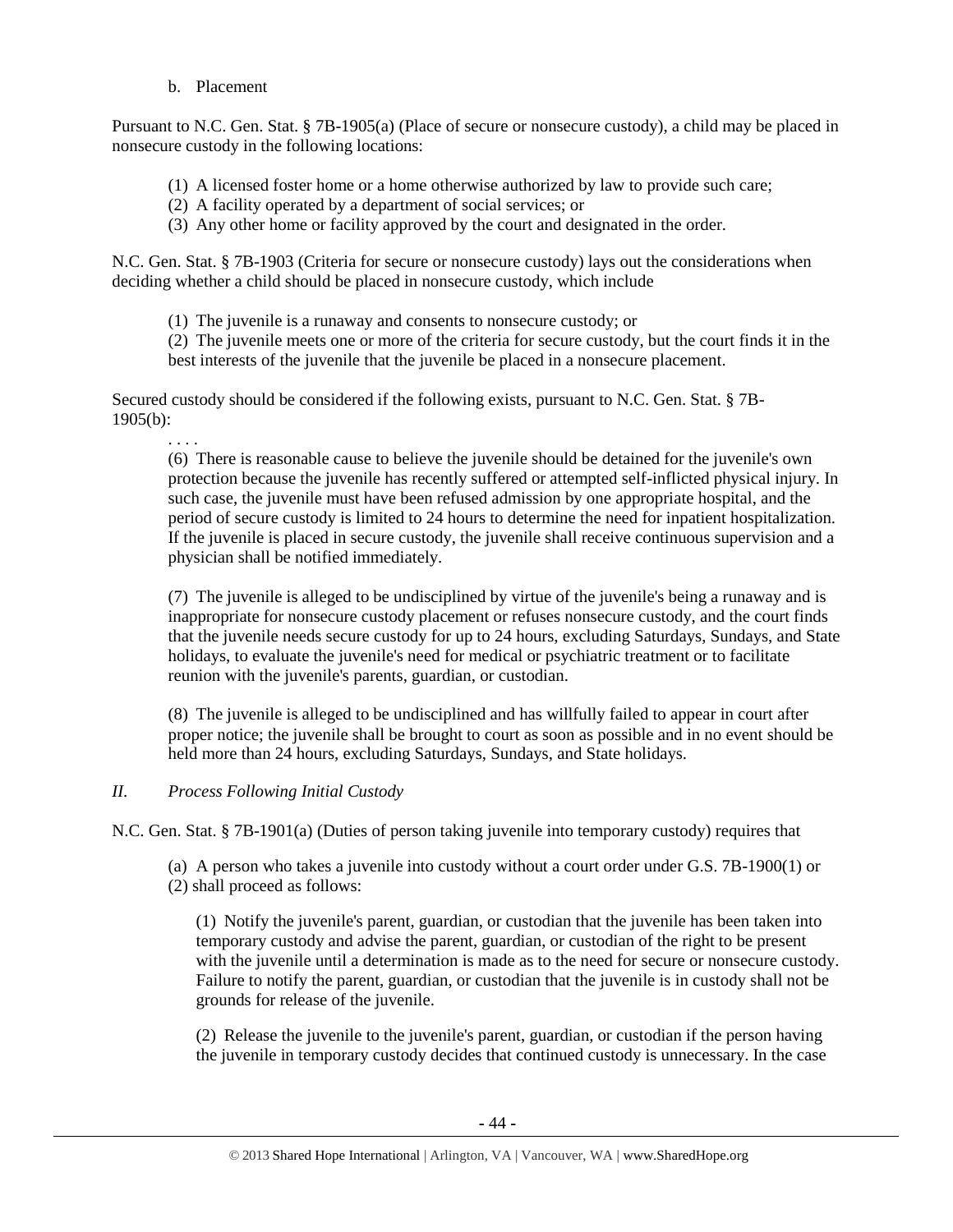b. Placement

Pursuant to N.C. Gen. Stat. § 7B-1905(a) (Place of secure or nonsecure custody), a child may be placed in nonsecure custody in the following locations:

> (1) A licensed foster home or a home otherwise authorized by law to provide such care;
> (2) A facility operated by a department of social services; or
> (3) Any other home or facility approved by the court and designated in the order.

N.C. Gen. Stat. § 7B-1903 (Criteria for secure or nonsecure custody) lays out the considerations when deciding whether a child should be placed in nonsecure custody, which include

> (1) The juvenile is a runaway and consents to nonsecure custody; or
> (2) The juvenile meets one or more of the criteria for secure custody, but the court finds it in the best interests of the juvenile that the juvenile be placed in a nonsecure placement.

Secured custody should be considered if the following exists, pursuant to N.C. Gen. Stat. § 7B-1905(b):

> . . . .
> (6) There is reasonable cause to believe the juvenile should be detained for the juvenile's own protection because the juvenile has recently suffered or attempted self-inflicted physical injury. In such case, the juvenile must have been refused admission by one appropriate hospital, and the period of secure custody is limited to 24 hours to determine the need for inpatient hospitalization. If the juvenile is placed in secure custody, the juvenile shall receive continuous supervision and a physician shall be notified immediately.
>
> (7) The juvenile is alleged to be undisciplined by virtue of the juvenile's being a runaway and is inappropriate for nonsecure custody placement or refuses nonsecure custody, and the court finds that the juvenile needs secure custody for up to 24 hours, excluding Saturdays, Sundays, and State holidays, to evaluate the juvenile's need for medical or psychiatric treatment or to facilitate reunion with the juvenile's parents, guardian, or custodian.
>
> (8) The juvenile is alleged to be undisciplined and has willfully failed to appear in court after proper notice; the juvenile shall be brought to court as soon as possible and in no event should be held more than 24 hours, excluding Saturdays, Sundays, and State holidays.

## *II. Process Following Initial Custody*

N.C. Gen. Stat. § 7B-1901(a) (Duties of person taking juvenile into temporary custody) requires that

> (a) A person who takes a juvenile into custody without a court order under G.S. 7B-1900(1) or (2) shall proceed as follows:
>
> (1) Notify the juvenile's parent, guardian, or custodian that the juvenile has been taken into temporary custody and advise the parent, guardian, or custodian of the right to be present with the juvenile until a determination is made as to the need for secure or nonsecure custody. Failure to notify the parent, guardian, or custodian that the juvenile is in custody shall not be grounds for release of the juvenile.
>
> (2) Release the juvenile to the juvenile's parent, guardian, or custodian if the person having the juvenile in temporary custody decides that continued custody is unnecessary. In the case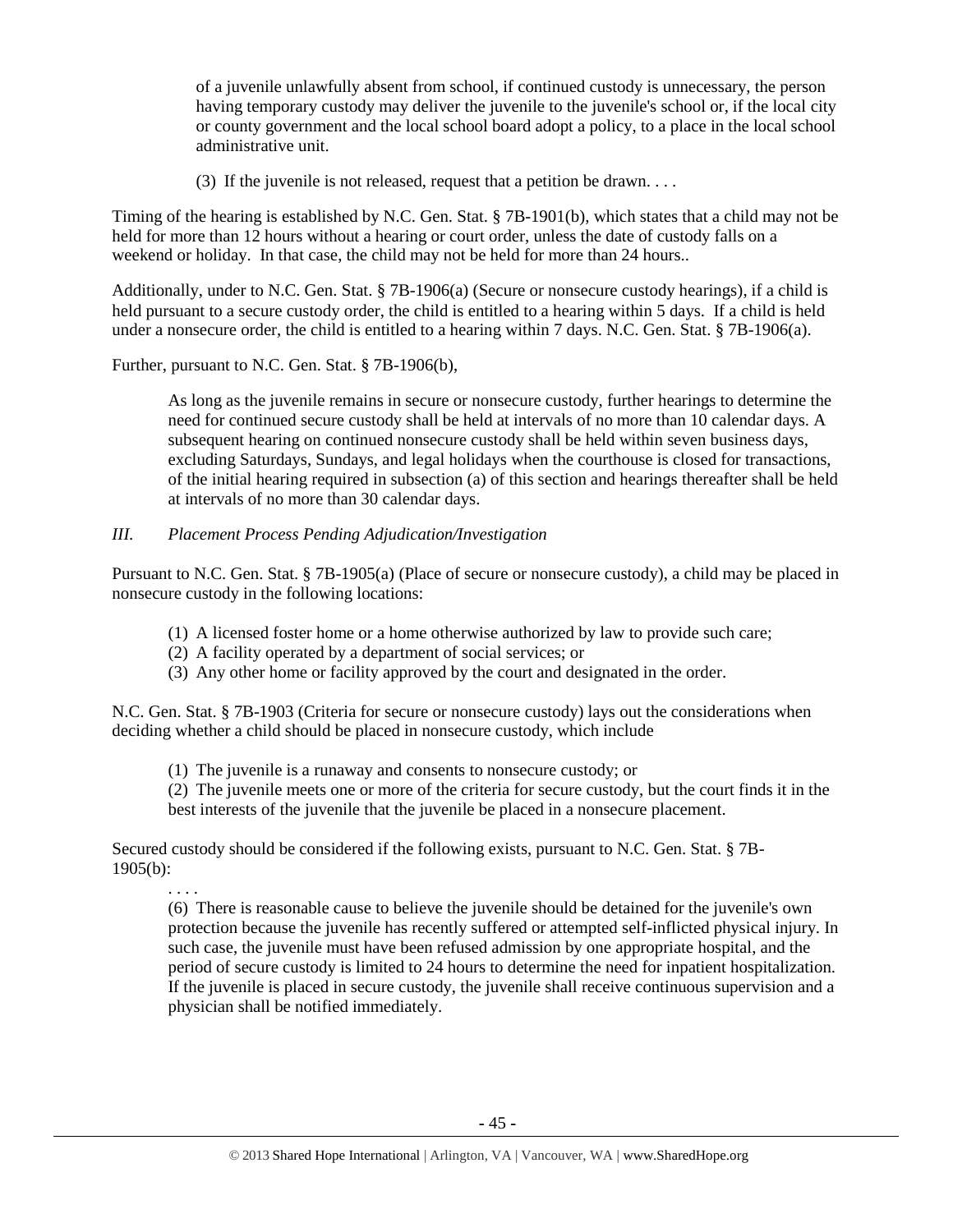> of a juvenile unlawfully absent from school, if continued custody is unnecessary, the person having temporary custody may deliver the juvenile to the juvenile's school or, if the local city or county government and the local school board adopt a policy, to a place in the local school administrative unit.
>
> (3) If the juvenile is not released, request that a petition be drawn. . . .

Timing of the hearing is established by N.C. Gen. Stat. § 7B-1901(b), which states that a child may not be held for more than 12 hours without a hearing or court order, unless the date of custody falls on a weekend or holiday. In that case, the child may not be held for more than 24 hours..

Additionally, under to N.C. Gen. Stat. § 7B-1906(a) (Secure or nonsecure custody hearings), if a child is held pursuant to a secure custody order, the child is entitled to a hearing within 5 days. If a child is held under a nonsecure order, the child is entitled to a hearing within 7 days. N.C. Gen. Stat. § 7B-1906(a).

Further, pursuant to N.C. Gen. Stat. § 7B-1906(b),

> As long as the juvenile remains in secure or nonsecure custody, further hearings to determine the need for continued secure custody shall be held at intervals of no more than 10 calendar days. A subsequent hearing on continued nonsecure custody shall be held within seven business days, excluding Saturdays, Sundays, and legal holidays when the courthouse is closed for transactions, of the initial hearing required in subsection (a) of this section and hearings thereafter shall be held at intervals of no more than 30 calendar days.

### *III. Placement Process Pending Adjudication/Investigation*

Pursuant to N.C. Gen. Stat. § 7B-1905(a) (Place of secure or nonsecure custody), a child may be placed in nonsecure custody in the following locations:

> (1) A licensed foster home or a home otherwise authorized by law to provide such care;
> (2) A facility operated by a department of social services; or
> (3) Any other home or facility approved by the court and designated in the order.

N.C. Gen. Stat. § 7B-1903 (Criteria for secure or nonsecure custody) lays out the considerations when deciding whether a child should be placed in nonsecure custody, which include

> (1) The juvenile is a runaway and consents to nonsecure custody; or
> (2) The juvenile meets one or more of the criteria for secure custody, but the court finds it in the best interests of the juvenile that the juvenile be placed in a nonsecure placement.

Secured custody should be considered if the following exists, pursuant to N.C. Gen. Stat. § 7B-1905(b):

> . . . .
> (6) There is reasonable cause to believe the juvenile should be detained for the juvenile's own protection because the juvenile has recently suffered or attempted self-inflicted physical injury. In such case, the juvenile must have been refused admission by one appropriate hospital, and the period of secure custody is limited to 24 hours to determine the need for inpatient hospitalization. If the juvenile is placed in secure custody, the juvenile shall receive continuous supervision and a physician shall be notified immediately.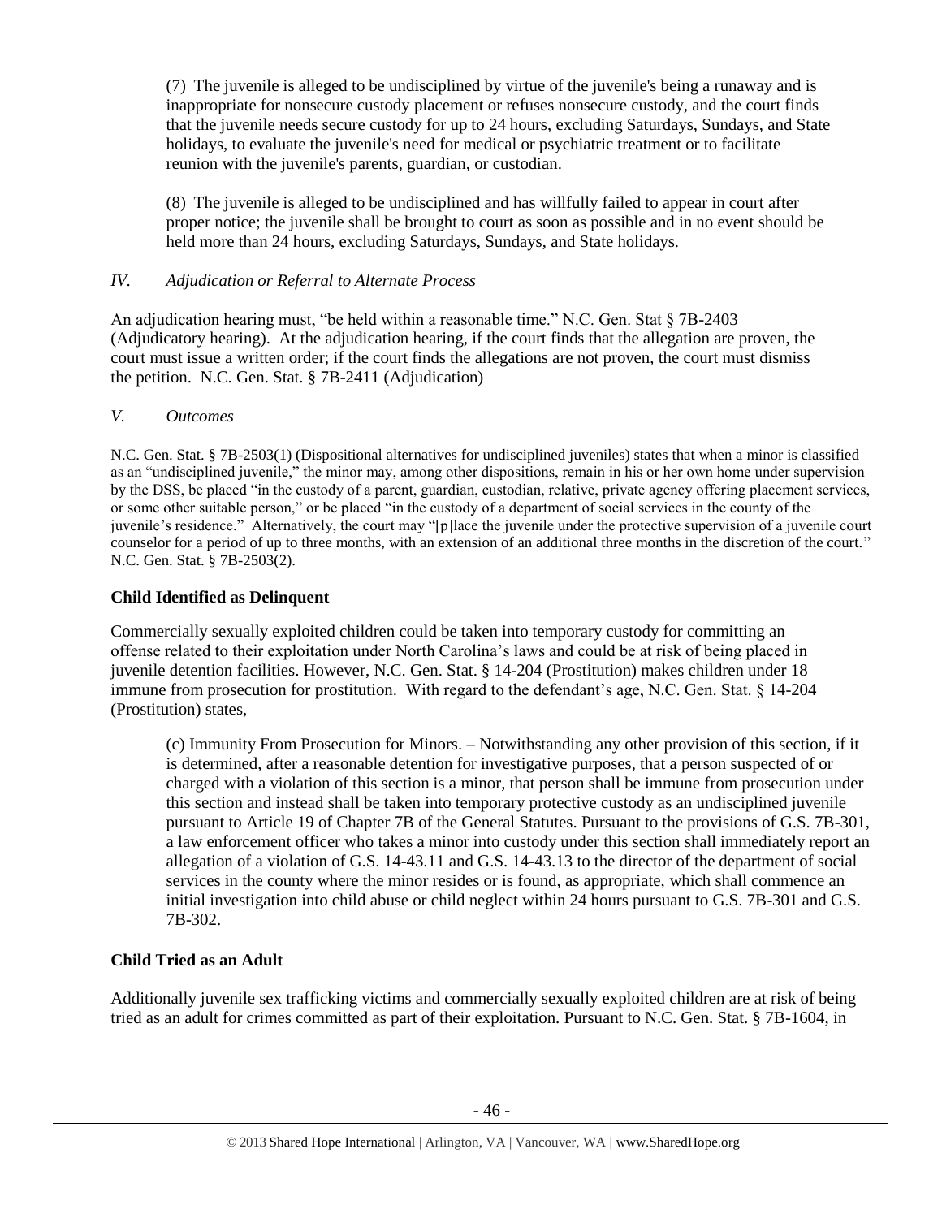> (7) The juvenile is alleged to be undisciplined by virtue of the juvenile's being a runaway and is inappropriate for nonsecure custody placement or refuses nonsecure custody, and the court finds that the juvenile needs secure custody for up to 24 hours, excluding Saturdays, Sundays, and State holidays, to evaluate the juvenile's need for medical or psychiatric treatment or to facilitate reunion with the juvenile's parents, guardian, or custodian.
>
> (8) The juvenile is alleged to be undisciplined and has willfully failed to appear in court after proper notice; the juvenile shall be brought to court as soon as possible and in no event should be held more than 24 hours, excluding Saturdays, Sundays, and State holidays.

*IV. Adjudication or Referral to Alternate Process*

An adjudication hearing must, "be held within a reasonable time." N.C. Gen. Stat § 7B-2403 (Adjudicatory hearing). At the adjudication hearing, if the court finds that the allegation are proven, the court must issue a written order; if the court finds the allegations are not proven, the court must dismiss the petition. N.C. Gen. Stat. § 7B-2411 (Adjudication)

*V. Outcomes*

N.C. Gen. Stat. § 7B-2503(1) (Dispositional alternatives for undisciplined juveniles) states that when a minor is classified as an "undisciplined juvenile," the minor may, among other dispositions, remain in his or her own home under supervision by the DSS, be placed "in the custody of a parent, guardian, custodian, relative, private agency offering placement services, or some other suitable person," or be placed "in the custody of a department of social services in the county of the juvenile's residence." Alternatively, the court may "[p]lace the juvenile under the protective supervision of a juvenile court counselor for a period of up to three months, with an extension of an additional three months in the discretion of the court." N.C. Gen. Stat. § 7B-2503(2).

**Child Identified as Delinquent**

Commercially sexually exploited children could be taken into temporary custody for committing an offense related to their exploitation under North Carolina's laws and could be at risk of being placed in juvenile detention facilities. However, N.C. Gen. Stat. § 14-204 (Prostitution) makes children under 18 immune from prosecution for prostitution. With regard to the defendant's age, N.C. Gen. Stat. § 14-204 (Prostitution) states,

> (c) Immunity From Prosecution for Minors. – Notwithstanding any other provision of this section, if it is determined, after a reasonable detention for investigative purposes, that a person suspected of or charged with a violation of this section is a minor, that person shall be immune from prosecution under this section and instead shall be taken into temporary protective custody as an undisciplined juvenile pursuant to Article 19 of Chapter 7B of the General Statutes. Pursuant to the provisions of G.S. 7B-301, a law enforcement officer who takes a minor into custody under this section shall immediately report an allegation of a violation of G.S. 14-43.11 and G.S. 14-43.13 to the director of the department of social services in the county where the minor resides or is found, as appropriate, which shall commence an initial investigation into child abuse or child neglect within 24 hours pursuant to G.S. 7B-301 and G.S. 7B-302.

**Child Tried as an Adult**

Additionally juvenile sex trafficking victims and commercially sexually exploited children are at risk of being tried as an adult for crimes committed as part of their exploitation. Pursuant to N.C. Gen. Stat. § 7B-1604, in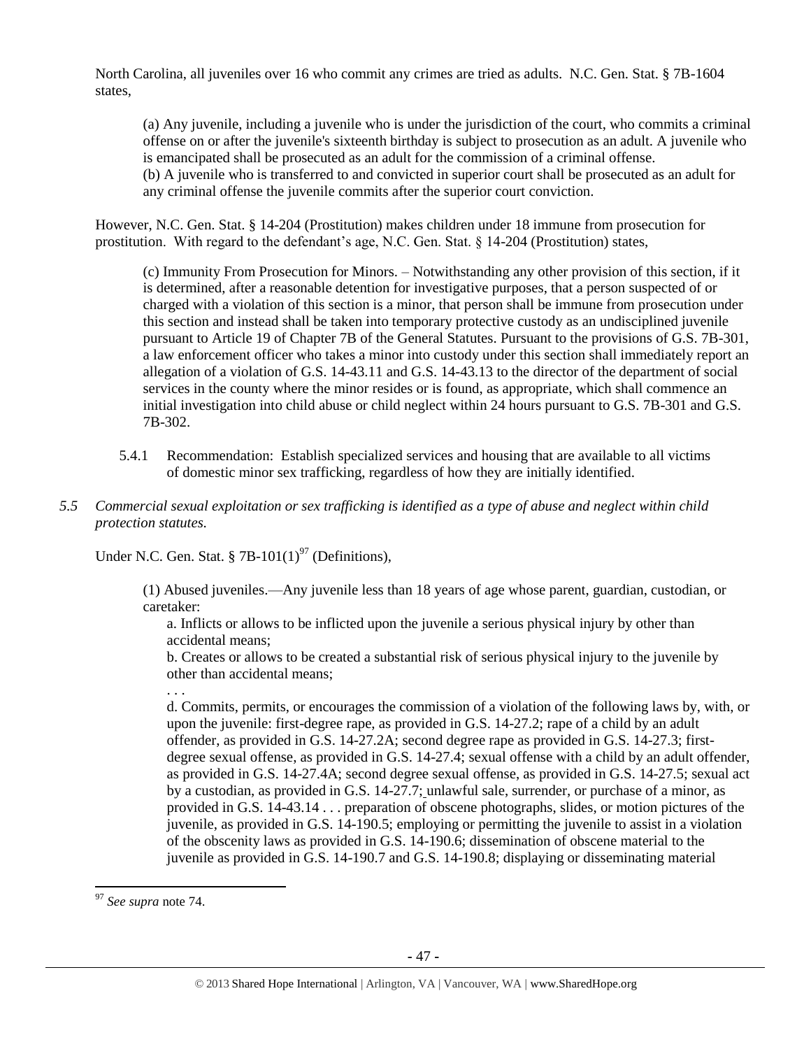North Carolina, all juveniles over 16 who commit any crimes are tried as adults. N.C. Gen. Stat. § 7B-1604 states,

> (a) Any juvenile, including a juvenile who is under the jurisdiction of the court, who commits a criminal offense on or after the juvenile's sixteenth birthday is subject to prosecution as an adult. A juvenile who is emancipated shall be prosecuted as an adult for the commission of a criminal offense.
> (b) A juvenile who is transferred to and convicted in superior court shall be prosecuted as an adult for any criminal offense the juvenile commits after the superior court conviction.

However, N.C. Gen. Stat. § 14-204 (Prostitution) makes children under 18 immune from prosecution for prostitution. With regard to the defendant's age, N.C. Gen. Stat. § 14-204 (Prostitution) states,

> (c) Immunity From Prosecution for Minors. – Notwithstanding any other provision of this section, if it is determined, after a reasonable detention for investigative purposes, that a person suspected of or charged with a violation of this section is a minor, that person shall be immune from prosecution under this section and instead shall be taken into temporary protective custody as an undisciplined juvenile pursuant to Article 19 of Chapter 7B of the General Statutes. Pursuant to the provisions of G.S. 7B-301, a law enforcement officer who takes a minor into custody under this section shall immediately report an allegation of a violation of G.S. 14-43.11 and G.S. 14-43.13 to the director of the department of social services in the county where the minor resides or is found, as appropriate, which shall commence an initial investigation into child abuse or child neglect within 24 hours pursuant to G.S. 7B-301 and G.S. 7B-302.

5.4.1 Recommendation: Establish specialized services and housing that are available to all victims of domestic minor sex trafficking, regardless of how they are initially identified.

*5.5 Commercial sexual exploitation or sex trafficking is identified as a type of abuse and neglect within child protection statutes.*

Under N.C. Gen. Stat. § 7B-101(1)[97] (Definitions),

> (1) Abused juveniles.—Any juvenile less than 18 years of age whose parent, guardian, custodian, or caretaker:
>
> a. Inflicts or allows to be inflicted upon the juvenile a serious physical injury by other than accidental means;
>
> b. Creates or allows to be created a substantial risk of serious physical injury to the juvenile by other than accidental means;
>
> . . .
>
> d. Commits, permits, or encourages the commission of a violation of the following laws by, with, or upon the juvenile: first-degree rape, as provided in G.S. 14-27.2; rape of a child by an adult offender, as provided in G.S. 14-27.2A; second degree rape as provided in G.S. 14-27.3; first-degree sexual offense, as provided in G.S. 14-27.4; sexual offense with a child by an adult offender, as provided in G.S. 14-27.4A; second degree sexual offense, as provided in G.S. 14-27.5; sexual act by a custodian, as provided in G.S. 14-27.7; unlawful sale, surrender, or purchase of a minor, as provided in G.S. 14-43.14 . . . preparation of obscene photographs, slides, or motion pictures of the juvenile, as provided in G.S. 14-190.5; employing or permitting the juvenile to assist in a violation of the obscenity laws as provided in G.S. 14-190.6; dissemination of obscene material to the juvenile as provided in G.S. 14-190.7 and G.S. 14-190.8; displaying or disseminating material

[97] *See supra* note 74.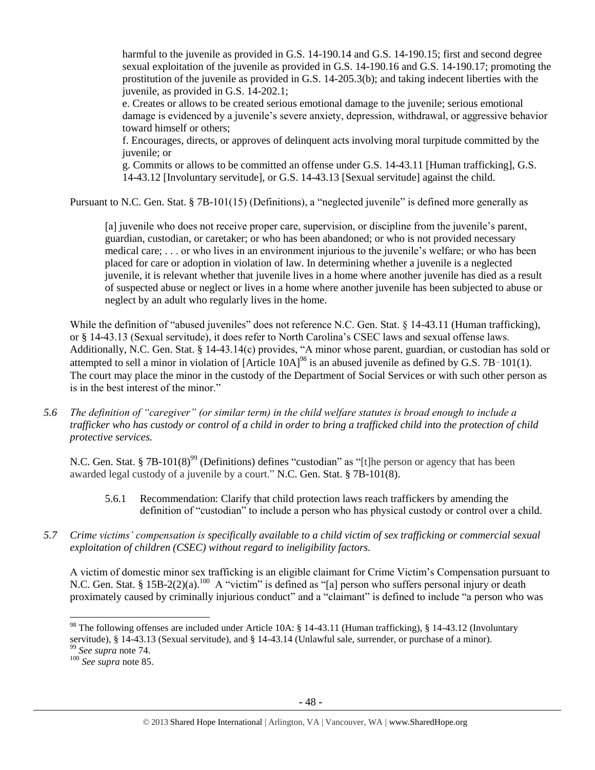harmful to the juvenile as provided in G.S. 14-190.14 and G.S. 14-190.15; first and second degree sexual exploitation of the juvenile as provided in G.S. 14-190.16 and G.S. 14-190.17; promoting the prostitution of the juvenile as provided in G.S. 14-205.3(b); and taking indecent liberties with the juvenile, as provided in G.S. 14-202.1;

e. Creates or allows to be created serious emotional damage to the juvenile; serious emotional damage is evidenced by a juvenile's severe anxiety, depression, withdrawal, or aggressive behavior toward himself or others;

f. Encourages, directs, or approves of delinquent acts involving moral turpitude committed by the juvenile; or

g. Commits or allows to be committed an offense under G.S. 14-43.11 [Human trafficking], G.S. 14-43.12 [Involuntary servitude], or G.S. 14-43.13 [Sexual servitude] against the child.

Pursuant to N.C. Gen. Stat. § 7B-101(15) (Definitions), a "neglected juvenile" is defined more generally as

> [a] juvenile who does not receive proper care, supervision, or discipline from the juvenile's parent, guardian, custodian, or caretaker; or who has been abandoned; or who is not provided necessary medical care; . . . or who lives in an environment injurious to the juvenile's welfare; or who has been placed for care or adoption in violation of law. In determining whether a juvenile is a neglected juvenile, it is relevant whether that juvenile lives in a home where another juvenile has died as a result of suspected abuse or neglect or lives in a home where another juvenile has been subjected to abuse or neglect by an adult who regularly lives in the home.

While the definition of "abused juveniles" does not reference N.C. Gen. Stat. § 14-43.11 (Human trafficking), or § 14-43.13 (Sexual servitude), it does refer to North Carolina's CSEC laws and sexual offense laws. Additionally, N.C. Gen. Stat. § 14-43.14(c) provides, "A minor whose parent, guardian, or custodian has sold or attempted to sell a minor in violation of [Article 10A][98] is an abused juvenile as defined by G.S. 7B‑101(1). The court may place the minor in the custody of the Department of Social Services or with such other person as is in the best interest of the minor."

*5.6 The definition of "caregiver" (or similar term) in the child welfare statutes is broad enough to include a trafficker who has custody or control of a child in order to bring a trafficked child into the protection of child protective services.*

N.C. Gen. Stat. § 7B-101(8)[99] (Definitions) defines "custodian" as "[t]he person or agency that has been awarded legal custody of a juvenile by a court." N.C. Gen. Stat. § 7B-101(8).

> 5.6.1 Recommendation: Clarify that child protection laws reach traffickers by amending the definition of "custodian" to include a person who has physical custody or control over a child.

*5.7 Crime victims' compensation is specifically available to a child victim of sex trafficking or commercial sexual exploitation of children (CSEC) without regard to ineligibility factors.*

A victim of domestic minor sex trafficking is an eligible claimant for Crime Victim's Compensation pursuant to N.C. Gen. Stat. § 15B-2(2)(a).[100] A "victim" is defined as "[a] person who suffers personal injury or death proximately caused by criminally injurious conduct" and a "claimant" is defined to include "a person who was

---

[98] The following offenses are included under Article 10A: § 14-43.11 (Human trafficking), § 14-43.12 (Involuntary servitude), § 14-43.13 (Sexual servitude), and § 14-43.14 (Unlawful sale, surrender, or purchase of a minor).

[99] *See supra* note 74.

[100] *See supra* note 85.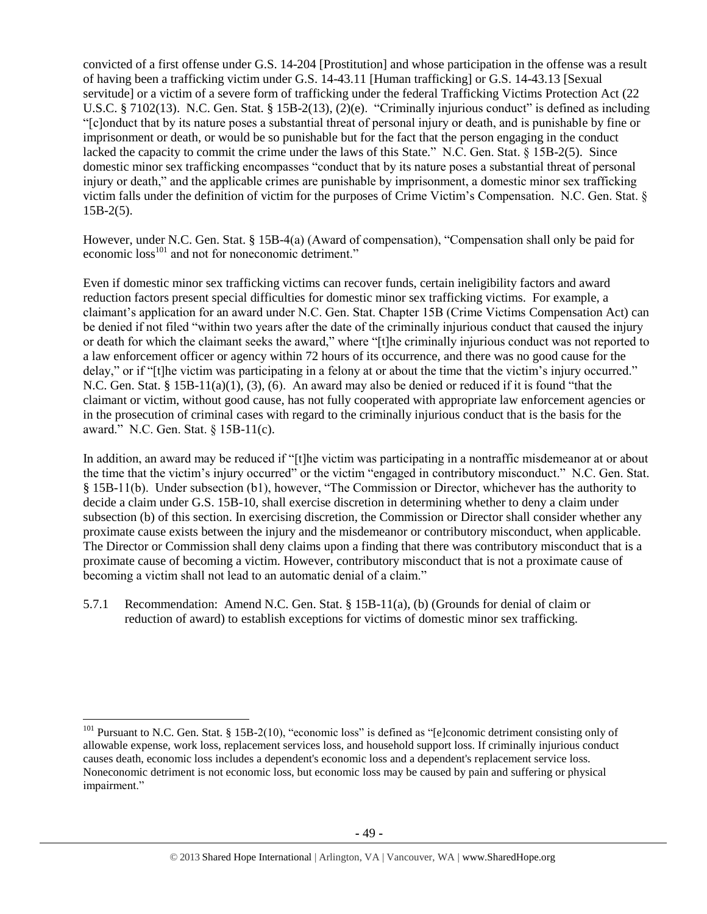convicted of a first offense under G.S. 14-204 [Prostitution] and whose participation in the offense was a result of having been a trafficking victim under G.S. 14-43.11 [Human trafficking] or G.S. 14-43.13 [Sexual servitude] or a victim of a severe form of trafficking under the federal Trafficking Victims Protection Act (22 U.S.C. § 7102(13). N.C. Gen. Stat. § 15B-2(13), (2)(e). "Criminally injurious conduct" is defined as including "[c]onduct that by its nature poses a substantial threat of personal injury or death, and is punishable by fine or imprisonment or death, or would be so punishable but for the fact that the person engaging in the conduct lacked the capacity to commit the crime under the laws of this State." N.C. Gen. Stat. § 15B-2(5). Since domestic minor sex trafficking encompasses "conduct that by its nature poses a substantial threat of personal injury or death," and the applicable crimes are punishable by imprisonment, a domestic minor sex trafficking victim falls under the definition of victim for the purposes of Crime Victim's Compensation. N.C. Gen. Stat. § 15B-2(5).

However, under N.C. Gen. Stat. § 15B-4(a) (Award of compensation), "Compensation shall only be paid for economic loss[101] and not for noneconomic detriment."

Even if domestic minor sex trafficking victims can recover funds, certain ineligibility factors and award reduction factors present special difficulties for domestic minor sex trafficking victims. For example, a claimant's application for an award under N.C. Gen. Stat. Chapter 15B (Crime Victims Compensation Act) can be denied if not filed "within two years after the date of the criminally injurious conduct that caused the injury or death for which the claimant seeks the award," where "[t]he criminally injurious conduct was not reported to a law enforcement officer or agency within 72 hours of its occurrence, and there was no good cause for the delay," or if "[t]he victim was participating in a felony at or about the time that the victim's injury occurred." N.C. Gen. Stat. § 15B-11(a)(1), (3), (6). An award may also be denied or reduced if it is found "that the claimant or victim, without good cause, has not fully cooperated with appropriate law enforcement agencies or in the prosecution of criminal cases with regard to the criminally injurious conduct that is the basis for the award." N.C. Gen. Stat. § 15B-11(c).

In addition, an award may be reduced if "[t]he victim was participating in a nontraffic misdemeanor at or about the time that the victim's injury occurred" or the victim "engaged in contributory misconduct." N.C. Gen. Stat. § 15B-11(b). Under subsection (b1), however, "The Commission or Director, whichever has the authority to decide a claim under G.S. 15B-10, shall exercise discretion in determining whether to deny a claim under subsection (b) of this section. In exercising discretion, the Commission or Director shall consider whether any proximate cause exists between the injury and the misdemeanor or contributory misconduct, when applicable. The Director or Commission shall deny claims upon a finding that there was contributory misconduct that is a proximate cause of becoming a victim. However, contributory misconduct that is not a proximate cause of becoming a victim shall not lead to an automatic denial of a claim."

5.7.1 Recommendation: Amend N.C. Gen. Stat. § 15B-11(a), (b) (Grounds for denial of claim or reduction of award) to establish exceptions for victims of domestic minor sex trafficking.

---

[101] Pursuant to N.C. Gen. Stat. § 15B-2(10), "economic loss" is defined as "[e]conomic detriment consisting only of allowable expense, work loss, replacement services loss, and household support loss. If criminally injurious conduct causes death, economic loss includes a dependent's economic loss and a dependent's replacement service loss. Noneconomic detriment is not economic loss, but economic loss may be caused by pain and suffering or physical impairment."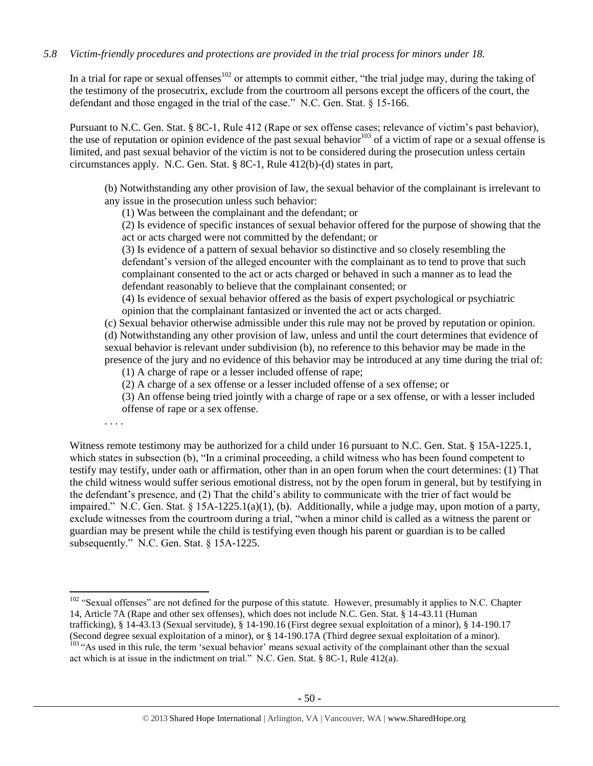*5.8 Victim-friendly procedures and protections are provided in the trial process for minors under 18.*

In a trial for rape or sexual offenses[102] or attempts to commit either, "the trial judge may, during the taking of the testimony of the prosecutrix, exclude from the courtroom all persons except the officers of the court, the defendant and those engaged in the trial of the case." N.C. Gen. Stat. § 15-166.

Pursuant to N.C. Gen. Stat. § 8C-1, Rule 412 (Rape or sex offense cases; relevance of victim's past behavior), the use of reputation or opinion evidence of the past sexual behavior[103] of a victim of rape or a sexual offense is limited, and past sexual behavior of the victim is not to be considered during the prosecution unless certain circumstances apply. N.C. Gen. Stat. § 8C-1, Rule 412(b)-(d) states in part,

> (b) Notwithstanding any other provision of law, the sexual behavior of the complainant is irrelevant to any issue in the prosecution unless such behavior:
>
> (1) Was between the complainant and the defendant; or
>
> (2) Is evidence of specific instances of sexual behavior offered for the purpose of showing that the act or acts charged were not committed by the defendant; or
>
> (3) Is evidence of a pattern of sexual behavior so distinctive and so closely resembling the defendant's version of the alleged encounter with the complainant as to tend to prove that such complainant consented to the act or acts charged or behaved in such a manner as to lead the defendant reasonably to believe that the complainant consented; or
>
> (4) Is evidence of sexual behavior offered as the basis of expert psychological or psychiatric opinion that the complainant fantasized or invented the act or acts charged.
>
> (c) Sexual behavior otherwise admissible under this rule may not be proved by reputation or opinion.
>
> (d) Notwithstanding any other provision of law, unless and until the court determines that evidence of sexual behavior is relevant under subdivision (b), no reference to this behavior may be made in the presence of the jury and no evidence of this behavior may be introduced at any time during the trial of:
>
> (1) A charge of rape or a lesser included offense of rape;
>
> (2) A charge of a sex offense or a lesser included offense of a sex offense; or
>
> (3) An offense being tried jointly with a charge of rape or a sex offense, or with a lesser included offense of rape or a sex offense.
>
> . . . .

Witness remote testimony may be authorized for a child under 16 pursuant to N.C. Gen. Stat. § 15A-1225.1, which states in subsection (b), "In a criminal proceeding, a child witness who has been found competent to testify may testify, under oath or affirmation, other than in an open forum when the court determines: (1) That the child witness would suffer serious emotional distress, not by the open forum in general, but by testifying in the defendant's presence, and (2) That the child's ability to communicate with the trier of fact would be impaired." N.C. Gen. Stat. § 15A-1225.1(a)(1), (b). Additionally, while a judge may, upon motion of a party, exclude witnesses from the courtroom during a trial, "when a minor child is called as a witness the parent or guardian may be present while the child is testifying even though his parent or guardian is to be called subsequently." N.C. Gen. Stat. § 15A-1225.

---

[102] "Sexual offenses" are not defined for the purpose of this statute. However, presumably it applies to N.C. Chapter 14, Article 7A (Rape and other sex offenses), which does not include N.C. Gen. Stat. § 14-43.11 (Human trafficking), § 14-43.13 (Sexual servitude), § 14-190.16 (First degree sexual exploitation of a minor), § 14-190.17 (Second degree sexual exploitation of a minor), or § 14-190.17A (Third degree sexual exploitation of a minor).

[103] "As used in this rule, the term 'sexual behavior' means sexual activity of the complainant other than the sexual act which is at issue in the indictment on trial." N.C. Gen. Stat. § 8C-1, Rule 412(a).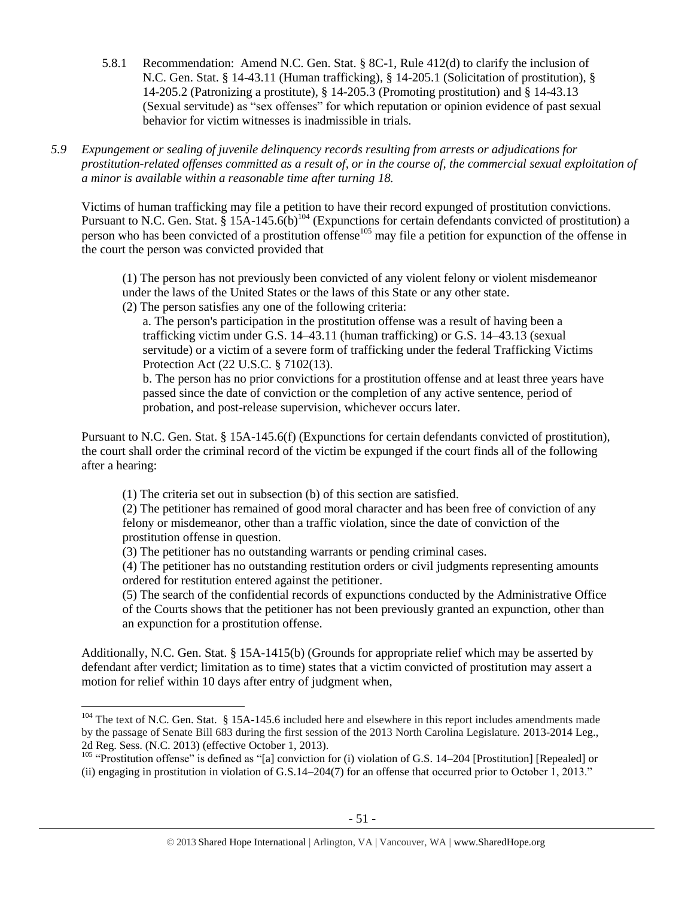5.8.1 Recommendation: Amend N.C. Gen. Stat. § 8C-1, Rule 412(d) to clarify the inclusion of N.C. Gen. Stat. § 14-43.11 (Human trafficking), § 14-205.1 (Solicitation of prostitution), § 14-205.2 (Patronizing a prostitute), § 14-205.3 (Promoting prostitution) and § 14-43.13 (Sexual servitude) as "sex offenses" for which reputation or opinion evidence of past sexual behavior for victim witnesses is inadmissible in trials.

*5.9 Expungement or sealing of juvenile delinquency records resulting from arrests or adjudications for prostitution-related offenses committed as a result of, or in the course of, the commercial sexual exploitation of a minor is available within a reasonable time after turning 18.*

Victims of human trafficking may file a petition to have their record expunged of prostitution convictions. Pursuant to N.C. Gen. Stat. § 15A-145.6(b)[104] (Expunctions for certain defendants convicted of prostitution) a person who has been convicted of a prostitution offense[105] may file a petition for expunction of the offense in the court the person was convicted provided that

> (1) The person has not previously been convicted of any violent felony or violent misdemeanor under the laws of the United States or the laws of this State or any other state.
> (2) The person satisfies any one of the following criteria:
> a. The person's participation in the prostitution offense was a result of having been a trafficking victim under G.S. 14–43.11 (human trafficking) or G.S. 14–43.13 (sexual servitude) or a victim of a severe form of trafficking under the federal Trafficking Victims Protection Act (22 U.S.C. § 7102(13).
> b. The person has no prior convictions for a prostitution offense and at least three years have passed since the date of conviction or the completion of any active sentence, period of probation, and post-release supervision, whichever occurs later.

Pursuant to N.C. Gen. Stat. § 15A-145.6(f) (Expunctions for certain defendants convicted of prostitution), the court shall order the criminal record of the victim be expunged if the court finds all of the following after a hearing:

> (1) The criteria set out in subsection (b) of this section are satisfied.
> (2) The petitioner has remained of good moral character and has been free of conviction of any felony or misdemeanor, other than a traffic violation, since the date of conviction of the prostitution offense in question.
> (3) The petitioner has no outstanding warrants or pending criminal cases.
> (4) The petitioner has no outstanding restitution orders or civil judgments representing amounts ordered for restitution entered against the petitioner.
> (5) The search of the confidential records of expunctions conducted by the Administrative Office of the Courts shows that the petitioner has not been previously granted an expunction, other than an expunction for a prostitution offense.

Additionally, N.C. Gen. Stat. § 15A-1415(b) (Grounds for appropriate relief which may be asserted by defendant after verdict; limitation as to time) states that a victim convicted of prostitution may assert a motion for relief within 10 days after entry of judgment when,

---

[104] The text of N.C. Gen. Stat. § 15A-145.6 included here and elsewhere in this report includes amendments made by the passage of Senate Bill 683 during the first session of the 2013 North Carolina Legislature. 2013-2014 Leg., 2d Reg. Sess. (N.C. 2013) (effective October 1, 2013).

[105] "Prostitution offense" is defined as "[a] conviction for (i) violation of G.S. 14–204 [Prostitution] [Repealed] or (ii) engaging in prostitution in violation of G.S.14–204(7) for an offense that occurred prior to October 1, 2013."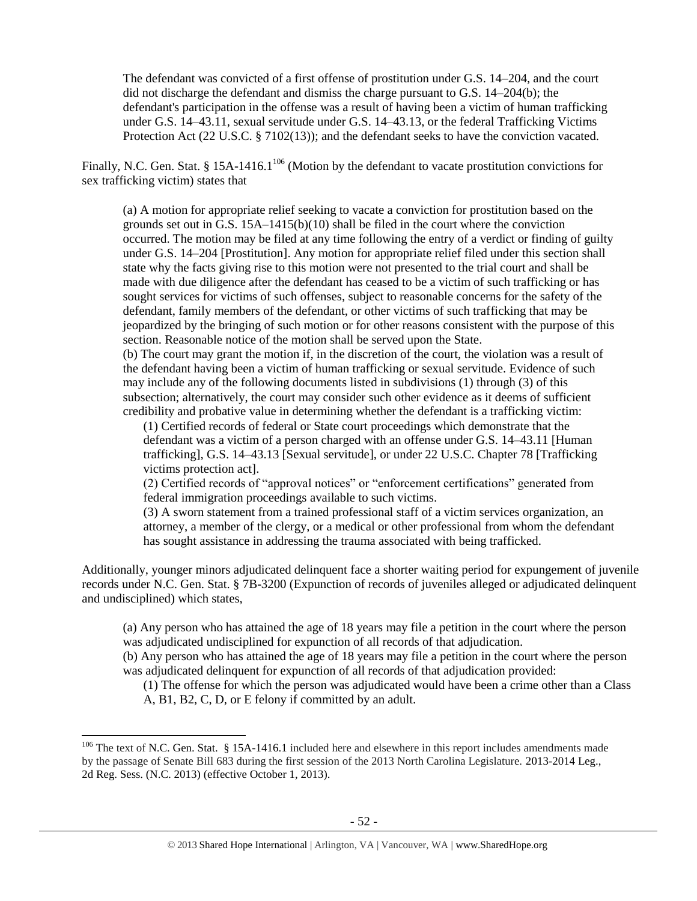> The defendant was convicted of a first offense of prostitution under G.S. 14–204, and the court did not discharge the defendant and dismiss the charge pursuant to G.S. 14–204(b); the defendant's participation in the offense was a result of having been a victim of human trafficking under G.S. 14–43.11, sexual servitude under G.S. 14–43.13, or the federal Trafficking Victims Protection Act (22 U.S.C. § 7102(13)); and the defendant seeks to have the conviction vacated.

Finally, N.C. Gen. Stat. § 15A-1416.1[106] (Motion by the defendant to vacate prostitution convictions for sex trafficking victim) states that

> (a) A motion for appropriate relief seeking to vacate a conviction for prostitution based on the grounds set out in G.S. 15A–1415(b)(10) shall be filed in the court where the conviction occurred. The motion may be filed at any time following the entry of a verdict or finding of guilty under G.S. 14–204 [Prostitution]. Any motion for appropriate relief filed under this section shall state why the facts giving rise to this motion were not presented to the trial court and shall be made with due diligence after the defendant has ceased to be a victim of such trafficking or has sought services for victims of such offenses, subject to reasonable concerns for the safety of the defendant, family members of the defendant, or other victims of such trafficking that may be jeopardized by the bringing of such motion or for other reasons consistent with the purpose of this section. Reasonable notice of the motion shall be served upon the State.
>
> (b) The court may grant the motion if, in the discretion of the court, the violation was a result of the defendant having been a victim of human trafficking or sexual servitude. Evidence of such may include any of the following documents listed in subdivisions (1) through (3) of this subsection; alternatively, the court may consider such other evidence as it deems of sufficient credibility and probative value in determining whether the defendant is a trafficking victim:
>
> > (1) Certified records of federal or State court proceedings which demonstrate that the defendant was a victim of a person charged with an offense under G.S. 14–43.11 [Human trafficking], G.S. 14–43.13 [Sexual servitude], or under 22 U.S.C. Chapter 78 [Trafficking victims protection act].
> >
> > (2) Certified records of "approval notices" or "enforcement certifications" generated from federal immigration proceedings available to such victims.
> >
> > (3) A sworn statement from a trained professional staff of a victim services organization, an attorney, a member of the clergy, or a medical or other professional from whom the defendant has sought assistance in addressing the trauma associated with being trafficked.

Additionally, younger minors adjudicated delinquent face a shorter waiting period for expungement of juvenile records under N.C. Gen. Stat. § 7B-3200 (Expunction of records of juveniles alleged or adjudicated delinquent and undisciplined) which states,

> (a) Any person who has attained the age of 18 years may file a petition in the court where the person was adjudicated undisciplined for expunction of all records of that adjudication.
>
> (b) Any person who has attained the age of 18 years may file a petition in the court where the person was adjudicated delinquent for expunction of all records of that adjudication provided:
>
> > (1) The offense for which the person was adjudicated would have been a crime other than a Class A, B1, B2, C, D, or E felony if committed by an adult.

---

[106] The text of N.C. Gen. Stat. § 15A-1416.1 included here and elsewhere in this report includes amendments made by the passage of Senate Bill 683 during the first session of the 2013 North Carolina Legislature. 2013-2014 Leg., 2d Reg. Sess. (N.C. 2013) (effective October 1, 2013).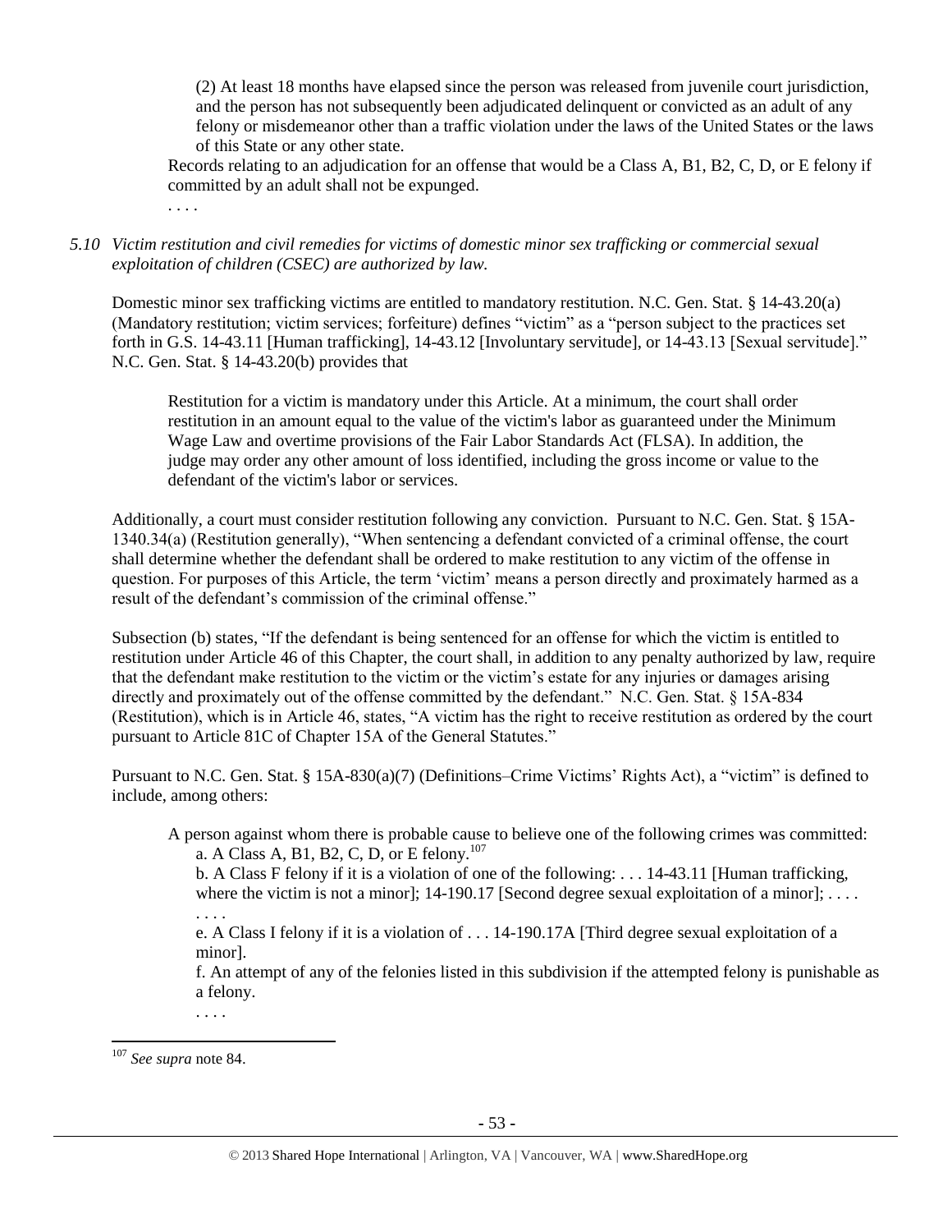(2) At least 18 months have elapsed since the person was released from juvenile court jurisdiction, and the person has not subsequently been adjudicated delinquent or convicted as an adult of any felony or misdemeanor other than a traffic violation under the laws of the United States or the laws of this State or any other state.

Records relating to an adjudication for an offense that would be a Class A, B1, B2, C, D, or E felony if committed by an adult shall not be expunged.

. . . .

*5.10 Victim restitution and civil remedies for victims of domestic minor sex trafficking or commercial sexual exploitation of children (CSEC) are authorized by law.*

Domestic minor sex trafficking victims are entitled to mandatory restitution. N.C. Gen. Stat. § 14-43.20(a) (Mandatory restitution; victim services; forfeiture) defines "victim" as a "person subject to the practices set forth in G.S. 14-43.11 [Human trafficking], 14-43.12 [Involuntary servitude], or 14-43.13 [Sexual servitude]." N.C. Gen. Stat. § 14-43.20(b) provides that

> Restitution for a victim is mandatory under this Article. At a minimum, the court shall order restitution in an amount equal to the value of the victim's labor as guaranteed under the Minimum Wage Law and overtime provisions of the Fair Labor Standards Act (FLSA). In addition, the judge may order any other amount of loss identified, including the gross income or value to the defendant of the victim's labor or services.

Additionally, a court must consider restitution following any conviction. Pursuant to N.C. Gen. Stat. § 15A-1340.34(a) (Restitution generally), "When sentencing a defendant convicted of a criminal offense, the court shall determine whether the defendant shall be ordered to make restitution to any victim of the offense in question. For purposes of this Article, the term 'victim' means a person directly and proximately harmed as a result of the defendant's commission of the criminal offense."

Subsection (b) states, "If the defendant is being sentenced for an offense for which the victim is entitled to restitution under Article 46 of this Chapter, the court shall, in addition to any penalty authorized by law, require that the defendant make restitution to the victim or the victim's estate for any injuries or damages arising directly and proximately out of the offense committed by the defendant." N.C. Gen. Stat. § 15A-834 (Restitution), which is in Article 46, states, "A victim has the right to receive restitution as ordered by the court pursuant to Article 81C of Chapter 15A of the General Statutes."

Pursuant to N.C. Gen. Stat. § 15A-830(a)(7) (Definitions–Crime Victims' Rights Act), a "victim" is defined to include, among others:

> A person against whom there is probable cause to believe one of the following crimes was committed:
>
> a. A Class A, B1, B2, C, D, or E felony.[107]
>
> b. A Class F felony if it is a violation of one of the following: . . . 14-43.11 [Human trafficking, where the victim is not a minor]; 14-190.17 [Second degree sexual exploitation of a minor]; . . . .
>
> . . . .
>
> e. A Class I felony if it is a violation of . . . 14-190.17A [Third degree sexual exploitation of a minor].
>
> f. An attempt of any of the felonies listed in this subdivision if the attempted felony is punishable as a felony.
>
> . . . .

---

[107] *See supra* note 84.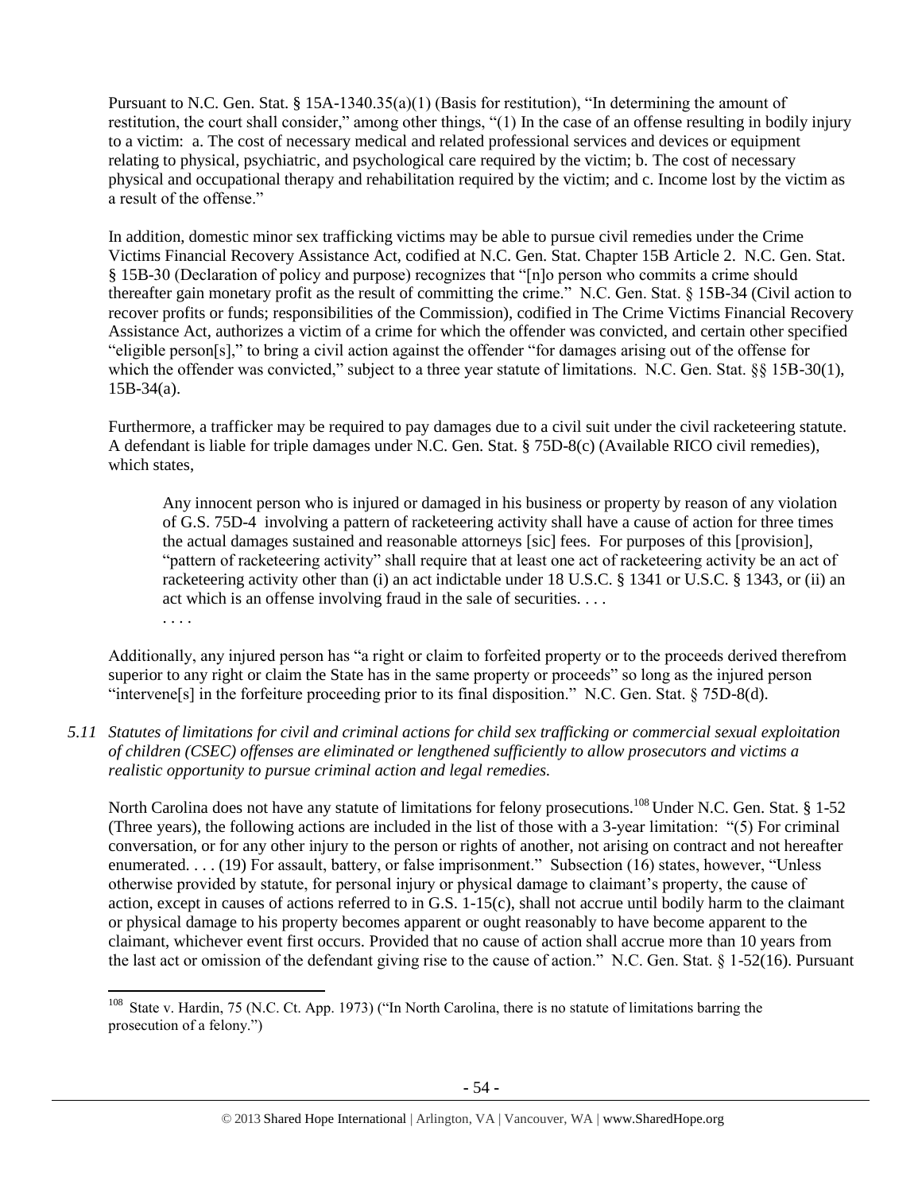Pursuant to N.C. Gen. Stat. § 15A-1340.35(a)(1) (Basis for restitution), "In determining the amount of restitution, the court shall consider," among other things, "(1) In the case of an offense resulting in bodily injury to a victim: a. The cost of necessary medical and related professional services and devices or equipment relating to physical, psychiatric, and psychological care required by the victim; b. The cost of necessary physical and occupational therapy and rehabilitation required by the victim; and c. Income lost by the victim as a result of the offense."

In addition, domestic minor sex trafficking victims may be able to pursue civil remedies under the Crime Victims Financial Recovery Assistance Act, codified at N.C. Gen. Stat. Chapter 15B Article 2. N.C. Gen. Stat. § 15B-30 (Declaration of policy and purpose) recognizes that "[n]o person who commits a crime should thereafter gain monetary profit as the result of committing the crime." N.C. Gen. Stat. § 15B-34 (Civil action to recover profits or funds; responsibilities of the Commission), codified in The Crime Victims Financial Recovery Assistance Act, authorizes a victim of a crime for which the offender was convicted, and certain other specified "eligible person[s]," to bring a civil action against the offender "for damages arising out of the offense for which the offender was convicted," subject to a three year statute of limitations. N.C. Gen. Stat. §§ 15B-30(1), 15B-34(a).

Furthermore, a trafficker may be required to pay damages due to a civil suit under the civil racketeering statute. A defendant is liable for triple damages under N.C. Gen. Stat. § 75D-8(c) (Available RICO civil remedies), which states,

> Any innocent person who is injured or damaged in his business or property by reason of any violation of G.S. 75D-4 involving a pattern of racketeering activity shall have a cause of action for three times the actual damages sustained and reasonable attorneys [sic] fees. For purposes of this [provision], "pattern of racketeering activity" shall require that at least one act of racketeering activity be an act of racketeering activity other than (i) an act indictable under 18 U.S.C. § 1341 or U.S.C. § 1343, or (ii) an act which is an offense involving fraud in the sale of securities. . . .
> . . . .

Additionally, any injured person has "a right or claim to forfeited property or to the proceeds derived therefrom superior to any right or claim the State has in the same property or proceeds" so long as the injured person "intervene[s] in the forfeiture proceeding prior to its final disposition." N.C. Gen. Stat. § 75D-8(d).

*5.11 Statutes of limitations for civil and criminal actions for child sex trafficking or commercial sexual exploitation of children (CSEC) offenses are eliminated or lengthened sufficiently to allow prosecutors and victims a realistic opportunity to pursue criminal action and legal remedies.*

North Carolina does not have any statute of limitations for felony prosecutions.[108] Under N.C. Gen. Stat. § 1-52 (Three years), the following actions are included in the list of those with a 3-year limitation: "(5) For criminal conversation, or for any other injury to the person or rights of another, not arising on contract and not hereafter enumerated. . . . (19) For assault, battery, or false imprisonment." Subsection (16) states, however, "Unless otherwise provided by statute, for personal injury or physical damage to claimant's property, the cause of action, except in causes of actions referred to in G.S. 1-15(c), shall not accrue until bodily harm to the claimant or physical damage to his property becomes apparent or ought reasonably to have become apparent to the claimant, whichever event first occurs. Provided that no cause of action shall accrue more than 10 years from the last act or omission of the defendant giving rise to the cause of action." N.C. Gen. Stat. § 1-52(16). Pursuant

[108] State v. Hardin, 75 (N.C. Ct. App. 1973) ("In North Carolina, there is no statute of limitations barring the prosecution of a felony.")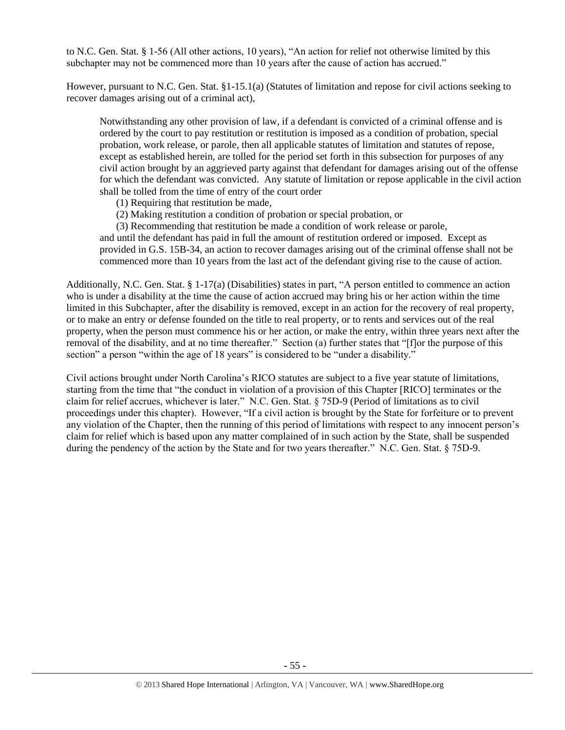to N.C. Gen. Stat. § 1-56 (All other actions, 10 years), "An action for relief not otherwise limited by this subchapter may not be commenced more than 10 years after the cause of action has accrued."

However, pursuant to N.C. Gen. Stat. §1-15.1(a) (Statutes of limitation and repose for civil actions seeking to recover damages arising out of a criminal act),

> Notwithstanding any other provision of law, if a defendant is convicted of a criminal offense and is ordered by the court to pay restitution or restitution is imposed as a condition of probation, special probation, work release, or parole, then all applicable statutes of limitation and statutes of repose, except as established herein, are tolled for the period set forth in this subsection for purposes of any civil action brought by an aggrieved party against that defendant for damages arising out of the offense for which the defendant was convicted. Any statute of limitation or repose applicable in the civil action shall be tolled from the time of entry of the court order
>
> (1) Requiring that restitution be made,
>
> (2) Making restitution a condition of probation or special probation, or
>
> (3) Recommending that restitution be made a condition of work release or parole,
>
> and until the defendant has paid in full the amount of restitution ordered or imposed. Except as provided in G.S. 15B-34, an action to recover damages arising out of the criminal offense shall not be commenced more than 10 years from the last act of the defendant giving rise to the cause of action.

Additionally, N.C. Gen. Stat. § 1-17(a) (Disabilities) states in part, "A person entitled to commence an action who is under a disability at the time the cause of action accrued may bring his or her action within the time limited in this Subchapter, after the disability is removed, except in an action for the recovery of real property, or to make an entry or defense founded on the title to real property, or to rents and services out of the real property, when the person must commence his or her action, or make the entry, within three years next after the removal of the disability, and at no time thereafter." Section (a) further states that "[f]or the purpose of this section" a person "within the age of 18 years" is considered to be "under a disability."

Civil actions brought under North Carolina's RICO statutes are subject to a five year statute of limitations, starting from the time that "the conduct in violation of a provision of this Chapter [RICO] terminates or the claim for relief accrues, whichever is later." N.C. Gen. Stat. § 75D-9 (Period of limitations as to civil proceedings under this chapter). However, "If a civil action is brought by the State for forfeiture or to prevent any violation of the Chapter, then the running of this period of limitations with respect to any innocent person's claim for relief which is based upon any matter complained of in such action by the State, shall be suspended during the pendency of the action by the State and for two years thereafter." N.C. Gen. Stat. § 75D-9.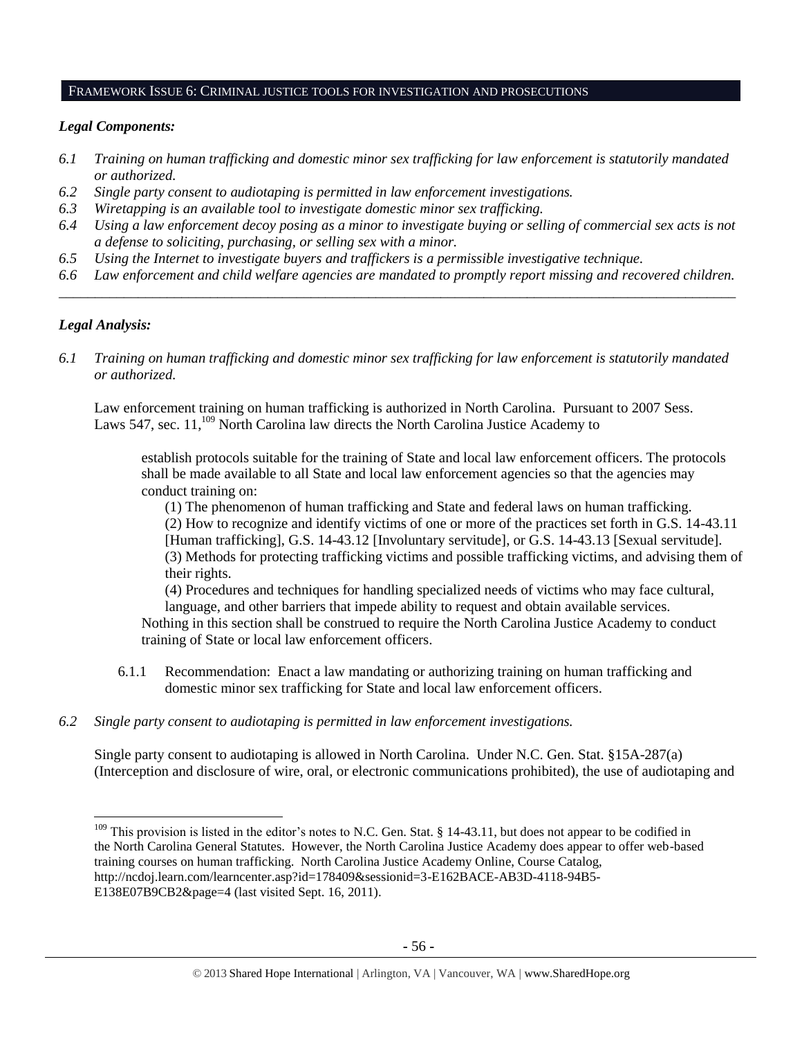## FRAMEWORK ISSUE 6: CRIMINAL JUSTICE TOOLS FOR INVESTIGATION AND PROSECUTIONS

### *Legal Components:*

*6.1 Training on human trafficking and domestic minor sex trafficking for law enforcement is statutorily mandated or authorized.*

*6.2 Single party consent to audiotaping is permitted in law enforcement investigations.*

*6.3 Wiretapping is an available tool to investigate domestic minor sex trafficking.*

*6.4 Using a law enforcement decoy posing as a minor to investigate buying or selling of commercial sex acts is not a defense to soliciting, purchasing, or selling sex with a minor.*

*6.5 Using the Internet to investigate buyers and traffickers is a permissible investigative technique.*

*6.6 Law enforcement and child welfare agencies are mandated to promptly report missing and recovered children.*

---

### *Legal Analysis:*

*6.1 Training on human trafficking and domestic minor sex trafficking for law enforcement is statutorily mandated or authorized.*

Law enforcement training on human trafficking is authorized in North Carolina. Pursuant to 2007 Sess. Laws 547, sec. 11,[109] North Carolina law directs the North Carolina Justice Academy to

> establish protocols suitable for the training of State and local law enforcement officers. The protocols shall be made available to all State and local law enforcement agencies so that the agencies may conduct training on:
>
> (1) The phenomenon of human trafficking and State and federal laws on human trafficking.
>
> (2) How to recognize and identify victims of one or more of the practices set forth in G.S. 14-43.11 [Human trafficking], G.S. 14-43.12 [Involuntary servitude], or G.S. 14-43.13 [Sexual servitude].
>
> (3) Methods for protecting trafficking victims and possible trafficking victims, and advising them of their rights.
>
> (4) Procedures and techniques for handling specialized needs of victims who may face cultural, language, and other barriers that impede ability to request and obtain available services.
>
> Nothing in this section shall be construed to require the North Carolina Justice Academy to conduct training of State or local law enforcement officers.

6.1.1 Recommendation: Enact a law mandating or authorizing training on human trafficking and domestic minor sex trafficking for State and local law enforcement officers.

*6.2 Single party consent to audiotaping is permitted in law enforcement investigations.*

Single party consent to audiotaping is allowed in North Carolina. Under N.C. Gen. Stat. §15A-287(a) (Interception and disclosure of wire, oral, or electronic communications prohibited), the use of audiotaping and

---

[109] This provision is listed in the editor's notes to N.C. Gen. Stat. § 14-43.11, but does not appear to be codified in the North Carolina General Statutes. However, the North Carolina Justice Academy does appear to offer web-based training courses on human trafficking. North Carolina Justice Academy Online, Course Catalog, http://ncdoj.learn.com/learncenter.asp?id=178409&sessionid=3-E162BACE-AB3D-4118-94B5-E138E07B9CB2&page=4 (last visited Sept. 16, 2011).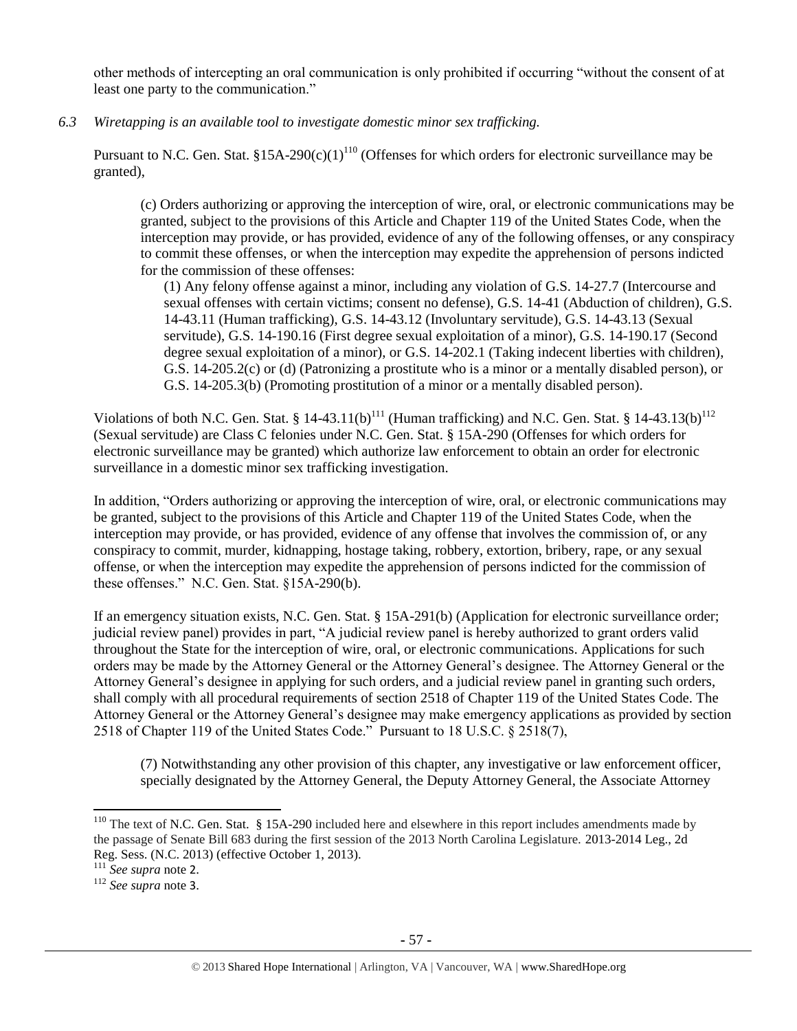other methods of intercepting an oral communication is only prohibited if occurring "without the consent of at least one party to the communication."

*6.3 Wiretapping is an available tool to investigate domestic minor sex trafficking.*

Pursuant to N.C. Gen. Stat. §15A-290(c)(1)[110] (Offenses for which orders for electronic surveillance may be granted),

> (c) Orders authorizing or approving the interception of wire, oral, or electronic communications may be granted, subject to the provisions of this Article and Chapter 119 of the United States Code, when the interception may provide, or has provided, evidence of any of the following offenses, or any conspiracy to commit these offenses, or when the interception may expedite the apprehension of persons indicted for the commission of these offenses:
>
> (1) Any felony offense against a minor, including any violation of G.S. 14-27.7 (Intercourse and sexual offenses with certain victims; consent no defense), G.S. 14-41 (Abduction of children), G.S. 14-43.11 (Human trafficking), G.S. 14-43.12 (Involuntary servitude), G.S. 14-43.13 (Sexual servitude), G.S. 14-190.16 (First degree sexual exploitation of a minor), G.S. 14-190.17 (Second degree sexual exploitation of a minor), or G.S. 14-202.1 (Taking indecent liberties with children), G.S. 14-205.2(c) or (d) (Patronizing a prostitute who is a minor or a mentally disabled person), or G.S. 14-205.3(b) (Promoting prostitution of a minor or a mentally disabled person).

Violations of both N.C. Gen. Stat. § 14-43.11(b)[111] (Human trafficking) and N.C. Gen. Stat. § 14-43.13(b)[112] (Sexual servitude) are Class C felonies under N.C. Gen. Stat. § 15A-290 (Offenses for which orders for electronic surveillance may be granted) which authorize law enforcement to obtain an order for electronic surveillance in a domestic minor sex trafficking investigation.

In addition, "Orders authorizing or approving the interception of wire, oral, or electronic communications may be granted, subject to the provisions of this Article and Chapter 119 of the United States Code, when the interception may provide, or has provided, evidence of any offense that involves the commission of, or any conspiracy to commit, murder, kidnapping, hostage taking, robbery, extortion, bribery, rape, or any sexual offense, or when the interception may expedite the apprehension of persons indicted for the commission of these offenses." N.C. Gen. Stat. §15A-290(b).

If an emergency situation exists, N.C. Gen. Stat. § 15A-291(b) (Application for electronic surveillance order; judicial review panel) provides in part, "A judicial review panel is hereby authorized to grant orders valid throughout the State for the interception of wire, oral, or electronic communications. Applications for such orders may be made by the Attorney General or the Attorney General's designee. The Attorney General or the Attorney General's designee in applying for such orders, and a judicial review panel in granting such orders, shall comply with all procedural requirements of section 2518 of Chapter 119 of the United States Code. The Attorney General or the Attorney General's designee may make emergency applications as provided by section 2518 of Chapter 119 of the United States Code." Pursuant to 18 U.S.C. § 2518(7),

> (7) Notwithstanding any other provision of this chapter, any investigative or law enforcement officer, specially designated by the Attorney General, the Deputy Attorney General, the Associate Attorney

---

[110] The text of N.C. Gen. Stat. § 15A-290 included here and elsewhere in this report includes amendments made by the passage of Senate Bill 683 during the first session of the 2013 North Carolina Legislature. 2013-2014 Leg., 2d Reg. Sess. (N.C. 2013) (effective October 1, 2013).

[111] *See supra* note 2.

[112] *See supra* note 3.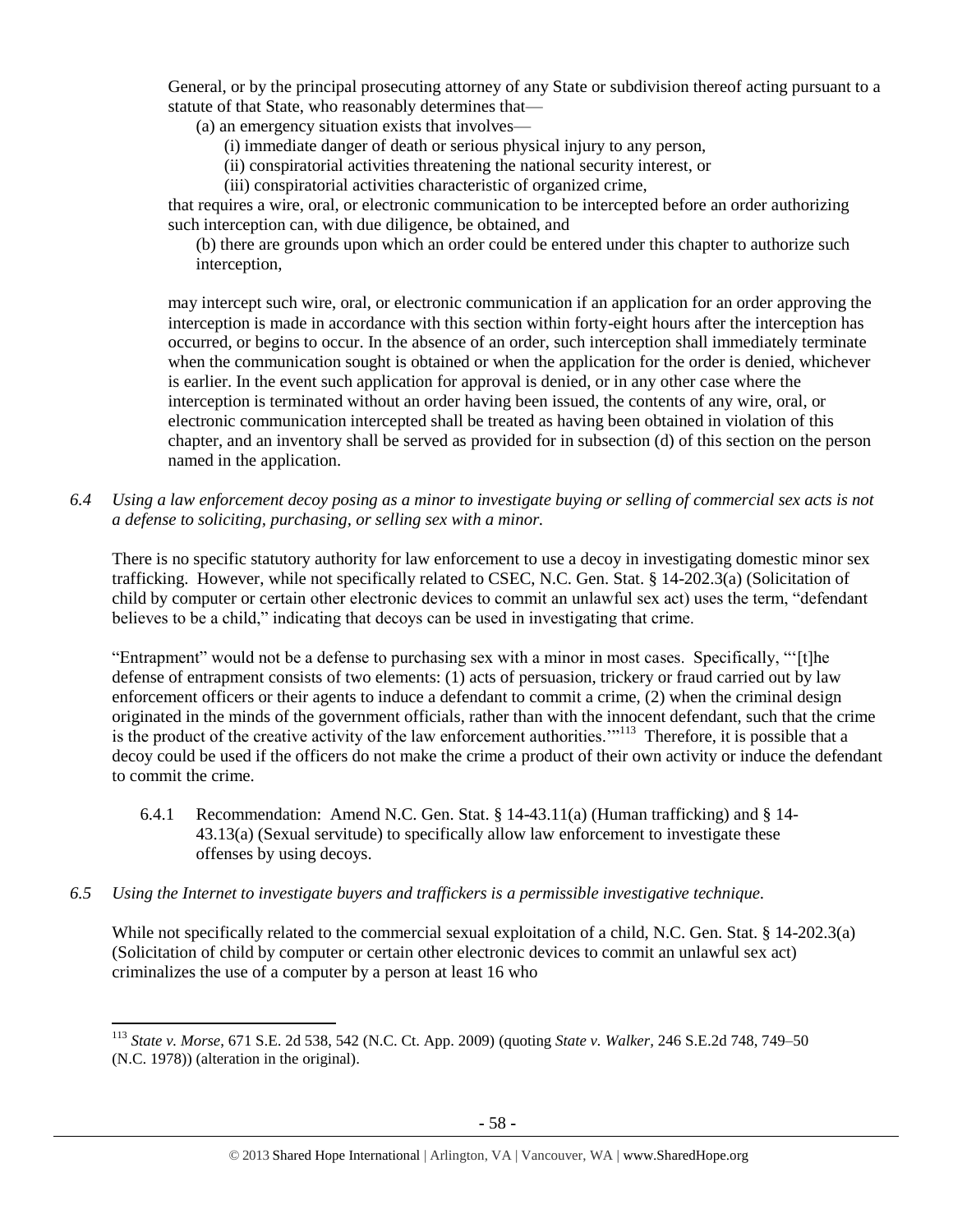General, or by the principal prosecuting attorney of any State or subdivision thereof acting pursuant to a statute of that State, who reasonably determines that—

(a) an emergency situation exists that involves—

(i) immediate danger of death or serious physical injury to any person,

(ii) conspiratorial activities threatening the national security interest, or

(iii) conspiratorial activities characteristic of organized crime,

that requires a wire, oral, or electronic communication to be intercepted before an order authorizing such interception can, with due diligence, be obtained, and

(b) there are grounds upon which an order could be entered under this chapter to authorize such interception,

may intercept such wire, oral, or electronic communication if an application for an order approving the interception is made in accordance with this section within forty-eight hours after the interception has occurred, or begins to occur. In the absence of an order, such interception shall immediately terminate when the communication sought is obtained or when the application for the order is denied, whichever is earlier. In the event such application for approval is denied, or in any other case where the interception is terminated without an order having been issued, the contents of any wire, oral, or electronic communication intercepted shall be treated as having been obtained in violation of this chapter, and an inventory shall be served as provided for in subsection (d) of this section on the person named in the application.

*6.4 Using a law enforcement decoy posing as a minor to investigate buying or selling of commercial sex acts is not a defense to soliciting, purchasing, or selling sex with a minor.*

There is no specific statutory authority for law enforcement to use a decoy in investigating domestic minor sex trafficking. However, while not specifically related to CSEC, N.C. Gen. Stat. § 14-202.3(a) (Solicitation of child by computer or certain other electronic devices to commit an unlawful sex act) uses the term, "defendant believes to be a child," indicating that decoys can be used in investigating that crime.

"Entrapment" would not be a defense to purchasing sex with a minor in most cases. Specifically, "'[t]he defense of entrapment consists of two elements: (1) acts of persuasion, trickery or fraud carried out by law enforcement officers or their agents to induce a defendant to commit a crime, (2) when the criminal design originated in the minds of the government officials, rather than with the innocent defendant, such that the crime is the product of the creative activity of the law enforcement authorities.'"[113] Therefore, it is possible that a decoy could be used if the officers do not make the crime a product of their own activity or induce the defendant to commit the crime.

6.4.1 Recommendation: Amend N.C. Gen. Stat. § 14-43.11(a) (Human trafficking) and § 14-43.13(a) (Sexual servitude) to specifically allow law enforcement to investigate these offenses by using decoys.

*6.5 Using the Internet to investigate buyers and traffickers is a permissible investigative technique.*

While not specifically related to the commercial sexual exploitation of a child, N.C. Gen. Stat. § 14-202.3(a) (Solicitation of child by computer or certain other electronic devices to commit an unlawful sex act) criminalizes the use of a computer by a person at least 16 who

---

[113] *State v. Morse*, 671 S.E. 2d 538, 542 (N.C. Ct. App. 2009) (quoting *State v. Walker*, 246 S.E.2d 748, 749–50 (N.C. 1978)) (alteration in the original).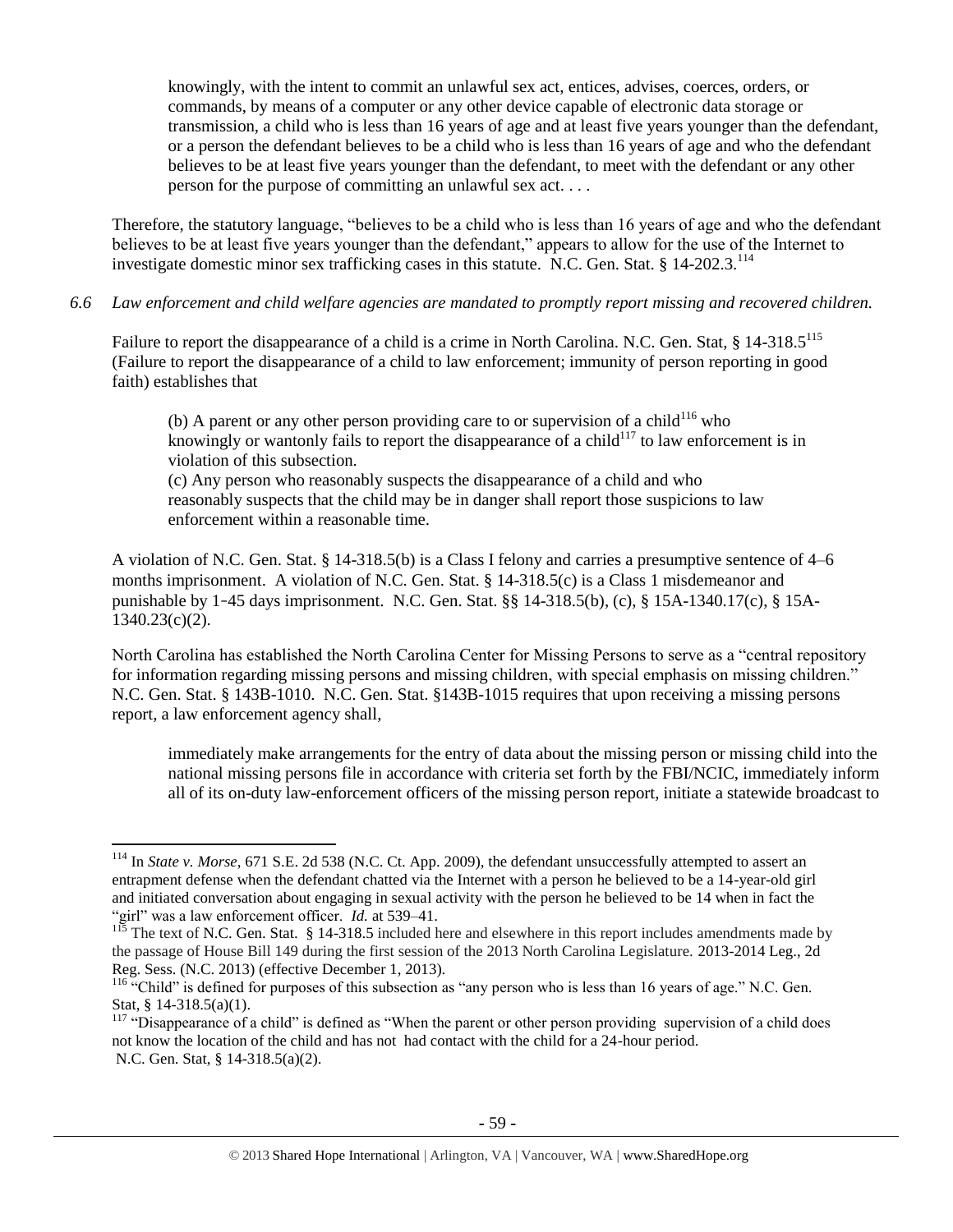> knowingly, with the intent to commit an unlawful sex act, entices, advises, coerces, orders, or commands, by means of a computer or any other device capable of electronic data storage or transmission, a child who is less than 16 years of age and at least five years younger than the defendant, or a person the defendant believes to be a child who is less than 16 years of age and who the defendant believes to be at least five years younger than the defendant, to meet with the defendant or any other person for the purpose of committing an unlawful sex act. . . .

Therefore, the statutory language, "believes to be a child who is less than 16 years of age and who the defendant believes to be at least five years younger than the defendant," appears to allow for the use of the Internet to investigate domestic minor sex trafficking cases in this statute. N.C. Gen. Stat. § 14-202.3.[114]

*6.6 Law enforcement and child welfare agencies are mandated to promptly report missing and recovered children.*

Failure to report the disappearance of a child is a crime in North Carolina. N.C. Gen. Stat, § 14-318.5[115] (Failure to report the disappearance of a child to law enforcement; immunity of person reporting in good faith) establishes that

> (b) A parent or any other person providing care to or supervision of a child[116] who knowingly or wantonly fails to report the disappearance of a child[117] to law enforcement is in violation of this subsection.
> (c) Any person who reasonably suspects the disappearance of a child and who reasonably suspects that the child may be in danger shall report those suspicions to law enforcement within a reasonable time.

A violation of N.C. Gen. Stat. § 14-318.5(b) is a Class I felony and carries a presumptive sentence of 4–6 months imprisonment. A violation of N.C. Gen. Stat. § 14-318.5(c) is a Class 1 misdemeanor and punishable by 1-45 days imprisonment. N.C. Gen. Stat. §§ 14-318.5(b), (c), § 15A-1340.17(c), § 15A-1340.23(c)(2).

North Carolina has established the North Carolina Center for Missing Persons to serve as a "central repository for information regarding missing persons and missing children, with special emphasis on missing children." N.C. Gen. Stat. § 143B-1010. N.C. Gen. Stat. §143B-1015 requires that upon receiving a missing persons report, a law enforcement agency shall,

> immediately make arrangements for the entry of data about the missing person or missing child into the national missing persons file in accordance with criteria set forth by the FBI/NCIC, immediately inform all of its on-duty law-enforcement officers of the missing person report, initiate a statewide broadcast to

---

[114] In *State v. Morse*, 671 S.E. 2d 538 (N.C. Ct. App. 2009), the defendant unsuccessfully attempted to assert an entrapment defense when the defendant chatted via the Internet with a person he believed to be a 14-year-old girl and initiated conversation about engaging in sexual activity with the person he believed to be 14 when in fact the "girl" was a law enforcement officer. *Id.* at 539–41.

[115] The text of N.C. Gen. Stat. § 14-318.5 included here and elsewhere in this report includes amendments made by the passage of House Bill 149 during the first session of the 2013 North Carolina Legislature. 2013-2014 Leg., 2d Reg. Sess. (N.C. 2013) (effective December 1, 2013).

[116] "Child" is defined for purposes of this subsection as "any person who is less than 16 years of age." N.C. Gen. Stat, § 14-318.5(a)(1).

[117] "Disappearance of a child" is defined as "When the parent or other person providing supervision of a child does not know the location of the child and has not had contact with the child for a 24-hour period. N.C. Gen. Stat, § 14-318.5(a)(2).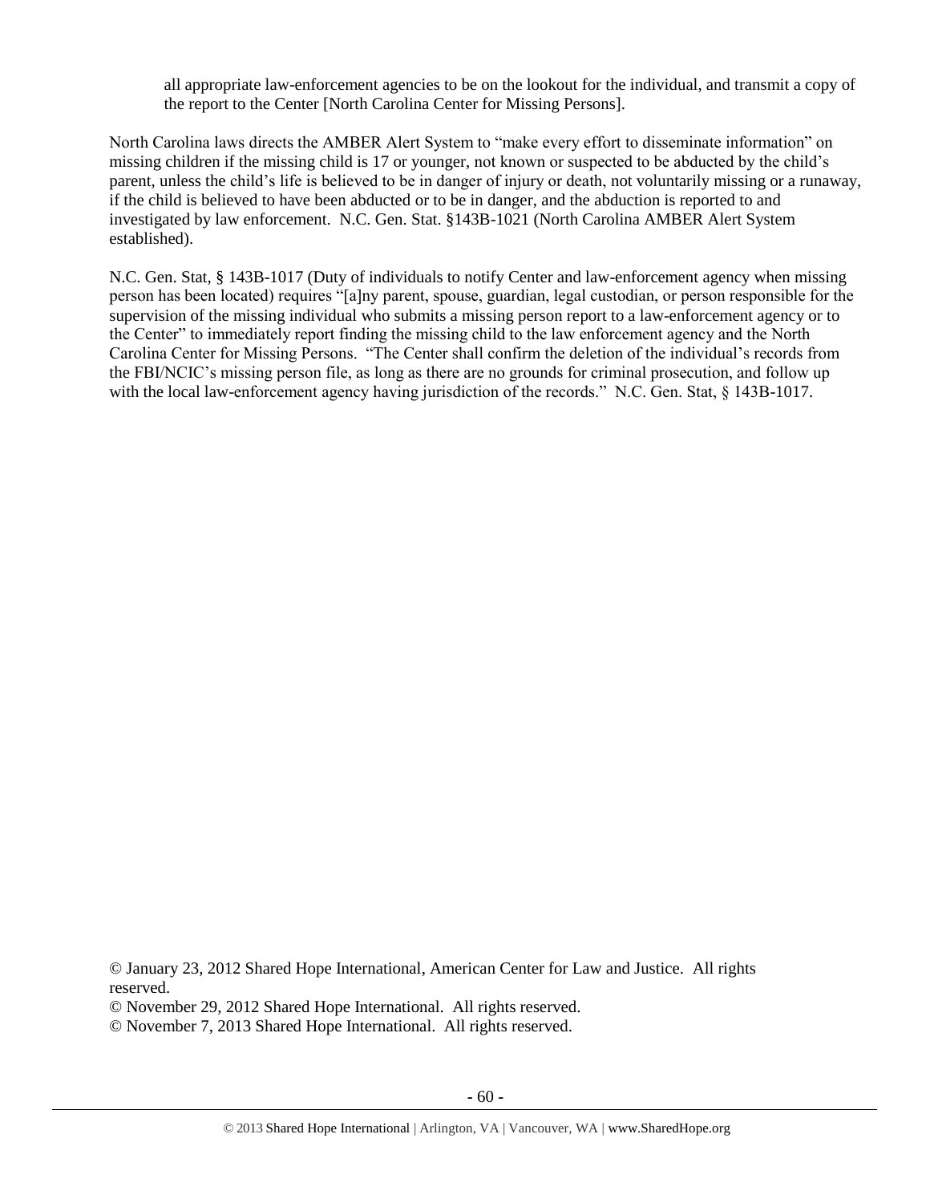all appropriate law-enforcement agencies to be on the lookout for the individual, and transmit a copy of the report to the Center [North Carolina Center for Missing Persons].

North Carolina laws directs the AMBER Alert System to "make every effort to disseminate information" on missing children if the missing child is 17 or younger, not known or suspected to be abducted by the child's parent, unless the child's life is believed to be in danger of injury or death, not voluntarily missing or a runaway, if the child is believed to have been abducted or to be in danger, and the abduction is reported to and investigated by law enforcement. N.C. Gen. Stat. §143B-1021 (North Carolina AMBER Alert System established).

N.C. Gen. Stat, § 143B-1017 (Duty of individuals to notify Center and law-enforcement agency when missing person has been located) requires "[a]ny parent, spouse, guardian, legal custodian, or person responsible for the supervision of the missing individual who submits a missing person report to a law-enforcement agency or to the Center" to immediately report finding the missing child to the law enforcement agency and the North Carolina Center for Missing Persons. "The Center shall confirm the deletion of the individual's records from the FBI/NCIC's missing person file, as long as there are no grounds for criminal prosecution, and follow up with the local law-enforcement agency having jurisdiction of the records." N.C. Gen. Stat, § 143B-1017.

© January 23, 2012 Shared Hope International, American Center for Law and Justice. All rights reserved.
© November 29, 2012 Shared Hope International. All rights reserved.
© November 7, 2013 Shared Hope International. All rights reserved.